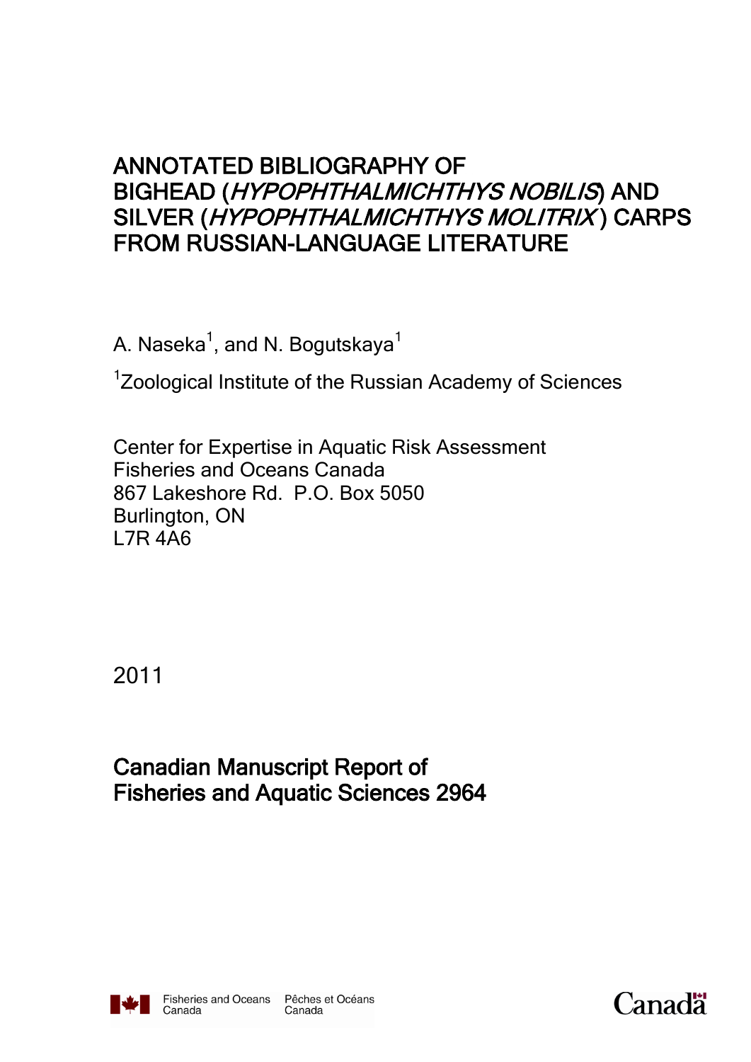# ANNOTATED BIBLIOGRAPHY OF BIGHEAD (*HYPOPHTHALMICHTHYS NOBILIS*) AND SILVER (*HYPOPHTHALMICHTHYS MOLITRIX*) CARPS FROM RUSSIAN-LANGUAGE LITERATURE

A. Naseka[1], and N. Bogutskaya[1]

[1]Zoological Institute of the Russian Academy of Sciences

Center for Expertise in Aquatic Risk Assessment
Fisheries and Oceans Canada
867 Lakeshore Rd. P.O. Box 5050
Burlington, ON
L7R 4A6

2011

**Canadian Manuscript Report of Fisheries and Aquatic Sciences 2964**

Fisheries and Oceans Canada | Pêches et Océans Canada

Canada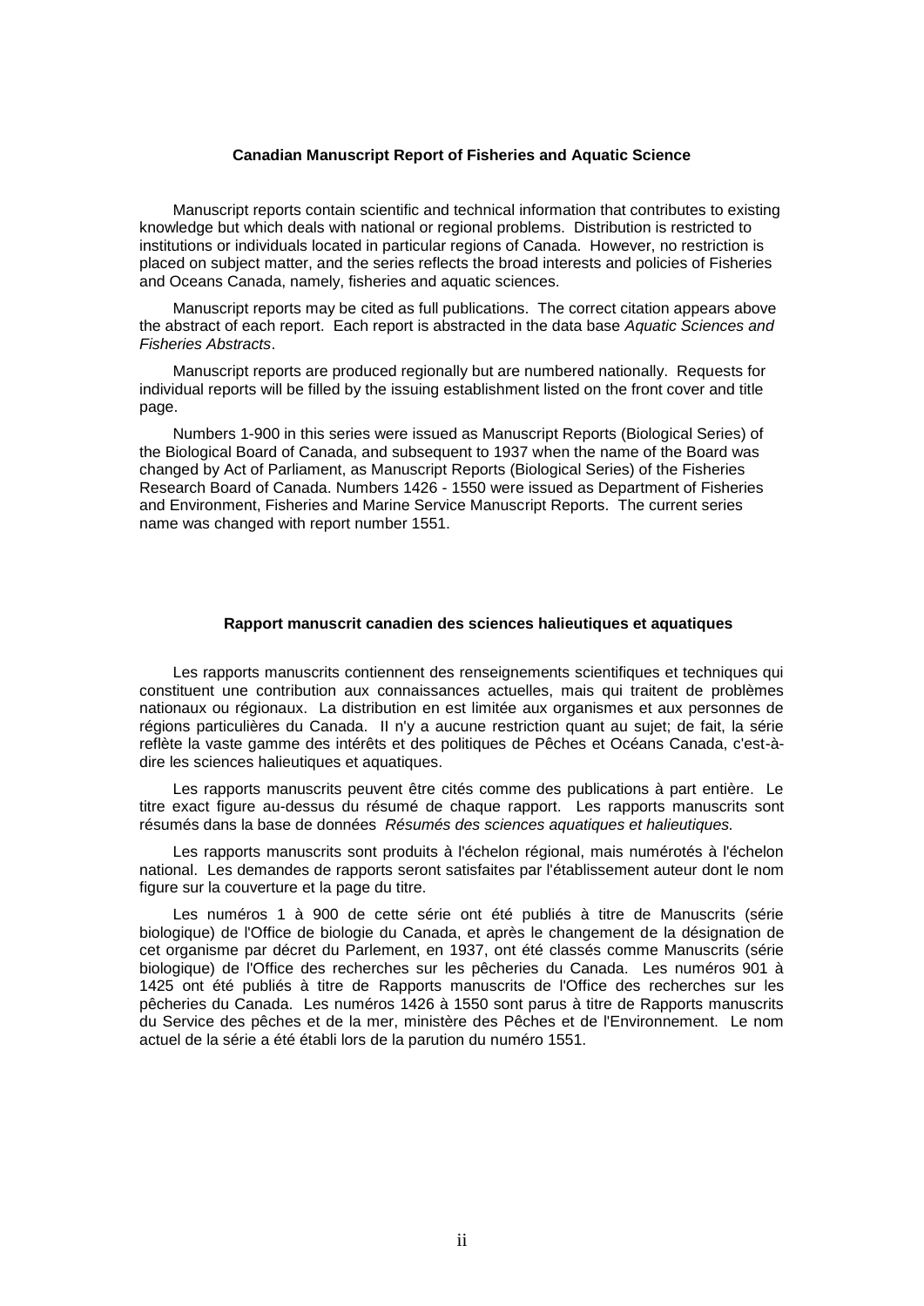**Canadian Manuscript Report of Fisheries and Aquatic Science**

Manuscript reports contain scientific and technical information that contributes to existing knowledge but which deals with national or regional problems. Distribution is restricted to institutions or individuals located in particular regions of Canada. However, no restriction is placed on subject matter, and the series reflects the broad interests and policies of Fisheries and Oceans Canada, namely, fisheries and aquatic sciences.

Manuscript reports may be cited as full publications. The correct citation appears above the abstract of each report. Each report is abstracted in the data base *Aquatic Sciences and Fisheries Abstracts*.

Manuscript reports are produced regionally but are numbered nationally. Requests for individual reports will be filled by the issuing establishment listed on the front cover and title page.

Numbers 1-900 in this series were issued as Manuscript Reports (Biological Series) of the Biological Board of Canada, and subsequent to 1937 when the name of the Board was changed by Act of Parliament, as Manuscript Reports (Biological Series) of the Fisheries Research Board of Canada. Numbers 1426 - 1550 were issued as Department of Fisheries and Environment, Fisheries and Marine Service Manuscript Reports. The current series name was changed with report number 1551.

**Rapport manuscrit canadien des sciences halieutiques et aquatiques**

Les rapports manuscrits contiennent des renseignements scientifiques et techniques qui constituent une contribution aux connaissances actuelles, mais qui traitent de problèmes nationaux ou régionaux. La distribution en est limitée aux organismes et aux personnes de régions particulières du Canada. II n'y a aucune restriction quant au sujet; de fait, la série reflète la vaste gamme des intérêts et des politiques de Pêches et Océans Canada, c'est-à-dire les sciences halieutiques et aquatiques.

Les rapports manuscrits peuvent être cités comme des publications à part entière. Le titre exact figure au-dessus du résumé de chaque rapport. Les rapports manuscrits sont résumés dans la base de données *Résumés des sciences aquatiques et halieutiques.*

Les rapports manuscrits sont produits à l'échelon régional, mais numérotés à l'échelon national. Les demandes de rapports seront satisfaites par l'établissement auteur dont le nom figure sur la couverture et la page du titre.

Les numéros 1 à 900 de cette série ont été publiés à titre de Manuscrits (série biologique) de l'Office de biologie du Canada, et après le changement de la désignation de cet organisme par décret du Parlement, en 1937, ont été classés comme Manuscrits (série biologique) de l'Office des recherches sur les pêcheries du Canada. Les numéros 901 à 1425 ont été publiés à titre de Rapports manuscrits de l'Office des recherches sur les pêcheries du Canada. Les numéros 1426 à 1550 sont parus à titre de Rapports manuscrits du Service des pêches et de la mer, ministère des Pêches et de l'Environnement. Le nom actuel de la série a été établi lors de la parution du numéro 1551.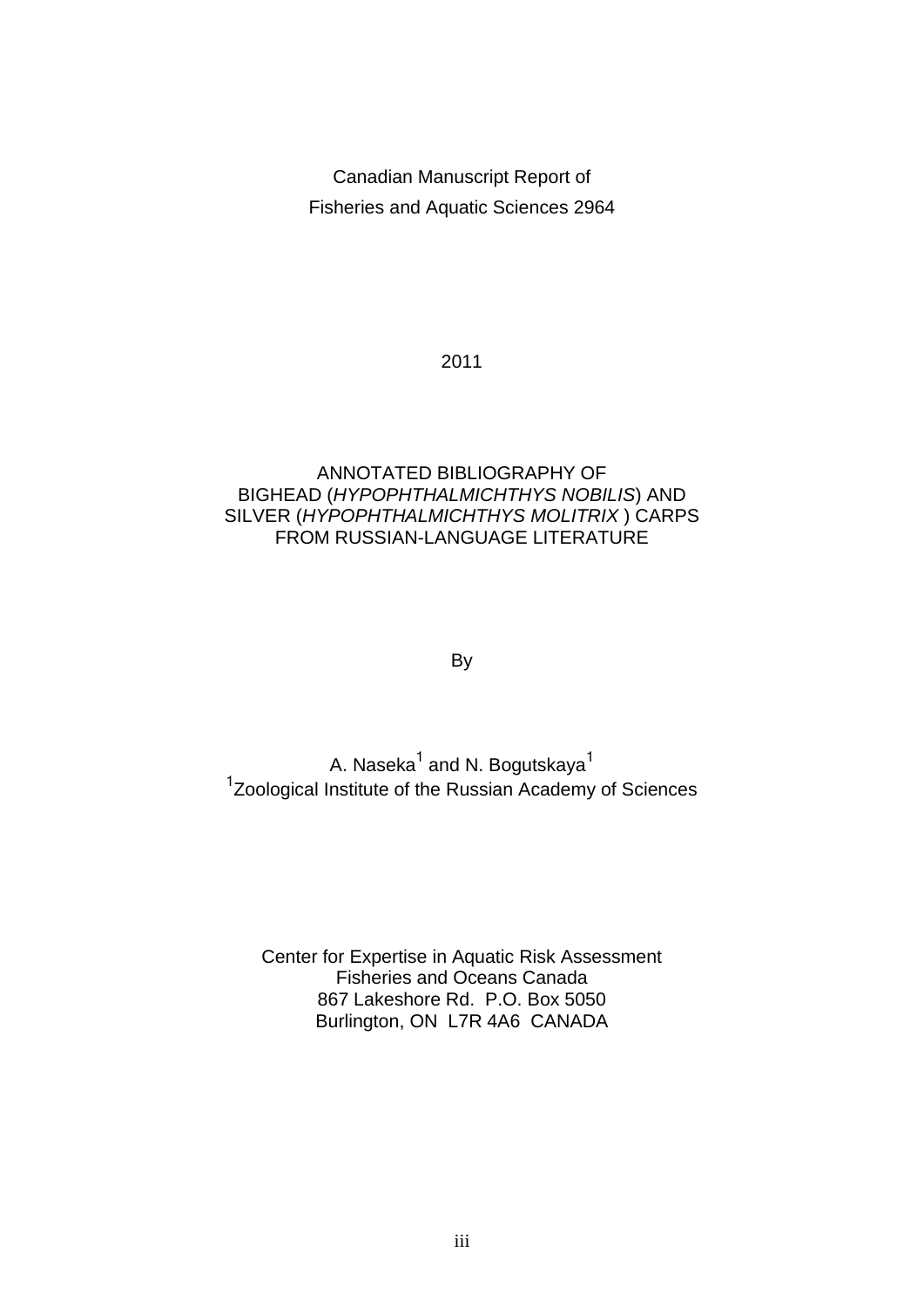Canadian Manuscript Report of
Fisheries and Aquatic Sciences 2964

2011

# ANNOTATED BIBLIOGRAPHY OF BIGHEAD (*HYPOPHTHALMICHTHYS NOBILIS*) AND SILVER (*HYPOPHTHALMICHTHYS MOLITRIX* ) CARPS FROM RUSSIAN-LANGUAGE LITERATURE

By

A. Naseka[1] and N. Bogutskaya[1]
[1]Zoological Institute of the Russian Academy of Sciences

Center for Expertise in Aquatic Risk Assessment
Fisheries and Oceans Canada
867 Lakeshore Rd. P.O. Box 5050
Burlington, ON L7R 4A6 CANADA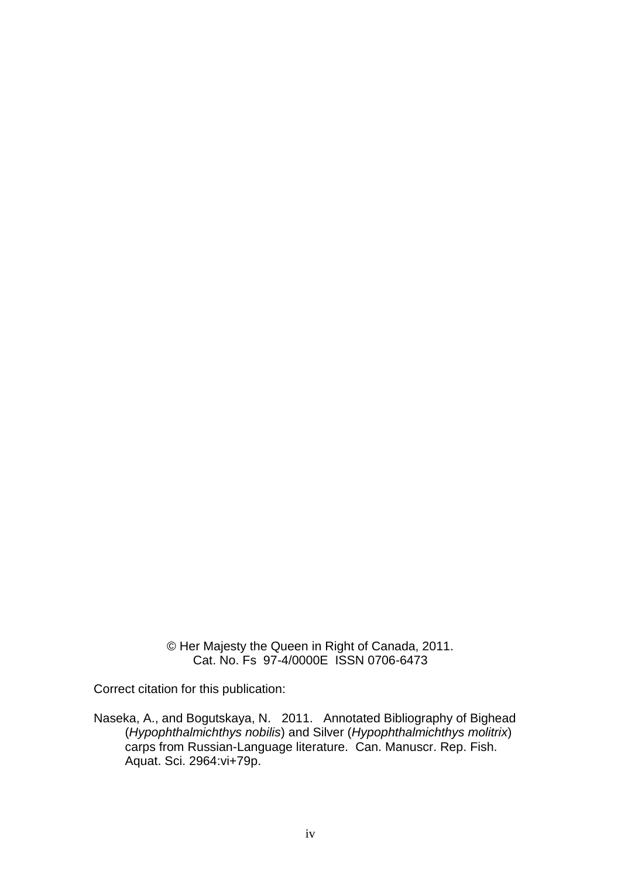© Her Majesty the Queen in Right of Canada, 2011.
Cat. No. Fs 97-4/0000E ISSN 0706-6473

Correct citation for this publication:

Naseka, A., and Bogutskaya, N. 2011. Annotated Bibliography of Bighead (*Hypophthalmichthys nobilis*) and Silver (*Hypophthalmichthys molitrix*) carps from Russian-Language literature. Can. Manuscr. Rep. Fish. Aquat. Sci. 2964:vi+79p.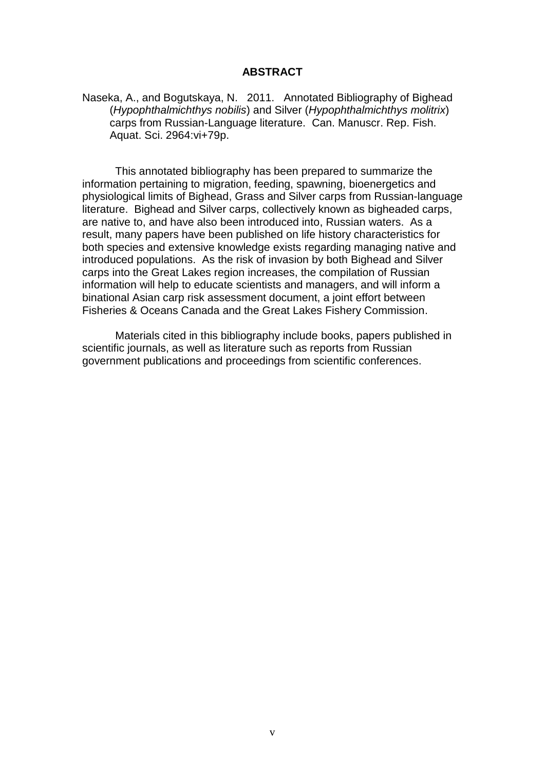# ABSTRACT

Naseka, A., and Bogutskaya, N. 2011. Annotated Bibliography of Bighead (*Hypophthalmichthys nobilis*) and Silver (*Hypophthalmichthys molitrix*) carps from Russian-Language literature. Can. Manuscr. Rep. Fish. Aquat. Sci. 2964:vi+79p.

This annotated bibliography has been prepared to summarize the information pertaining to migration, feeding, spawning, bioenergetics and physiological limits of Bighead, Grass and Silver carps from Russian-language literature. Bighead and Silver carps, collectively known as bigheaded carps, are native to, and have also been introduced into, Russian waters. As a result, many papers have been published on life history characteristics for both species and extensive knowledge exists regarding managing native and introduced populations. As the risk of invasion by both Bighead and Silver carps into the Great Lakes region increases, the compilation of Russian information will help to educate scientists and managers, and will inform a binational Asian carp risk assessment document, a joint effort between Fisheries & Oceans Canada and the Great Lakes Fishery Commission.

Materials cited in this bibliography include books, papers published in scientific journals, as well as literature such as reports from Russian government publications and proceedings from scientific conferences.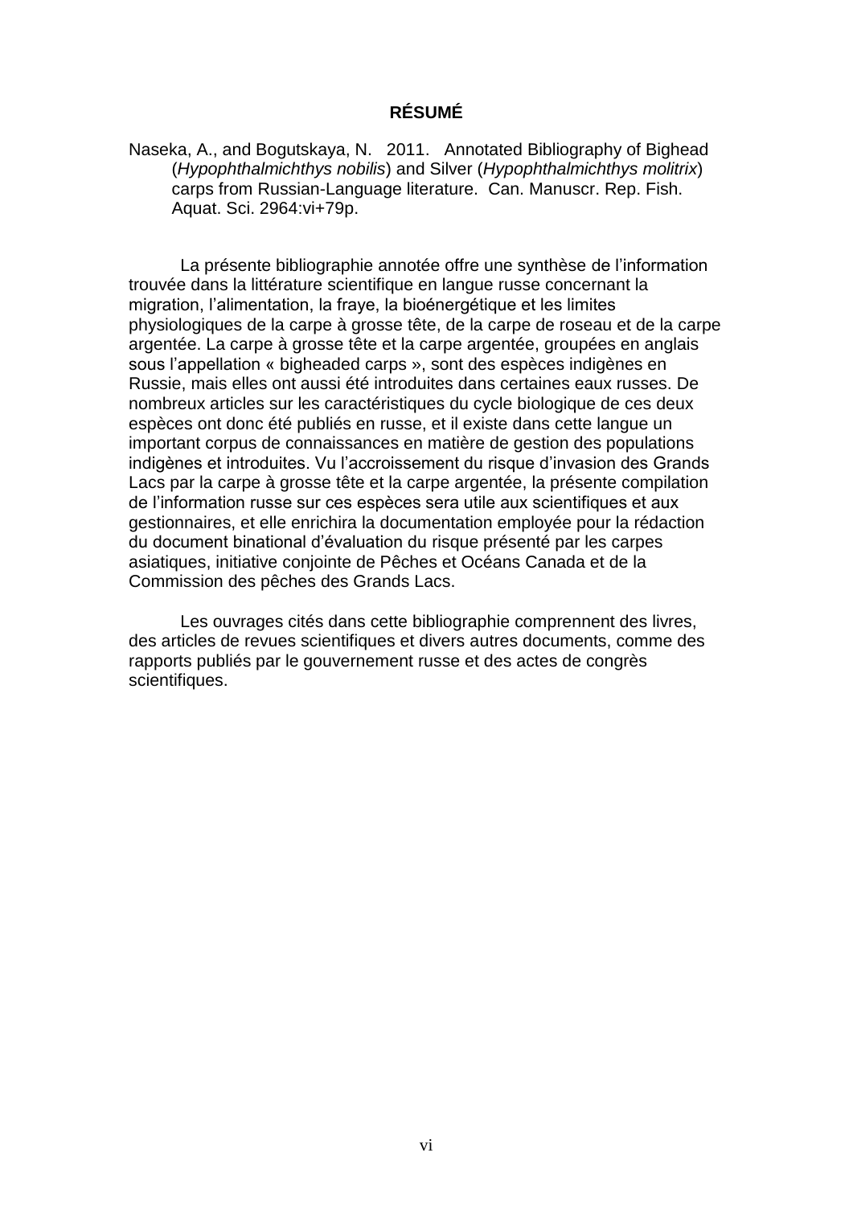## RÉSUMÉ

Naseka, A., and Bogutskaya, N. 2011. Annotated Bibliography of Bighead (*Hypophthalmichthys nobilis*) and Silver (*Hypophthalmichthys molitrix*) carps from Russian-Language literature. Can. Manuscr. Rep. Fish. Aquat. Sci. 2964:vi+79p.

La présente bibliographie annotée offre une synthèse de l'information trouvée dans la littérature scientifique en langue russe concernant la migration, l'alimentation, la fraye, la bioénergétique et les limites physiologiques de la carpe à grosse tête, de la carpe de roseau et de la carpe argentée. La carpe à grosse tête et la carpe argentée, groupées en anglais sous l'appellation « bigheaded carps », sont des espèces indigènes en Russie, mais elles ont aussi été introduites dans certaines eaux russes. De nombreux articles sur les caractéristiques du cycle biologique de ces deux espèces ont donc été publiés en russe, et il existe dans cette langue un important corpus de connaissances en matière de gestion des populations indigènes et introduites. Vu l'accroissement du risque d'invasion des Grands Lacs par la carpe à grosse tête et la carpe argentée, la présente compilation de l'information russe sur ces espèces sera utile aux scientifiques et aux gestionnaires, et elle enrichira la documentation employée pour la rédaction du document binational d'évaluation du risque présenté par les carpes asiatiques, initiative conjointe de Pêches et Océans Canada et de la Commission des pêches des Grands Lacs.

Les ouvrages cités dans cette bibliographie comprennent des livres, des articles de revues scientifiques et divers autres documents, comme des rapports publiés par le gouvernement russe et des actes de congrès scientifiques.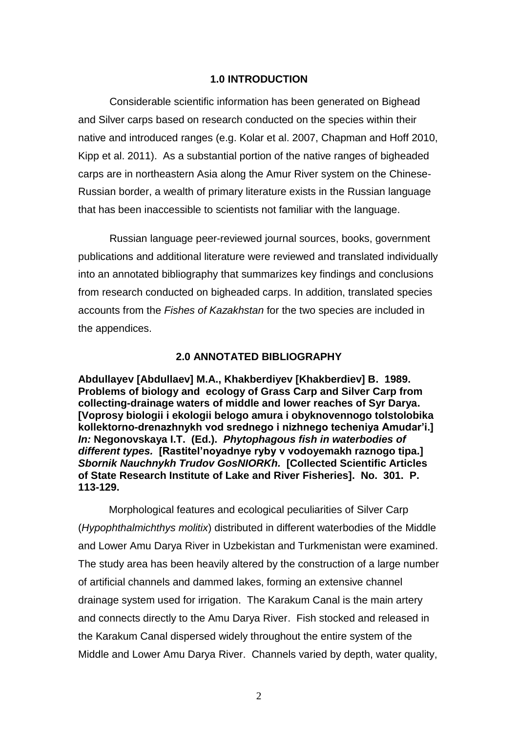## 1.0 INTRODUCTION

Considerable scientific information has been generated on Bighead and Silver carps based on research conducted on the species within their native and introduced ranges (e.g. Kolar et al. 2007, Chapman and Hoff 2010, Kipp et al. 2011). As a substantial portion of the native ranges of bigheaded carps are in northeastern Asia along the Amur River system on the Chinese-Russian border, a wealth of primary literature exists in the Russian language that has been inaccessible to scientists not familiar with the language.

Russian language peer-reviewed journal sources, books, government publications and additional literature were reviewed and translated individually into an annotated bibliography that summarizes key findings and conclusions from research conducted on bigheaded carps. In addition, translated species accounts from the *Fishes of Kazakhstan* for the two species are included in the appendices.

## 2.0 ANNOTATED BIBLIOGRAPHY

**Abdullayev [Abdullaev] M.A., Khakberdiyev [Khakberdiev] B. 1989. Problems of biology and ecology of Grass Carp and Silver Carp from collecting-drainage waters of middle and lower reaches of Syr Darya. [Voprosy biologii i ekologii belogo amura i obyknovennogo tolstolobika kollektorno-drenazhnykh vod srednego i nizhnego techeniya Amudar'i.] *In:* Negonovskaya I.T. (Ed.). *Phytophagous fish in waterbodies of different types.* [Rastitel'noyadnye ryby v vodoyemakh raznogo tipa.] *Sbornik Nauchnykh Trudov GosNIORKh.* [Collected Scientific Articles of State Research Institute of Lake and River Fisheries]. No. 301. P. 113-129.**

Morphological features and ecological peculiarities of Silver Carp (*Hypophthalmichthys molitix*) distributed in different waterbodies of the Middle and Lower Amu Darya River in Uzbekistan and Turkmenistan were examined. The study area has been heavily altered by the construction of a large number of artificial channels and dammed lakes, forming an extensive channel drainage system used for irrigation. The Karakum Canal is the main artery and connects directly to the Amu Darya River. Fish stocked and released in the Karakum Canal dispersed widely throughout the entire system of the Middle and Lower Amu Darya River. Channels varied by depth, water quality,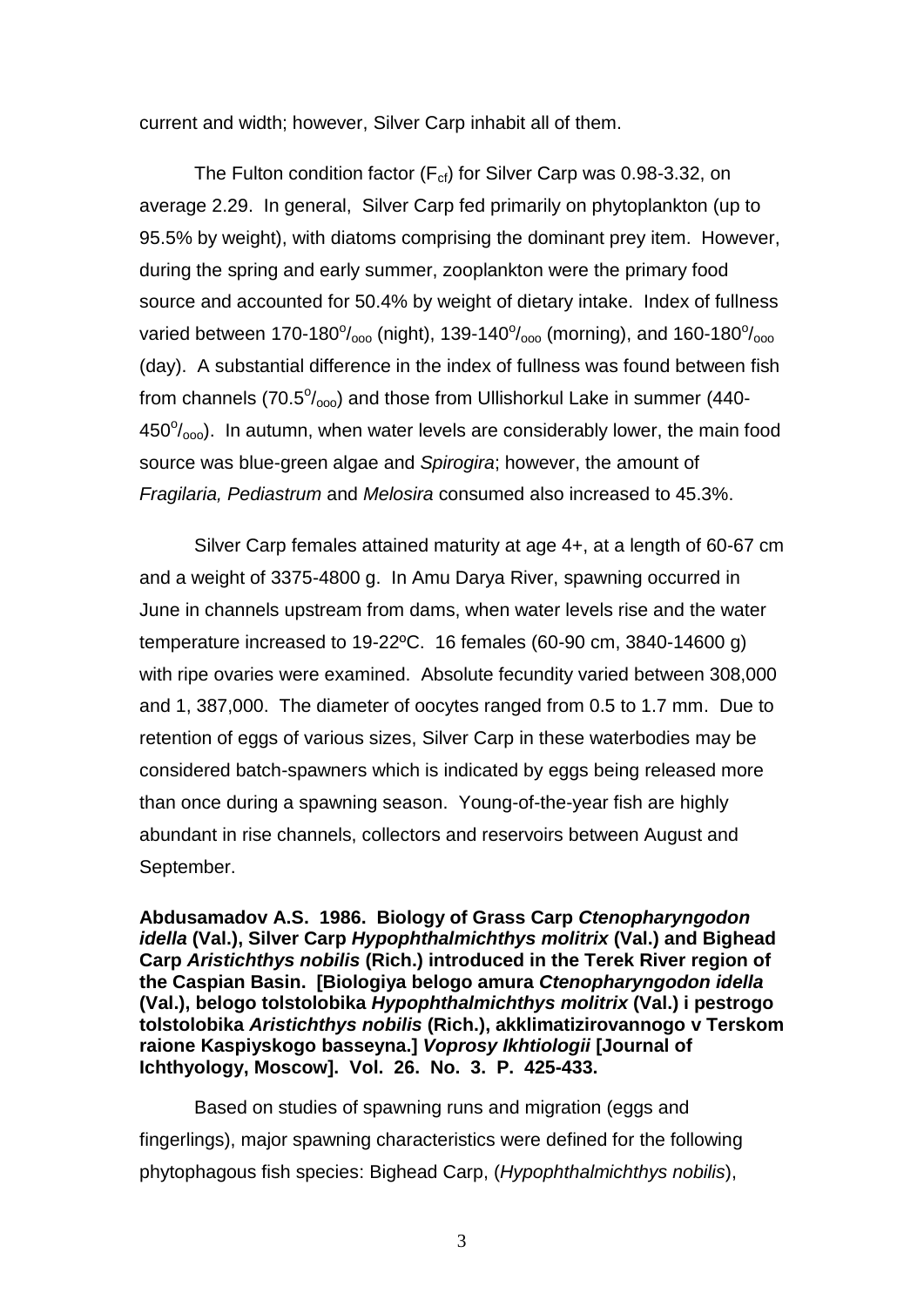current and width; however, Silver Carp inhabit all of them.

The Fulton condition factor ($F_{cf}$) for Silver Carp was 0.98-3.32, on average 2.29. In general, Silver Carp fed primarily on phytoplankton (up to 95.5% by weight), with diatoms comprising the dominant prey item. However, during the spring and early summer, zooplankton were the primary food source and accounted for 50.4% by weight of dietary intake. Index of fullness varied between 170-180$^{o}/_{ooo}$ (night), 139-140$^{o}/_{ooo}$ (morning), and 160-180$^{o}/_{ooo}$ (day). A substantial difference in the index of fullness was found between fish from channels (70.5$^{o}/_{ooo}$) and those from Ullishorkul Lake in summer (440-450$^{o}/_{ooo}$). In autumn, when water levels are considerably lower, the main food source was blue-green algae and *Spirogira*; however, the amount of *Fragilaria, Pediastrum* and *Melosira* consumed also increased to 45.3%.

Silver Carp females attained maturity at age 4+, at a length of 60-67 cm and a weight of 3375-4800 g. In Amu Darya River, spawning occurred in June in channels upstream from dams, when water levels rise and the water temperature increased to 19-22ºC. 16 females (60-90 cm, 3840-14600 g) with ripe ovaries were examined. Absolute fecundity varied between 308,000 and 1, 387,000. The diameter of oocytes ranged from 0.5 to 1.7 mm. Due to retention of eggs of various sizes, Silver Carp in these waterbodies may be considered batch-spawners which is indicated by eggs being released more than once during a spawning season. Young-of-the-year fish are highly abundant in rise channels, collectors and reservoirs between August and September.

**Abdusamadov A.S. 1986. Biology of Grass Carp *Ctenopharyngodon idella* (Val.), Silver Carp *Hypophthalmichthys molitrix* (Val.) and Bighead Carp *Aristichthys nobilis* (Rich.) introduced in the Terek River region of the Caspian Basin. [Biologiya belogo amura *Ctenopharyngodon idella* (Val.), belogo tolstolobika *Hypophthalmichthys molitrix* (Val.) i pestrogo tolstolobika *Aristichthys nobilis* (Rich.), akklimatizirovannogo v Terskom raione Kaspiyskogo basseyna.] *Voprosy Ikhtiologii* [Journal of Ichthyology, Moscow]. Vol. 26. No. 3. P. 425-433.**

Based on studies of spawning runs and migration (eggs and fingerlings), major spawning characteristics were defined for the following phytophagous fish species: Bighead Carp, (*Hypophthalmichthys nobilis*),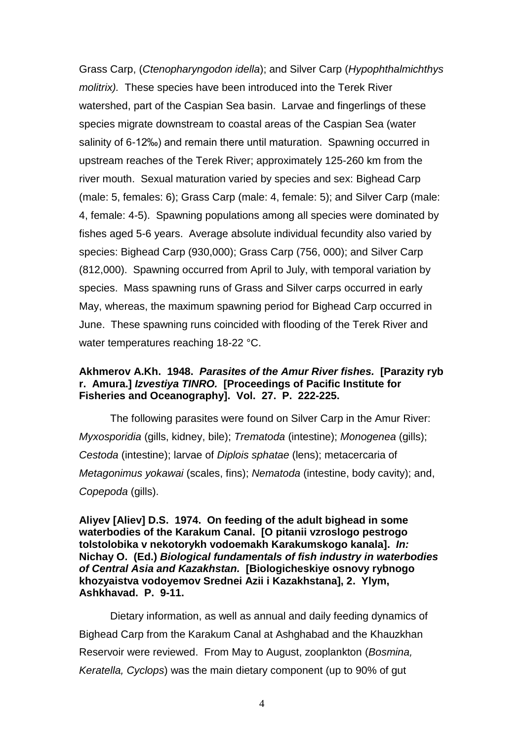Grass Carp, (*Ctenopharyngodon idella*); and Silver Carp (*Hypophthalmichthys molitrix).* These species have been introduced into the Terek River watershed, part of the Caspian Sea basin. Larvae and fingerlings of these species migrate downstream to coastal areas of the Caspian Sea (water salinity of 6-12‰) and remain there until maturation. Spawning occurred in upstream reaches of the Terek River; approximately 125-260 km from the river mouth. Sexual maturation varied by species and sex: Bighead Carp (male: 5, females: 6); Grass Carp (male: 4, female: 5); and Silver Carp (male: 4, female: 4-5). Spawning populations among all species were dominated by fishes aged 5-6 years. Average absolute individual fecundity also varied by species: Bighead Carp (930,000); Grass Carp (756, 000); and Silver Carp (812,000). Spawning occurred from April to July, with temporal variation by species. Mass spawning runs of Grass and Silver carps occurred in early May, whereas, the maximum spawning period for Bighead Carp occurred in June. These spawning runs coincided with flooding of the Terek River and water temperatures reaching 18-22 °C.

**Akhmerov A.Kh. 1948. *Parasites of the Amur River fishes.* [Parazity ryb r. Amura.] *Izvestiya TINRO.* [Proceedings of Pacific Institute for Fisheries and Oceanography]. Vol. 27. P. 222-225.**

The following parasites were found on Silver Carp in the Amur River: *Myxosporidia* (gills, kidney, bile); *Trematoda* (intestine); *Monogenea* (gills); *Cestoda* (intestine); larvae of *Diplois sphatae* (lens); metacercaria of *Metagonimus yokawai* (scales, fins); *Nematoda* (intestine, body cavity); and, *Copepoda* (gills).

**Aliyev [Aliev] D.S. 1974. On feeding of the adult bighead in some waterbodies of the Karakum Canal. [O pitanii vzroslogo pestrogo tolstolobika v nekotorykh vodoemakh Karakumskogo kanala]. *In:* Nichay O. (Ed.) *Biological fundamentals of fish industry in waterbodies of Central Asia and Kazakhstan.* [Biologicheskiye osnovy rybnogo khozyaistva vodoyemov Srednei Azii i Kazakhstana], 2. Ylym, Ashkhavad. P. 9-11.**

Dietary information, as well as annual and daily feeding dynamics of Bighead Carp from the Karakum Canal at Ashghabad and the Khauzkhan Reservoir were reviewed. From May to August, zooplankton (*Bosmina, Keratella, Cyclops*) was the main dietary component (up to 90% of gut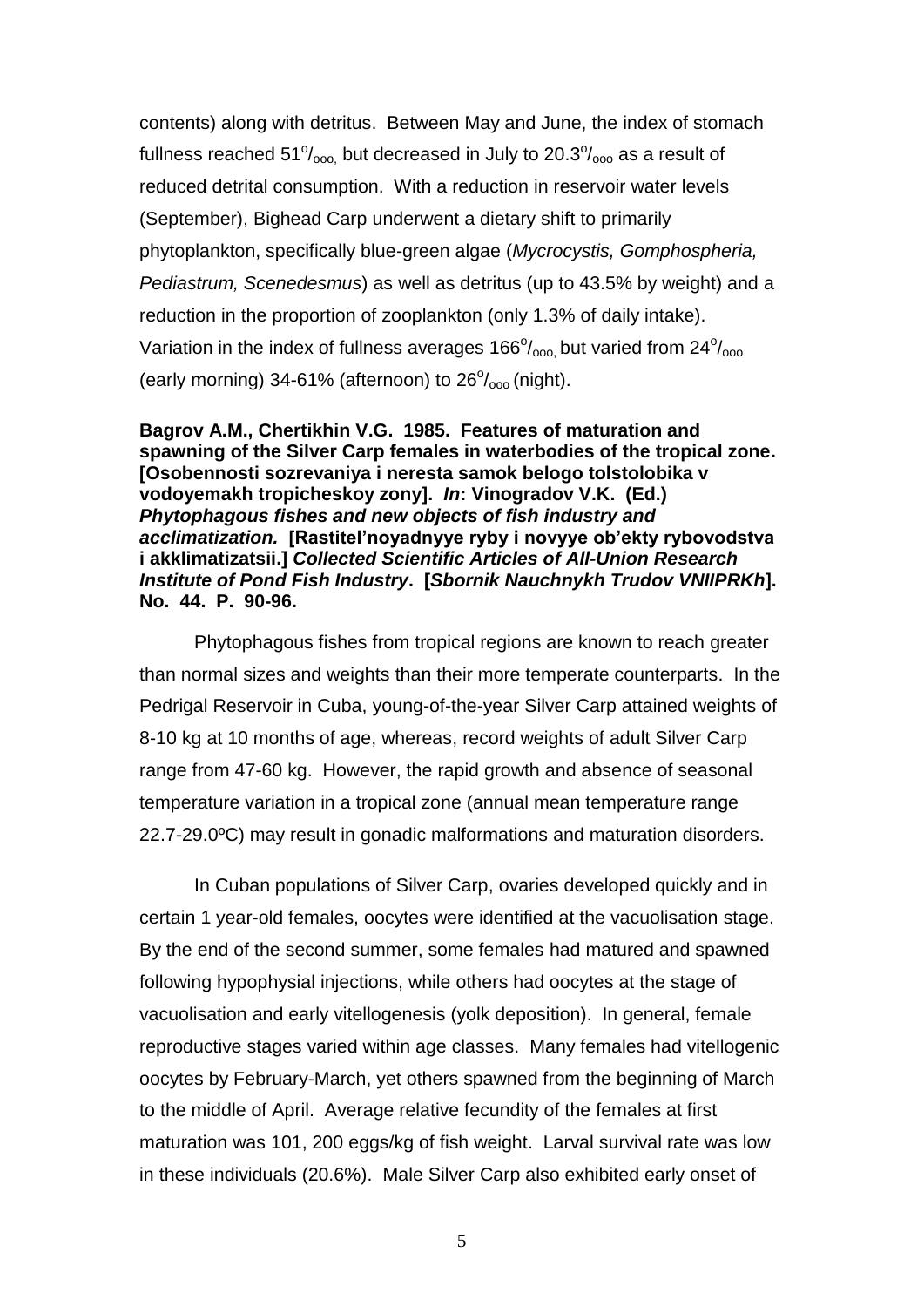contents) along with detritus. Between May and June, the index of stomach fullness reached $51^{o}/_{ooo}$, but decreased in July to $20.3^{o}/_{ooo}$ as a result of reduced detrital consumption. With a reduction in reservoir water levels (September), Bighead Carp underwent a dietary shift to primarily phytoplankton, specifically blue-green algae (*Mycrocystis, Gomphospheria, Pediastrum, Scenedesmus*) as well as detritus (up to 43.5% by weight) and a reduction in the proportion of zooplankton (only 1.3% of daily intake). Variation in the index of fullness averages $166^{o}/_{ooo}$, but varied from $24^{o}/_{ooo}$ (early morning) 34-61% (afternoon) to $26^{o}/_{ooo}$ (night).

**Bagrov A.M., Chertikhin V.G. 1985. Features of maturation and spawning of the Silver Carp females in waterbodies of the tropical zone. [Osobennosti sozrevaniya i neresta samok belogo tolstolobika v vodoyemakh tropicheskoy zony].** ***In*****: Vinogradov V.K. (Ed.)** ***Phytophagous fishes and new objects of fish industry and acclimatization.*** **[Rastitel'noyadnyye ryby i novyye ob'ekty rybovodstva i akklimatizatsii.]** ***Collected Scientific Articles of All-Union Research Institute of Pond Fish Industry*****. [*****Sbornik Nauchnykh Trudov VNIIPRKh*****]. No. 44. P. 90-96.**

Phytophagous fishes from tropical regions are known to reach greater than normal sizes and weights than their more temperate counterparts. In the Pedrigal Reservoir in Cuba, young-of-the-year Silver Carp attained weights of 8-10 kg at 10 months of age, whereas, record weights of adult Silver Carp range from 47-60 kg. However, the rapid growth and absence of seasonal temperature variation in a tropical zone (annual mean temperature range 22.7-29.0ºC) may result in gonadic malformations and maturation disorders.

In Cuban populations of Silver Carp, ovaries developed quickly and in certain 1 year-old females, oocytes were identified at the vacuolisation stage. By the end of the second summer, some females had matured and spawned following hypophysial injections, while others had oocytes at the stage of vacuolisation and early vitellogenesis (yolk deposition). In general, female reproductive stages varied within age classes. Many females had vitellogenic oocytes by February-March, yet others spawned from the beginning of March to the middle of April. Average relative fecundity of the females at first maturation was 101, 200 eggs/kg of fish weight. Larval survival rate was low in these individuals (20.6%). Male Silver Carp also exhibited early onset of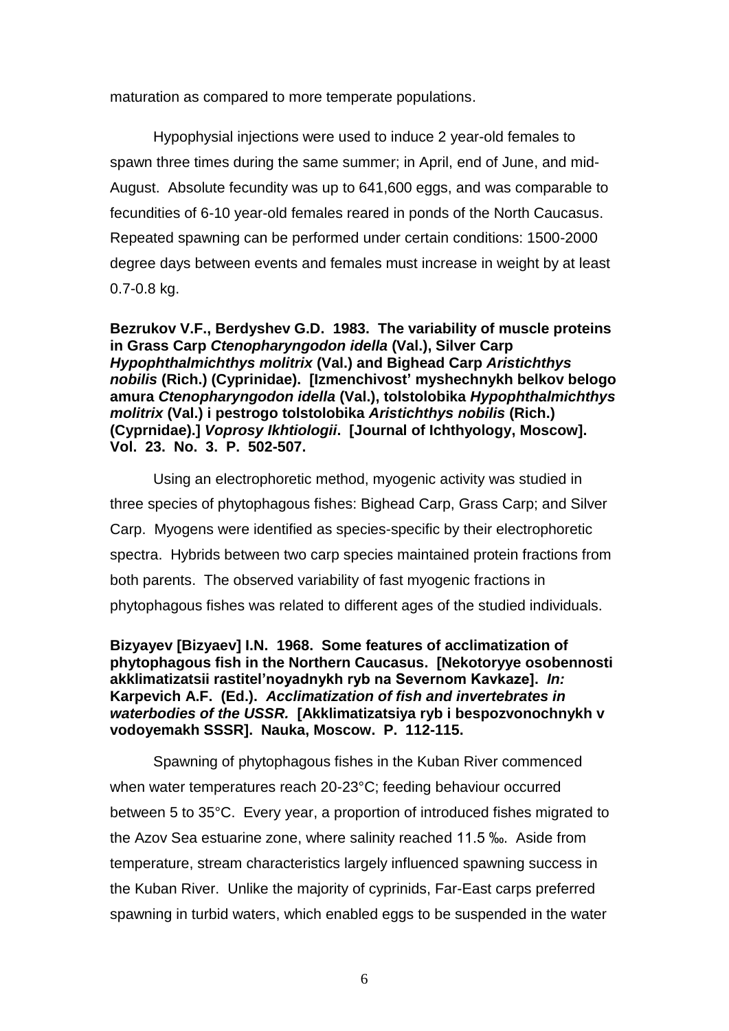maturation as compared to more temperate populations.

Hypophysial injections were used to induce 2 year-old females to spawn three times during the same summer; in April, end of June, and mid-August. Absolute fecundity was up to 641,600 eggs, and was comparable to fecundities of 6-10 year-old females reared in ponds of the North Caucasus. Repeated spawning can be performed under certain conditions: 1500-2000 degree days between events and females must increase in weight by at least 0.7-0.8 kg.

**Bezrukov V.F., Berdyshev G.D. 1983. The variability of muscle proteins in Grass Carp *Ctenopharyngodon idella* (Val.), Silver Carp *Hypophthalmichthys molitrix* (Val.) and Bighead Carp *Aristichthys nobilis* (Rich.) (Cyprinidae). [Izmenchivost' myshechnykh belkov belogo amura *Ctenopharyngodon idella* (Val.), tolstolobika *Hypophthalmichthys molitrix* (Val.) i pestrogo tolstolobika *Aristichthys nobilis* (Rich.) (Cyprnidae).] *Voprosy Ikhtiologii*. [Journal of Ichthyology, Moscow]. Vol. 23. No. 3. P. 502-507.**

Using an electrophoretic method, myogenic activity was studied in three species of phytophagous fishes: Bighead Carp, Grass Carp; and Silver Carp. Myogens were identified as species-specific by their electrophoretic spectra. Hybrids between two carp species maintained protein fractions from both parents. The observed variability of fast myogenic fractions in phytophagous fishes was related to different ages of the studied individuals.

**Bizyayev [Bizyaev] I.N. 1968. Some features of acclimatization of phytophagous fish in the Northern Caucasus. [Nekotoryye osobennosti akklimatizatsii rastitel'noyadnykh ryb na Severnom Kavkaze]. *In:* Karpevich A.F. (Ed.). *Acclimatization of fish and invertebrates in waterbodies of the USSR.* [Akklimatizatsiya ryb i bespozvonochnykh v vodoyemakh SSSR]. Nauka, Moscow. P. 112-115.**

Spawning of phytophagous fishes in the Kuban River commenced when water temperatures reach 20-23°C; feeding behaviour occurred between 5 to 35°C. Every year, a proportion of introduced fishes migrated to the Azov Sea estuarine zone, where salinity reached 11.5 ‰. Aside from temperature, stream characteristics largely influenced spawning success in the Kuban River. Unlike the majority of cyprinids, Far-East carps preferred spawning in turbid waters, which enabled eggs to be suspended in the water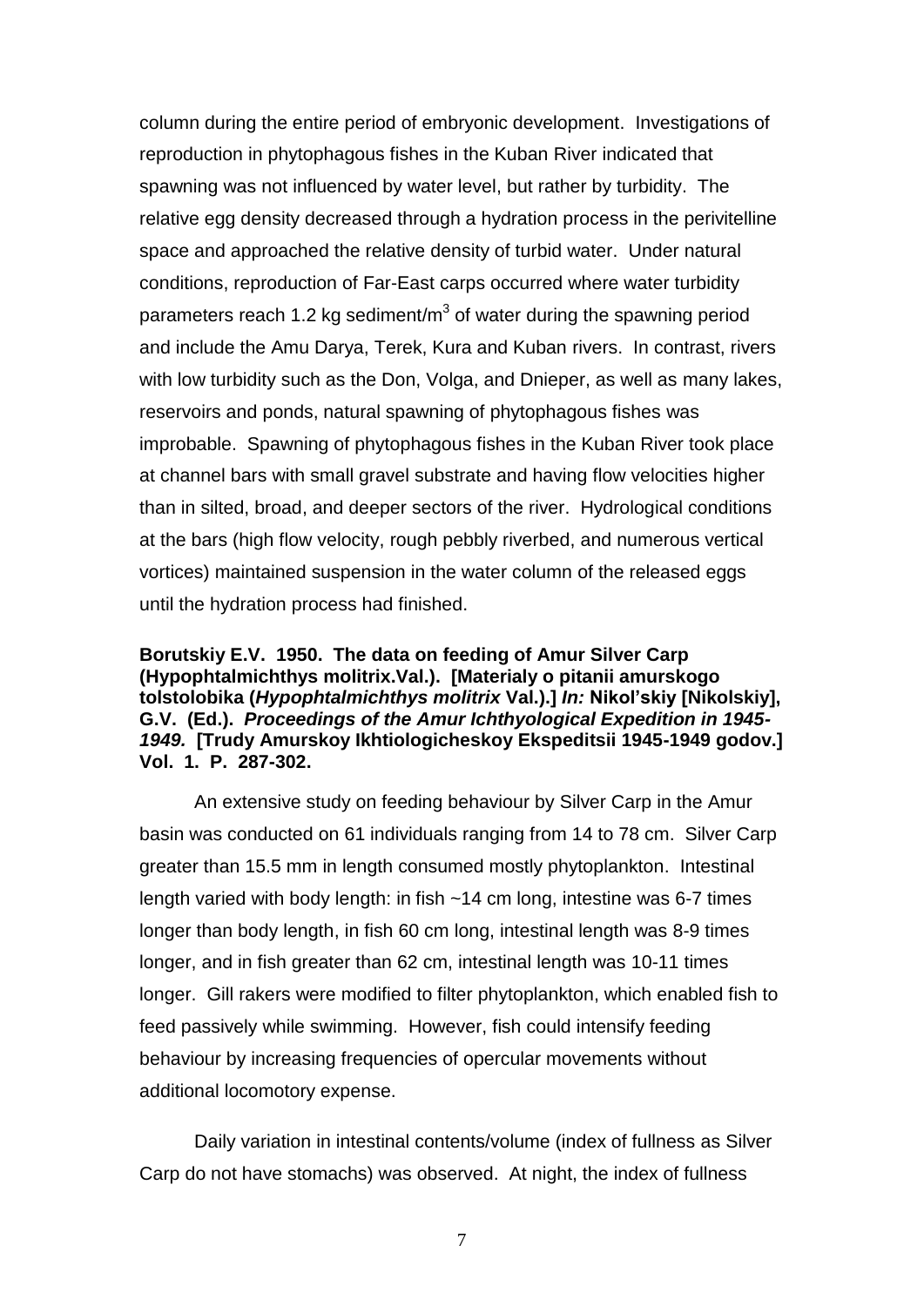column during the entire period of embryonic development. Investigations of reproduction in phytophagous fishes in the Kuban River indicated that spawning was not influenced by water level, but rather by turbidity. The relative egg density decreased through a hydration process in the perivitelline space and approached the relative density of turbid water. Under natural conditions, reproduction of Far-East carps occurred where water turbidity parameters reach 1.2 kg sediment/m$^3$ of water during the spawning period and include the Amu Darya, Terek, Kura and Kuban rivers. In contrast, rivers with low turbidity such as the Don, Volga, and Dnieper, as well as many lakes, reservoirs and ponds, natural spawning of phytophagous fishes was improbable. Spawning of phytophagous fishes in the Kuban River took place at channel bars with small gravel substrate and having flow velocities higher than in silted, broad, and deeper sectors of the river. Hydrological conditions at the bars (high flow velocity, rough pebbly riverbed, and numerous vertical vortices) maintained suspension in the water column of the released eggs until the hydration process had finished.

**Borutskiy E.V. 1950. The data on feeding of Amur Silver Carp (Hypophtalmichthys molitrix.Val.). [Materialy o pitanii amurskogo tolstolobika (*Hypophtalmichthys molitrix* Val.).] *In:* Nikol'skiy [Nikolskiy], G.V. (Ed.). *Proceedings of the Amur Ichthyological Expedition in 1945-1949.* [Trudy Amurskoy Ikhtiologicheskoy Ekspeditsii 1945-1949 godov.] Vol. 1. P. 287-302.**

An extensive study on feeding behaviour by Silver Carp in the Amur basin was conducted on 61 individuals ranging from 14 to 78 cm. Silver Carp greater than 15.5 mm in length consumed mostly phytoplankton. Intestinal length varied with body length: in fish ~14 cm long, intestine was 6-7 times longer than body length, in fish 60 cm long, intestinal length was 8-9 times longer, and in fish greater than 62 cm, intestinal length was 10-11 times longer. Gill rakers were modified to filter phytoplankton, which enabled fish to feed passively while swimming. However, fish could intensify feeding behaviour by increasing frequencies of opercular movements without additional locomotory expense.

Daily variation in intestinal contents/volume (index of fullness as Silver Carp do not have stomachs) was observed. At night, the index of fullness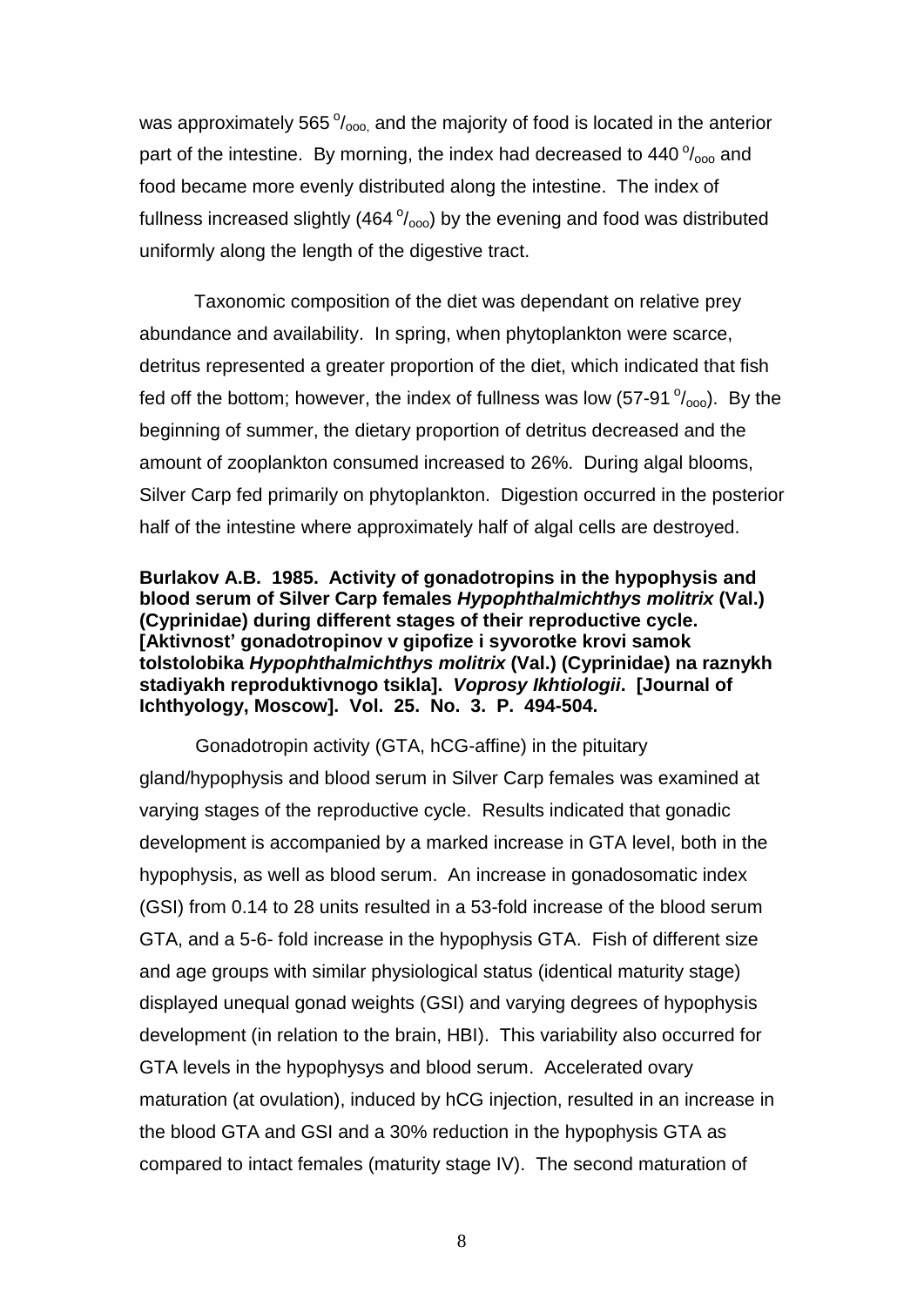was approximately 565 $^{o}/_{ooo,}$ and the majority of food is located in the anterior part of the intestine. By morning, the index had decreased to 440 $^{o}/_{ooo}$ and food became more evenly distributed along the intestine. The index of fullness increased slightly (464 $^{o}/_{ooo}$) by the evening and food was distributed uniformly along the length of the digestive tract.

Taxonomic composition of the diet was dependant on relative prey abundance and availability. In spring, when phytoplankton were scarce, detritus represented a greater proportion of the diet, which indicated that fish fed off the bottom; however, the index of fullness was low (57-91 $^{o}/_{ooo}$). By the beginning of summer, the dietary proportion of detritus decreased and the amount of zooplankton consumed increased to 26%. During algal blooms, Silver Carp fed primarily on phytoplankton. Digestion occurred in the posterior half of the intestine where approximately half of algal cells are destroyed.

**Burlakov A.B. 1985. Activity of gonadotropins in the hypophysis and blood serum of Silver Carp females *Hypophthalmichthys molitrix* (Val.) (Cyprinidae) during different stages of their reproductive cycle. [Aktivnost' gonadotropinov v gipofize i syvorotke krovi samok tolstolobika *Hypophthalmichthys molitrix* (Val.) (Cyprinidae) na raznykh stadiyakh reproduktivnogo tsikla]. *Voprosy Ikhtiologii*. [Journal of Ichthyology, Moscow]. Vol. 25. No. 3. P. 494-504.**

Gonadotropin activity (GTA, hCG-affine) in the pituitary gland/hypophysis and blood serum in Silver Carp females was examined at varying stages of the reproductive cycle. Results indicated that gonadic development is accompanied by a marked increase in GTA level, both in the hypophysis, as well as blood serum. An increase in gonadosomatic index (GSI) from 0.14 to 28 units resulted in a 53-fold increase of the blood serum GTA, and a 5-6- fold increase in the hypophysis GTA. Fish of different size and age groups with similar physiological status (identical maturity stage) displayed unequal gonad weights (GSI) and varying degrees of hypophysis development (in relation to the brain, HBI). This variability also occurred for GTA levels in the hypophysys and blood serum. Accelerated ovary maturation (at ovulation), induced by hCG injection, resulted in an increase in the blood GTA and GSI and a 30% reduction in the hypophysis GTA as compared to intact females (maturity stage IV). The second maturation of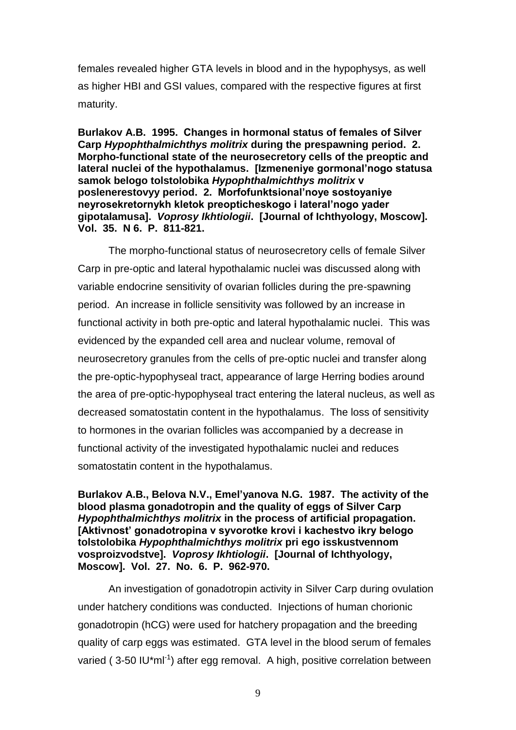females revealed higher GTA levels in blood and in the hypophysys, as well as higher HBI and GSI values, compared with the respective figures at first maturity.

**Burlakov A.B. 1995. Changes in hormonal status of females of Silver Carp *Hypophthalmichthys molitrix* during the prespawning period. 2. Morpho-functional state of the neurosecretory cells of the preoptic and lateral nuclei of the hypothalamus. [Izmeneniye gormonal'nogo statusa samok belogo tolstolobika *Hypophthalmichthys molitrix* v poslenerestovyy period. 2. Morfofunktsional'noye sostoyaniye neyrosekretornykh kletok preopticheskogo i lateral'nogo yader gipotalamusa]. *Voprosy Ikhtiologii*. [Journal of Ichthyology, Moscow]. Vol. 35. N 6. P. 811-821.**

The morpho-functional status of neurosecretory cells of female Silver Carp in pre-optic and lateral hypothalamic nuclei was discussed along with variable endocrine sensitivity of ovarian follicles during the pre-spawning period. An increase in follicle sensitivity was followed by an increase in functional activity in both pre-optic and lateral hypothalamic nuclei. This was evidenced by the expanded cell area and nuclear volume, removal of neurosecretory granules from the cells of pre-optic nuclei and transfer along the pre-optic-hypophyseal tract, appearance of large Herring bodies around the area of pre-optic-hypophyseal tract entering the lateral nucleus, as well as decreased somatostatin content in the hypothalamus. The loss of sensitivity to hormones in the ovarian follicles was accompanied by a decrease in functional activity of the investigated hypothalamic nuclei and reduces somatostatin content in the hypothalamus.

**Burlakov A.B., Belova N.V., Emel'yanova N.G. 1987. The activity of the blood plasma gonadotropin and the quality of eggs of Silver Carp *Hypophthalmichthys molitrix* in the process of artificial propagation. [Aktivnost' gonadotropina v syvorotke krovi i kachestvo ikry belogo tolstolobika *Hypophthalmichthys molitrix* pri ego isskustvennom vosproizvodstve]. *Voprosy Ikhtiologii*. [Journal of Ichthyology, Moscow]. Vol. 27. No. 6. P. 962-970.**

An investigation of gonadotropin activity in Silver Carp during ovulation under hatchery conditions was conducted. Injections of human chorionic gonadotropin (hCG) were used for hatchery propagation and the breeding quality of carp eggs was estimated. GTA level in the blood serum of females varied ( 3-50 IU*ml$^{-1}$) after egg removal. A high, positive correlation between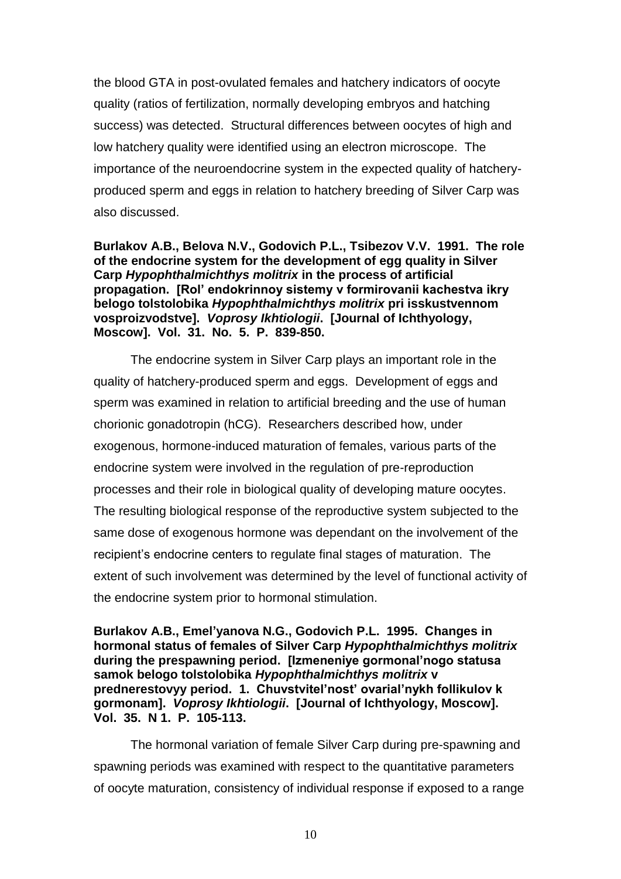the blood GTA in post-ovulated females and hatchery indicators of oocyte quality (ratios of fertilization, normally developing embryos and hatching success) was detected. Structural differences between oocytes of high and low hatchery quality were identified using an electron microscope. The importance of the neuroendocrine system in the expected quality of hatchery-produced sperm and eggs in relation to hatchery breeding of Silver Carp was also discussed.

**Burlakov A.B., Belova N.V., Godovich P.L., Tsibezov V.V. 1991. The role of the endocrine system for the development of egg quality in Silver Carp *Hypophthalmichthys molitrix* in the process of artificial propagation. [Rol' endokrinnoy sistemy v formirovanii kachestva ikry belogo tolstolobika *Hypophthalmichthys molitrix* pri isskustvennom vosproizvodstve]. *Voprosy Ikhtiologii*. [Journal of Ichthyology, Moscow]. Vol. 31. No. 5. P. 839-850.**

The endocrine system in Silver Carp plays an important role in the quality of hatchery-produced sperm and eggs. Development of eggs and sperm was examined in relation to artificial breeding and the use of human chorionic gonadotropin (hCG). Researchers described how, under exogenous, hormone-induced maturation of females, various parts of the endocrine system were involved in the regulation of pre-reproduction processes and their role in biological quality of developing mature oocytes. The resulting biological response of the reproductive system subjected to the same dose of exogenous hormone was dependant on the involvement of the recipient's endocrine centers to regulate final stages of maturation. The extent of such involvement was determined by the level of functional activity of the endocrine system prior to hormonal stimulation.

**Burlakov A.B., Emel'yanova N.G., Godovich P.L. 1995. Changes in hormonal status of females of Silver Carp *Hypophthalmichthys molitrix* during the prespawning period. [Izmeneniye gormonal'nogo statusa samok belogo tolstolobika *Hypophthalmichthys molitrix* v prednerestovyy period. 1. Chuvstvitel'nost' ovarial'nykh follikulov k gormonam]. *Voprosy Ikhtiologii*. [Journal of Ichthyology, Moscow]. Vol. 35. N 1. P. 105-113.**

The hormonal variation of female Silver Carp during pre-spawning and spawning periods was examined with respect to the quantitative parameters of oocyte maturation, consistency of individual response if exposed to a range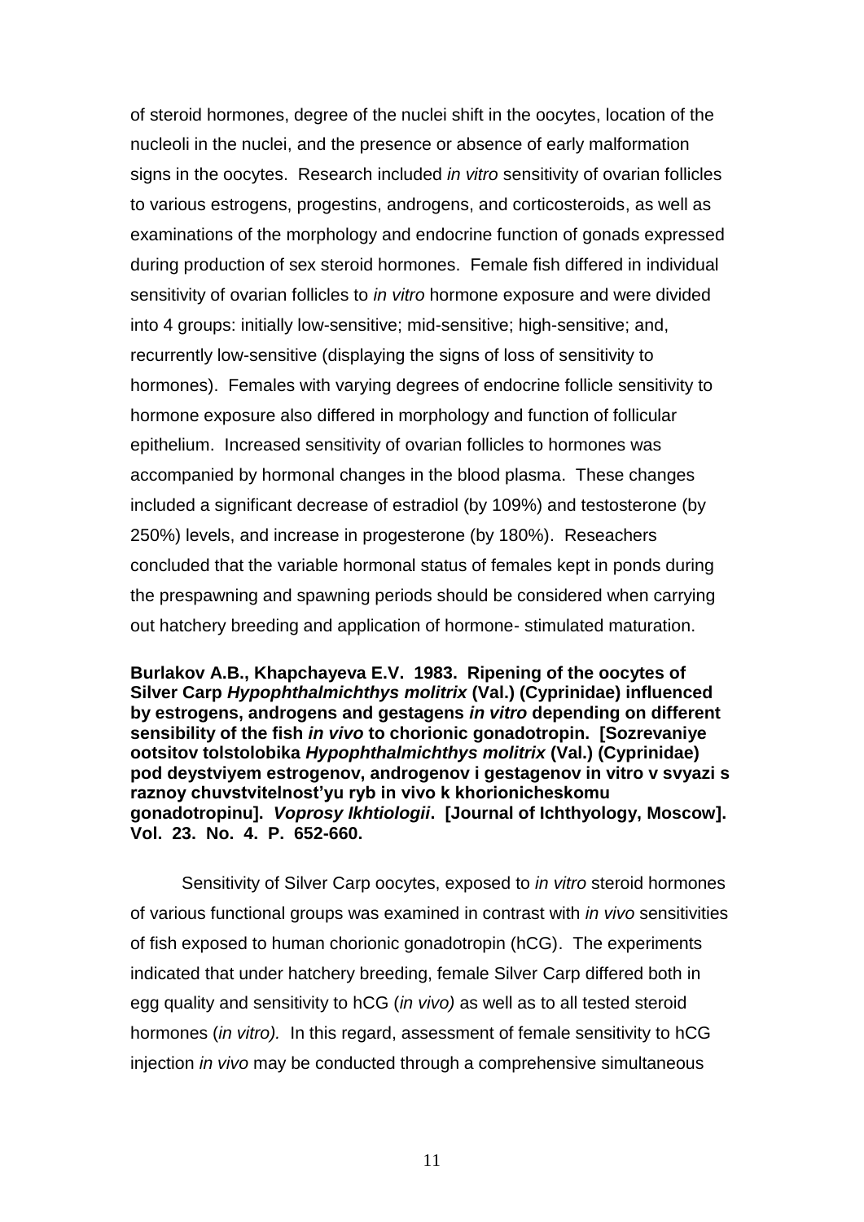of steroid hormones, degree of the nuclei shift in the oocytes, location of the nucleoli in the nuclei, and the presence or absence of early malformation signs in the oocytes. Research included *in vitro* sensitivity of ovarian follicles to various estrogens, progestins, androgens, and corticosteroids, as well as examinations of the morphology and endocrine function of gonads expressed during production of sex steroid hormones. Female fish differed in individual sensitivity of ovarian follicles to *in vitro* hormone exposure and were divided into 4 groups: initially low-sensitive; mid-sensitive; high-sensitive; and, recurrently low-sensitive (displaying the signs of loss of sensitivity to hormones). Females with varying degrees of endocrine follicle sensitivity to hormone exposure also differed in morphology and function of follicular epithelium. Increased sensitivity of ovarian follicles to hormones was accompanied by hormonal changes in the blood plasma. These changes included a significant decrease of estradiol (by 109%) and testosterone (by 250%) levels, and increase in progesterone (by 180%). Reseachers concluded that the variable hormonal status of females kept in ponds during the prespawning and spawning periods should be considered when carrying out hatchery breeding and application of hormone- stimulated maturation.

**Burlakov A.B., Khapchayeva E.V. 1983. Ripening of the oocytes of Silver Carp *Hypophthalmichthys molitrix* (Val.) (Cyprinidae) influenced by estrogens, androgens and gestagens *in vitro* depending on different sensibility of the fish *in vivo* to chorionic gonadotropin. [Sozrevaniye ootsitov tolstolobika *Hypophthalmichthys molitrix* (Val.) (Cyprinidae) pod deystviyem estrogenov, androgenov i gestagenov in vitro v svyazi s raznoy chuvstvitelnost'yu ryb in vivo k khorionicheskomu gonadotropinu]. *Voprosy Ikhtiologii*. [Journal of Ichthyology, Moscow]. Vol. 23. No. 4. P. 652-660.**

Sensitivity of Silver Carp oocytes, exposed to *in vitro* steroid hormones of various functional groups was examined in contrast with *in vivo* sensitivities of fish exposed to human chorionic gonadotropin (hCG). The experiments indicated that under hatchery breeding, female Silver Carp differed both in egg quality and sensitivity to hCG (*in vivo)* as well as to all tested steroid hormones (*in vitro).* In this regard, assessment of female sensitivity to hCG injection *in vivo* may be conducted through a comprehensive simultaneous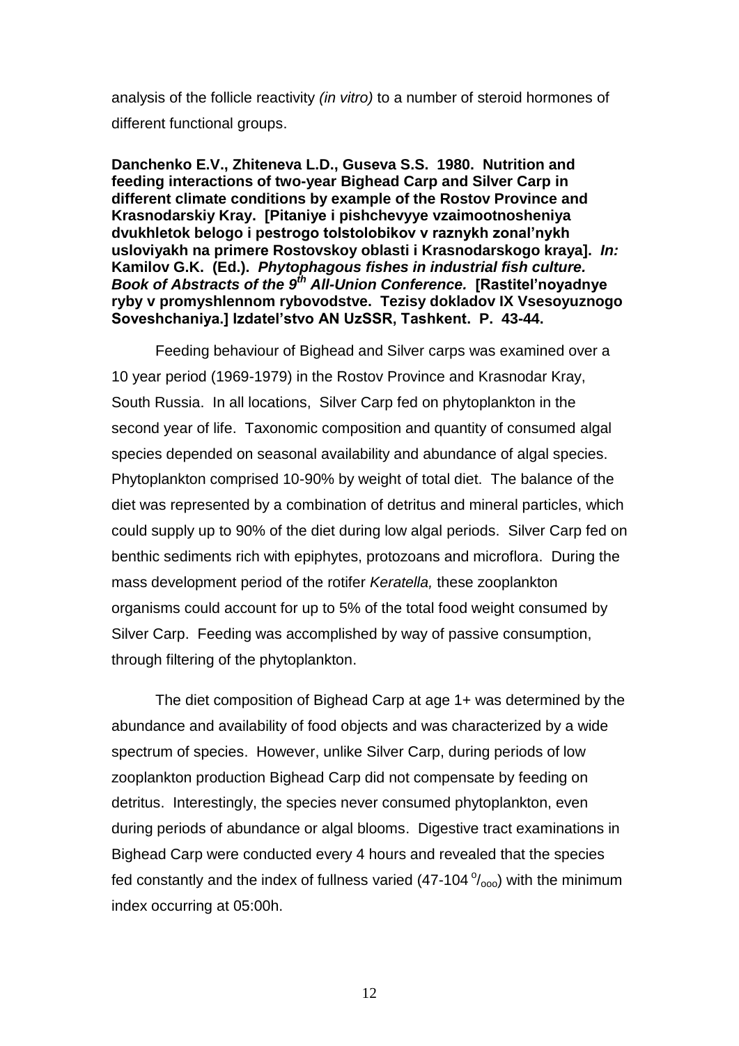analysis of the follicle reactivity *(in vitro)* to a number of steroid hormones of different functional groups.

**Danchenko E.V., Zhiteneva L.D., Guseva S.S. 1980. Nutrition and feeding interactions of two-year Bighead Carp and Silver Carp in different climate conditions by example of the Rostov Province and Krasnodarskiy Kray. [Pitaniye i pishchevyye vzaimootnosheniya dvukhletok belogo i pestrogo tolstolobikov v raznykh zonal'nykh usloviyakh na primere Rostovskoy oblasti i Krasnodarskogo kraya]. *In:* Kamilov G.K. (Ed.). *Phytophagous fishes in industrial fish culture. Book of Abstracts of the 9th All-Union Conference.* [Rastitel'noyadnye ryby v promyshlennom rybovodstve. Tezisy dokladov IX Vsesoyuznogo Soveshchaniya.] Izdatel'stvo AN UzSSR, Tashkent. P. 43-44.**

Feeding behaviour of Bighead and Silver carps was examined over a 10 year period (1969-1979) in the Rostov Province and Krasnodar Kray, South Russia. In all locations, Silver Carp fed on phytoplankton in the second year of life. Taxonomic composition and quantity of consumed algal species depended on seasonal availability and abundance of algal species. Phytoplankton comprised 10-90% by weight of total diet. The balance of the diet was represented by a combination of detritus and mineral particles, which could supply up to 90% of the diet during low algal periods. Silver Carp fed on benthic sediments rich with epiphytes, protozoans and microflora. During the mass development period of the rotifer *Keratella,* these zooplankton organisms could account for up to 5% of the total food weight consumed by Silver Carp. Feeding was accomplished by way of passive consumption, through filtering of the phytoplankton.

The diet composition of Bighead Carp at age 1+ was determined by the abundance and availability of food objects and was characterized by a wide spectrum of species. However, unlike Silver Carp, during periods of low zooplankton production Bighead Carp did not compensate by feeding on detritus. Interestingly, the species never consumed phytoplankton, even during periods of abundance or algal blooms. Digestive tract examinations in Bighead Carp were conducted every 4 hours and revealed that the species fed constantly and the index of fullness varied (47-104 $^{o}/_{ooo}$) with the minimum index occurring at 05:00h.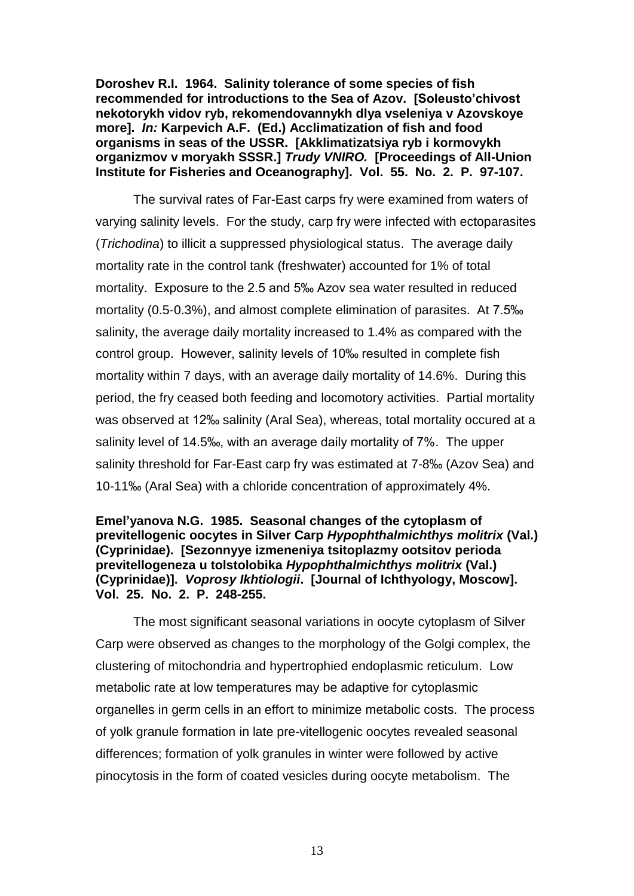**Doroshev R.I. 1964. Salinity tolerance of some species of fish recommended for introductions to the Sea of Azov. [Soleusto'chivost nekotorykh vidov ryb, rekomendovannykh dlya vseleniya v Azovskoye more]. *In:* Karpevich A.F. (Ed.) Acclimatization of fish and food organisms in seas of the USSR. [Akklimatizatsiya ryb i kormovykh organizmov v moryakh SSSR.] *Trudy VNIRO.* [Proceedings of All-Union Institute for Fisheries and Oceanography]. Vol. 55. No. 2. P. 97-107.**

The survival rates of Far-East carps fry were examined from waters of varying salinity levels. For the study, carp fry were infected with ectoparasites (*Trichodina*) to illicit a suppressed physiological status. The average daily mortality rate in the control tank (freshwater) accounted for 1% of total mortality. Exposure to the 2.5 and 5‰ Azov sea water resulted in reduced mortality (0.5-0.3%), and almost complete elimination of parasites. At 7.5‰ salinity, the average daily mortality increased to 1.4% as compared with the control group. However, salinity levels of 10‰ resulted in complete fish mortality within 7 days, with an average daily mortality of 14.6%. During this period, the fry ceased both feeding and locomotory activities. Partial mortality was observed at 12‰ salinity (Aral Sea), whereas, total mortality occured at a salinity level of 14.5‰, with an average daily mortality of 7%. The upper salinity threshold for Far-East carp fry was estimated at 7-8‰ (Azov Sea) and 10-11‰ (Aral Sea) with a chloride concentration of approximately 4%.

**Emel'yanova N.G. 1985. Seasonal changes of the cytoplasm of previtellogenic oocytes in Silver Carp *Hypophthalmichthys molitrix* (Val.) (Cyprinidae). [Sezonnyye izmeneniya tsitoplazmy ootsitov perioda previtellogeneza u tolstolobika *Hypophthalmichthys molitrix* (Val.) (Cyprinidae)]. *Voprosy Ikhtiologii*. [Journal of Ichthyology, Moscow]. Vol. 25. No. 2. P. 248-255.**

The most significant seasonal variations in oocyte cytoplasm of Silver Carp were observed as changes to the morphology of the Golgi complex, the clustering of mitochondria and hypertrophied endoplasmic reticulum. Low metabolic rate at low temperatures may be adaptive for cytoplasmic organelles in germ cells in an effort to minimize metabolic costs. The process of yolk granule formation in late pre-vitellogenic oocytes revealed seasonal differences; formation of yolk granules in winter were followed by active pinocytosis in the form of coated vesicles during oocyte metabolism. The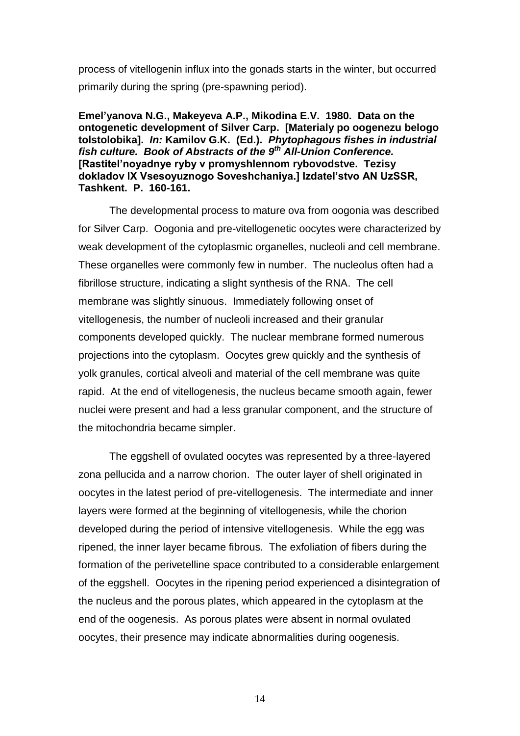process of vitellogenin influx into the gonads starts in the winter, but occurred primarily during the spring (pre-spawning period).

**Emel'yanova N.G., Makeyeva A.P., Mikodina E.V. 1980. Data on the ontogenetic development of Silver Carp. [Materialy po oogenezu belogo tolstolobika]. *In:* Kamilov G.K. (Ed.). *Phytophagous fishes in industrial fish culture. Book of Abstracts of the 9th All-Union Conference.* [Rastitel'noyadnye ryby v promyshlennom rybovodstve. Tezisy dokladov IX Vsesoyuznogo Soveshchaniya.] Izdatel'stvo AN UzSSR, Tashkent. P. 160-161.**

The developmental process to mature ova from oogonia was described for Silver Carp. Oogonia and pre-vitellogenetic oocytes were characterized by weak development of the cytoplasmic organelles, nucleoli and cell membrane. These organelles were commonly few in number. The nucleolus often had a fibrillose structure, indicating a slight synthesis of the RNA. The cell membrane was slightly sinuous. Immediately following onset of vitellogenesis, the number of nucleoli increased and their granular components developed quickly. The nuclear membrane formed numerous projections into the cytoplasm. Oocytes grew quickly and the synthesis of yolk granules, cortical alveoli and material of the cell membrane was quite rapid. At the end of vitellogenesis, the nucleus became smooth again, fewer nuclei were present and had a less granular component, and the structure of the mitochondria became simpler.

The eggshell of ovulated oocytes was represented by a three-layered zona pellucida and a narrow chorion. The outer layer of shell originated in oocytes in the latest period of pre-vitellogenesis. The intermediate and inner layers were formed at the beginning of vitellogenesis, while the chorion developed during the period of intensive vitellogenesis. While the egg was ripened, the inner layer became fibrous. The exfoliation of fibers during the formation of the perivetelline space contributed to a considerable enlargement of the eggshell. Oocytes in the ripening period experienced a disintegration of the nucleus and the porous plates, which appeared in the cytoplasm at the end of the oogenesis. As porous plates were absent in normal ovulated oocytes, their presence may indicate abnormalities during oogenesis.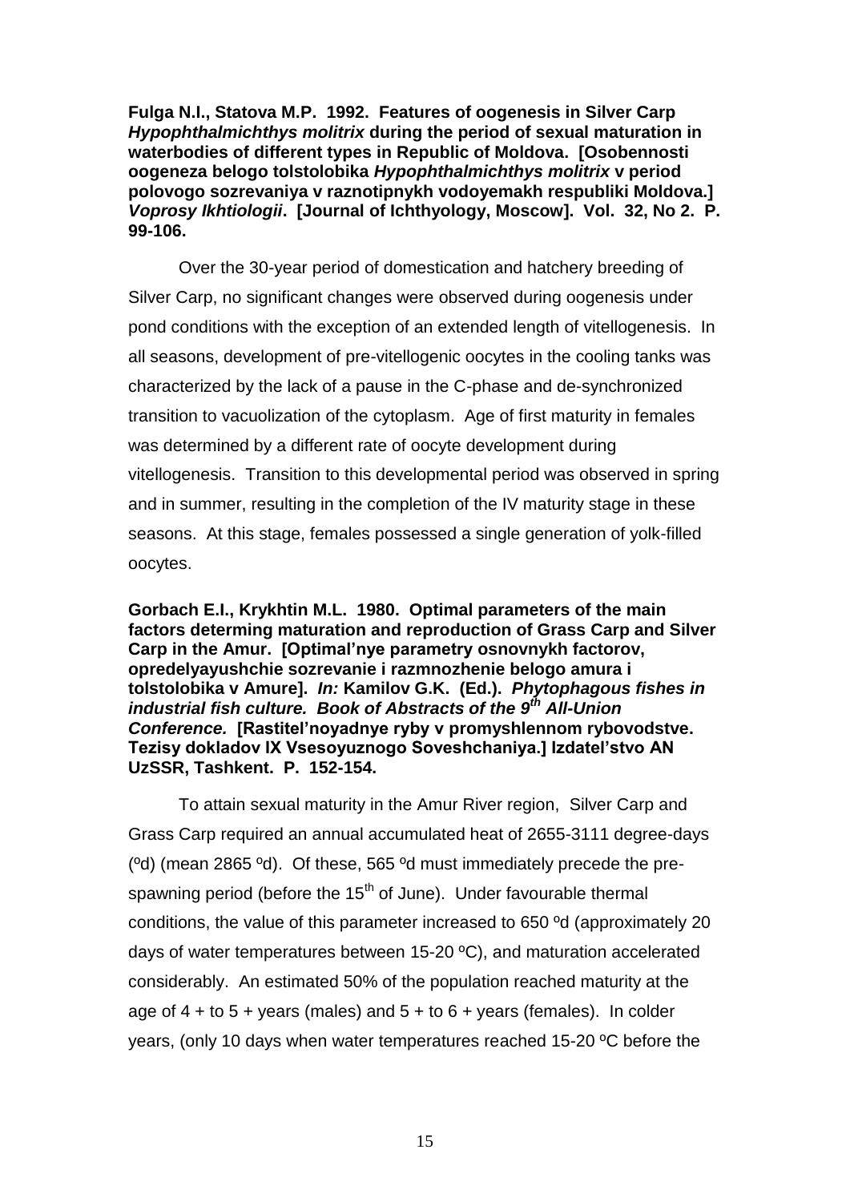**Fulga N.I., Statova M.P. 1992. Features of oogenesis in Silver Carp *Hypophthalmichthys molitrix* during the period of sexual maturation in waterbodies of different types in Republic of Moldova. [Osobennosti oogeneza belogo tolstolobika *Hypophthalmichthys molitrix* v period polovogo sozrevaniya v raznotipnykh vodoyemakh respubliki Moldova.] *Voprosy Ikhtiologii*. [Journal of Ichthyology, Moscow]. Vol. 32, No 2. P. 99-106.**

Over the 30-year period of domestication and hatchery breeding of Silver Carp, no significant changes were observed during oogenesis under pond conditions with the exception of an extended length of vitellogenesis. In all seasons, development of pre-vitellogenic oocytes in the cooling tanks was characterized by the lack of a pause in the C-phase and de-synchronized transition to vacuolization of the cytoplasm. Age of first maturity in females was determined by a different rate of oocyte development during vitellogenesis. Transition to this developmental period was observed in spring and in summer, resulting in the completion of the IV maturity stage in these seasons. At this stage, females possessed a single generation of yolk-filled oocytes.

**Gorbach E.I., Krykhtin M.L. 1980. Optimal parameters of the main factors determing maturation and reproduction of Grass Carp and Silver Carp in the Amur. [Optimal'nye parametry osnovnykh factorov, opredelyayushchie sozrevanie i razmnozhenie belogo amura i tolstolobika v Amure]. *In:* Kamilov G.K. (Ed.). *Phytophagous fishes in industrial fish culture. Book of Abstracts of the 9th All-Union Conference.* [Rastitel'noyadnye ryby v promyshlennom rybovodstve. Tezisy dokladov IX Vsesoyuznogo Soveshchaniya.] Izdatel'stvo AN UzSSR, Tashkent. P. 152-154.**

To attain sexual maturity in the Amur River region, Silver Carp and Grass Carp required an annual accumulated heat of 2655-3111 degree-days (ºd) (mean 2865 ºd). Of these, 565 ºd must immediately precede the pre-spawning period (before the 15th of June). Under favourable thermal conditions, the value of this parameter increased to 650 ºd (approximately 20 days of water temperatures between 15-20 ºC), and maturation accelerated considerably. An estimated 50% of the population reached maturity at the age of 4 + to 5 + years (males) and 5 + to 6 + years (females). In colder years, (only 10 days when water temperatures reached 15-20 ºC before the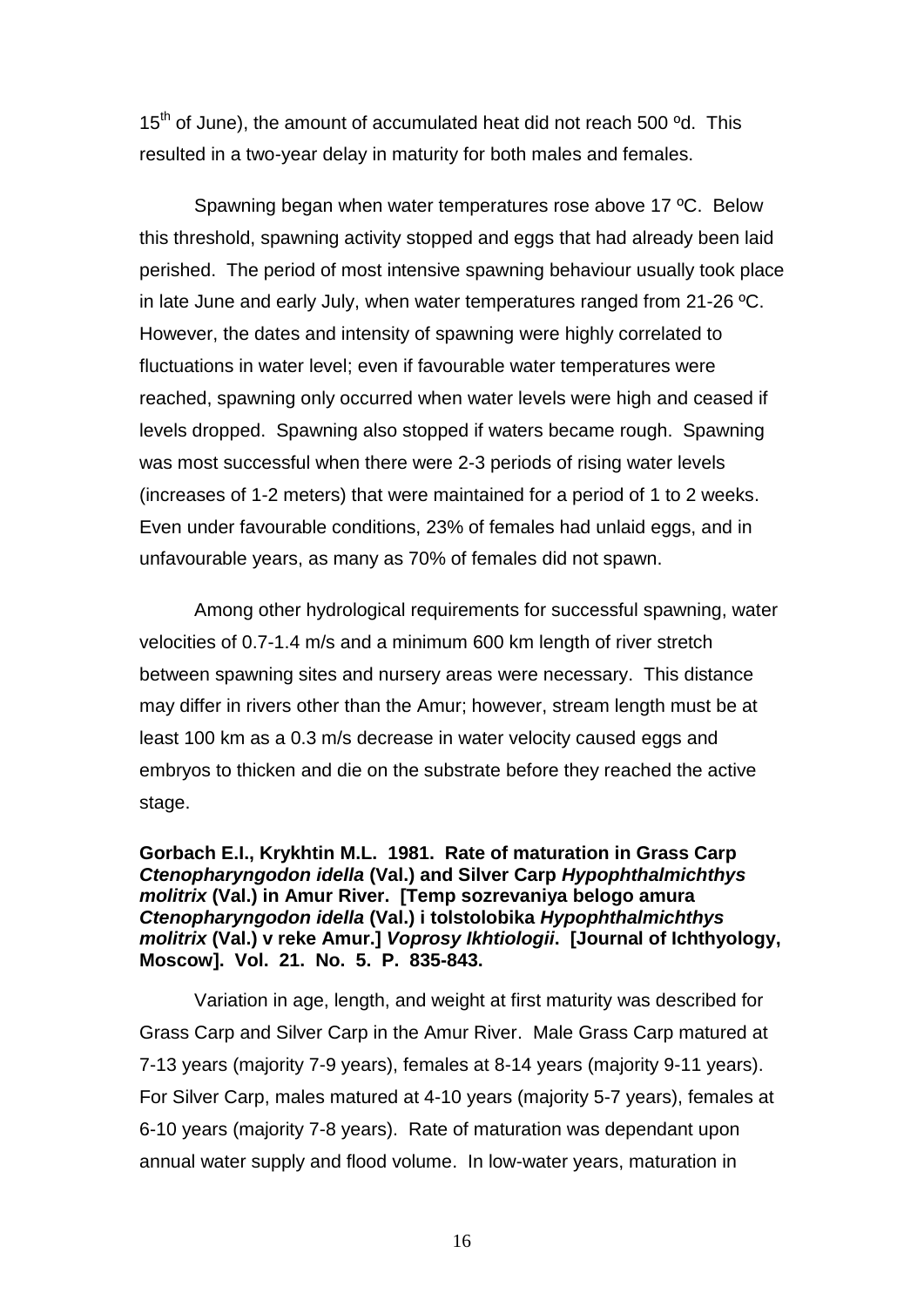15th of June), the amount of accumulated heat did not reach 500 ºd. This resulted in a two-year delay in maturity for both males and females.

Spawning began when water temperatures rose above 17 ºC. Below this threshold, spawning activity stopped and eggs that had already been laid perished. The period of most intensive spawning behaviour usually took place in late June and early July, when water temperatures ranged from 21-26 ºC. However, the dates and intensity of spawning were highly correlated to fluctuations in water level; even if favourable water temperatures were reached, spawning only occurred when water levels were high and ceased if levels dropped. Spawning also stopped if waters became rough. Spawning was most successful when there were 2-3 periods of rising water levels (increases of 1-2 meters) that were maintained for a period of 1 to 2 weeks. Even under favourable conditions, 23% of females had unlaid eggs, and in unfavourable years, as many as 70% of females did not spawn.

Among other hydrological requirements for successful spawning, water velocities of 0.7-1.4 m/s and a minimum 600 km length of river stretch between spawning sites and nursery areas were necessary. This distance may differ in rivers other than the Amur; however, stream length must be at least 100 km as a 0.3 m/s decrease in water velocity caused eggs and embryos to thicken and die on the substrate before they reached the active stage.

**Gorbach E.I., Krykhtin M.L. 1981. Rate of maturation in Grass Carp *Ctenopharyngodon idella* (Val.) and Silver Carp *Hypophthalmichthys molitrix* (Val.) in Amur River. [Temp sozrevaniya belogo amura *Ctenopharyngodon idella* (Val.) i tolstolobika *Hypophthalmichthys molitrix* (Val.) v reke Amur.] *Voprosy Ikhtiologii*. [Journal of Ichthyology, Moscow]. Vol. 21. No. 5. P. 835-843.**

Variation in age, length, and weight at first maturity was described for Grass Carp and Silver Carp in the Amur River. Male Grass Carp matured at 7-13 years (majority 7-9 years), females at 8-14 years (majority 9-11 years). For Silver Carp, males matured at 4-10 years (majority 5-7 years), females at 6-10 years (majority 7-8 years). Rate of maturation was dependant upon annual water supply and flood volume. In low-water years, maturation in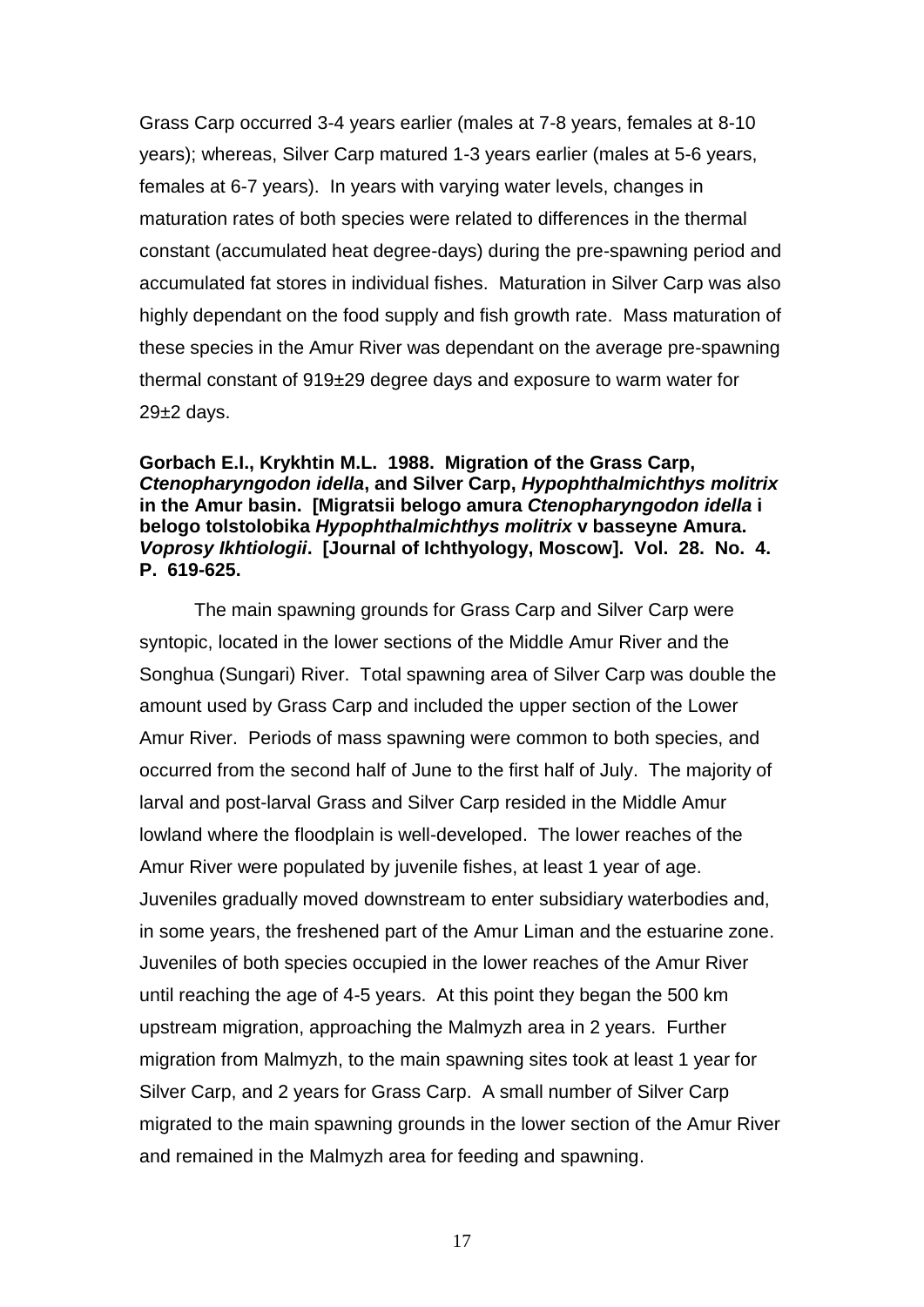Grass Carp occurred 3-4 years earlier (males at 7-8 years, females at 8-10 years); whereas, Silver Carp matured 1-3 years earlier (males at 5-6 years, females at 6-7 years). In years with varying water levels, changes in maturation rates of both species were related to differences in the thermal constant (accumulated heat degree-days) during the pre-spawning period and accumulated fat stores in individual fishes. Maturation in Silver Carp was also highly dependant on the food supply and fish growth rate. Mass maturation of these species in the Amur River was dependant on the average pre-spawning thermal constant of 919±29 degree days and exposure to warm water for 29±2 days.

**Gorbach E.I., Krykhtin M.L. 1988. Migration of the Grass Carp, *Ctenopharyngodon idella*, and Silver Carp, *Hypophthalmichthys molitrix* in the Amur basin. [Migratsii belogo amura *Ctenopharyngodon idella* i belogo tolstolobika *Hypophthalmichthys molitrix* v basseyne Amura. *Voprosy Ikhtiologii*. [Journal of Ichthyology, Moscow]. Vol. 28. No. 4. P. 619-625.**

The main spawning grounds for Grass Carp and Silver Carp were syntopic, located in the lower sections of the Middle Amur River and the Songhua (Sungari) River. Total spawning area of Silver Carp was double the amount used by Grass Carp and included the upper section of the Lower Amur River. Periods of mass spawning were common to both species, and occurred from the second half of June to the first half of July. The majority of larval and post-larval Grass and Silver Carp resided in the Middle Amur lowland where the floodplain is well-developed. The lower reaches of the Amur River were populated by juvenile fishes, at least 1 year of age. Juveniles gradually moved downstream to enter subsidiary waterbodies and, in some years, the freshened part of the Amur Liman and the estuarine zone. Juveniles of both species occupied in the lower reaches of the Amur River until reaching the age of 4-5 years. At this point they began the 500 km upstream migration, approaching the Malmyzh area in 2 years. Further migration from Malmyzh, to the main spawning sites took at least 1 year for Silver Carp, and 2 years for Grass Carp. A small number of Silver Carp migrated to the main spawning grounds in the lower section of the Amur River and remained in the Malmyzh area for feeding and spawning.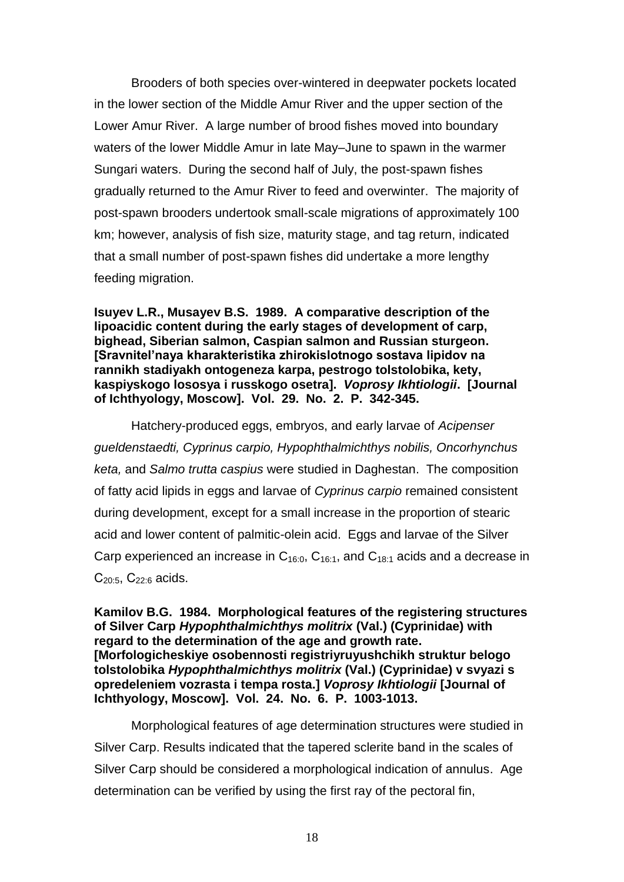Brooders of both species over-wintered in deepwater pockets located in the lower section of the Middle Amur River and the upper section of the Lower Amur River. A large number of brood fishes moved into boundary waters of the lower Middle Amur in late May–June to spawn in the warmer Sungari waters. During the second half of July, the post-spawn fishes gradually returned to the Amur River to feed and overwinter. The majority of post-spawn brooders undertook small-scale migrations of approximately 100 km; however, analysis of fish size, maturity stage, and tag return, indicated that a small number of post-spawn fishes did undertake a more lengthy feeding migration.

**Isuyev L.R., Musayev B.S. 1989. A comparative description of the lipoacidic content during the early stages of development of carp, bighead, Siberian salmon, Caspian salmon and Russian sturgeon. [Sravnitel'naya kharakteristika zhirokislotnogo sostava lipidov na rannikh stadiyakh ontogeneza karpa, pestrogo tolstolobika, kety, kaspiyskogo lososya i russkogo osetra].** ***Voprosy Ikhtiologii*****. [Journal of Ichthyology, Moscow]. Vol. 29. No. 2. P. 342-345.**

Hatchery-produced eggs, embryos, and early larvae of *Acipenser gueldenstaedti, Cyprinus carpio, Hypophthalmichthys nobilis, Oncorhynchus keta,* and *Salmo trutta caspius* were studied in Daghestan. The composition of fatty acid lipids in eggs and larvae of *Cyprinus carpio* remained consistent during development, except for a small increase in the proportion of stearic acid and lower content of palmitic-olein acid. Eggs and larvae of the Silver Carp experienced an increase in $C_{16:0}$, $C_{16:1}$, and $C_{18:1}$ acids and a decrease in $C_{20:5}$, $C_{22:6}$ acids.

**Kamilov B.G. 1984. Morphological features of the registering structures of Silver Carp *Hypophthalmichthys molitrix* (Val.) (Cyprinidae) with regard to the determination of the age and growth rate. [Morfologicheskiye osobennosti registriyruyushchikh struktur belogo tolstolobika *Hypophthalmichthys molitrix* (Val.) (Cyprinidae) v svyazi s opredeleniem vozrasta i tempa rosta.]** ***Voprosy Ikhtiologii*** **[Journal of Ichthyology, Moscow]. Vol. 24. No. 6. P. 1003-1013.**

Morphological features of age determination structures were studied in Silver Carp. Results indicated that the tapered sclerite band in the scales of Silver Carp should be considered a morphological indication of annulus. Age determination can be verified by using the first ray of the pectoral fin,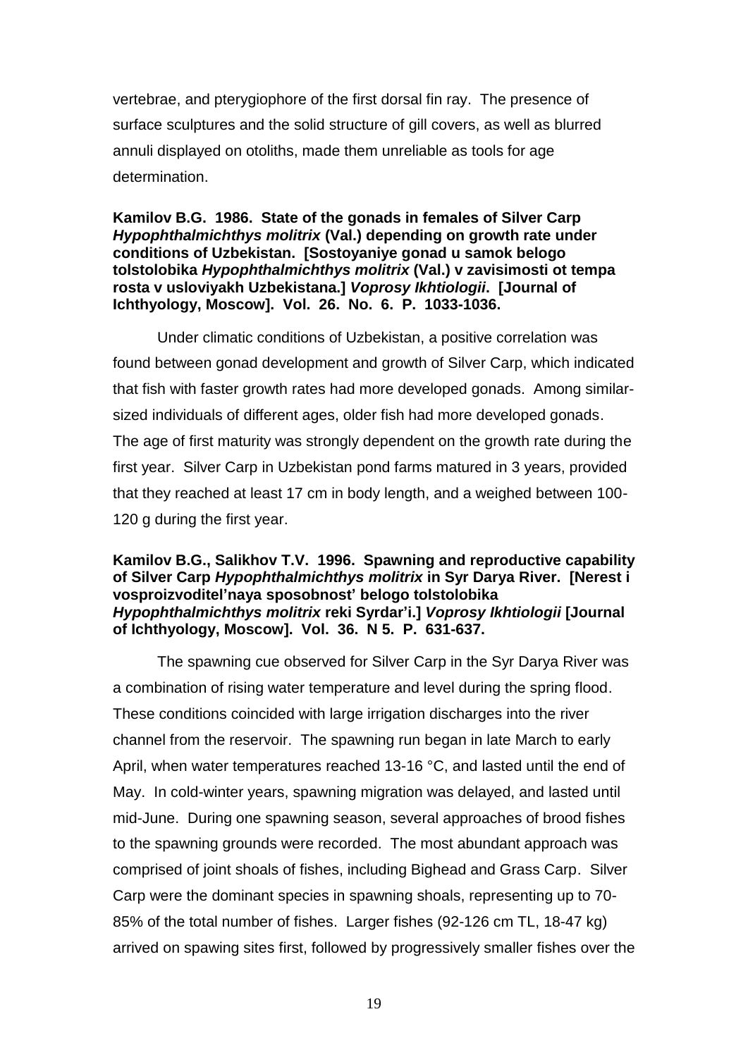vertebrae, and pterygiophore of the first dorsal fin ray. The presence of surface sculptures and the solid structure of gill covers, as well as blurred annuli displayed on otoliths, made them unreliable as tools for age determination.

**Kamilov B.G. 1986. State of the gonads in females of Silver Carp *Hypophthalmichthys molitrix* (Val.) depending on growth rate under conditions of Uzbekistan. [Sostoyaniye gonad u samok belogo tolstolobika *Hypophthalmichthys molitrix* (Val.) v zavisimosti ot tempa rosta v usloviyakh Uzbekistana.] *Voprosy Ikhtiologii*. [Journal of Ichthyology, Moscow]. Vol. 26. No. 6. P. 1033-1036.**

Under climatic conditions of Uzbekistan, a positive correlation was found between gonad development and growth of Silver Carp, which indicated that fish with faster growth rates had more developed gonads. Among similar-sized individuals of different ages, older fish had more developed gonads. The age of first maturity was strongly dependent on the growth rate during the first year. Silver Carp in Uzbekistan pond farms matured in 3 years, provided that they reached at least 17 cm in body length, and a weighed between 100-120 g during the first year.

**Kamilov B.G., Salikhov T.V. 1996. Spawning and reproductive capability of Silver Carp *Hypophthalmichthys molitrix* in Syr Darya River. [Nerest i vosproizvoditel'naya sposobnost' belogo tolstolobika *Hypophthalmichthys molitrix* reki Syrdar'i.] *Voprosy Ikhtiologii* [Journal of Ichthyology, Moscow]. Vol. 36. N 5. P. 631-637.**

The spawning cue observed for Silver Carp in the Syr Darya River was a combination of rising water temperature and level during the spring flood. These conditions coincided with large irrigation discharges into the river channel from the reservoir. The spawning run began in late March to early April, when water temperatures reached 13-16 °C, and lasted until the end of May. In cold-winter years, spawning migration was delayed, and lasted until mid-June. During one spawning season, several approaches of brood fishes to the spawning grounds were recorded. The most abundant approach was comprised of joint shoals of fishes, including Bighead and Grass Carp. Silver Carp were the dominant species in spawning shoals, representing up to 70-85% of the total number of fishes. Larger fishes (92-126 cm TL, 18-47 kg) arrived on spawing sites first, followed by progressively smaller fishes over the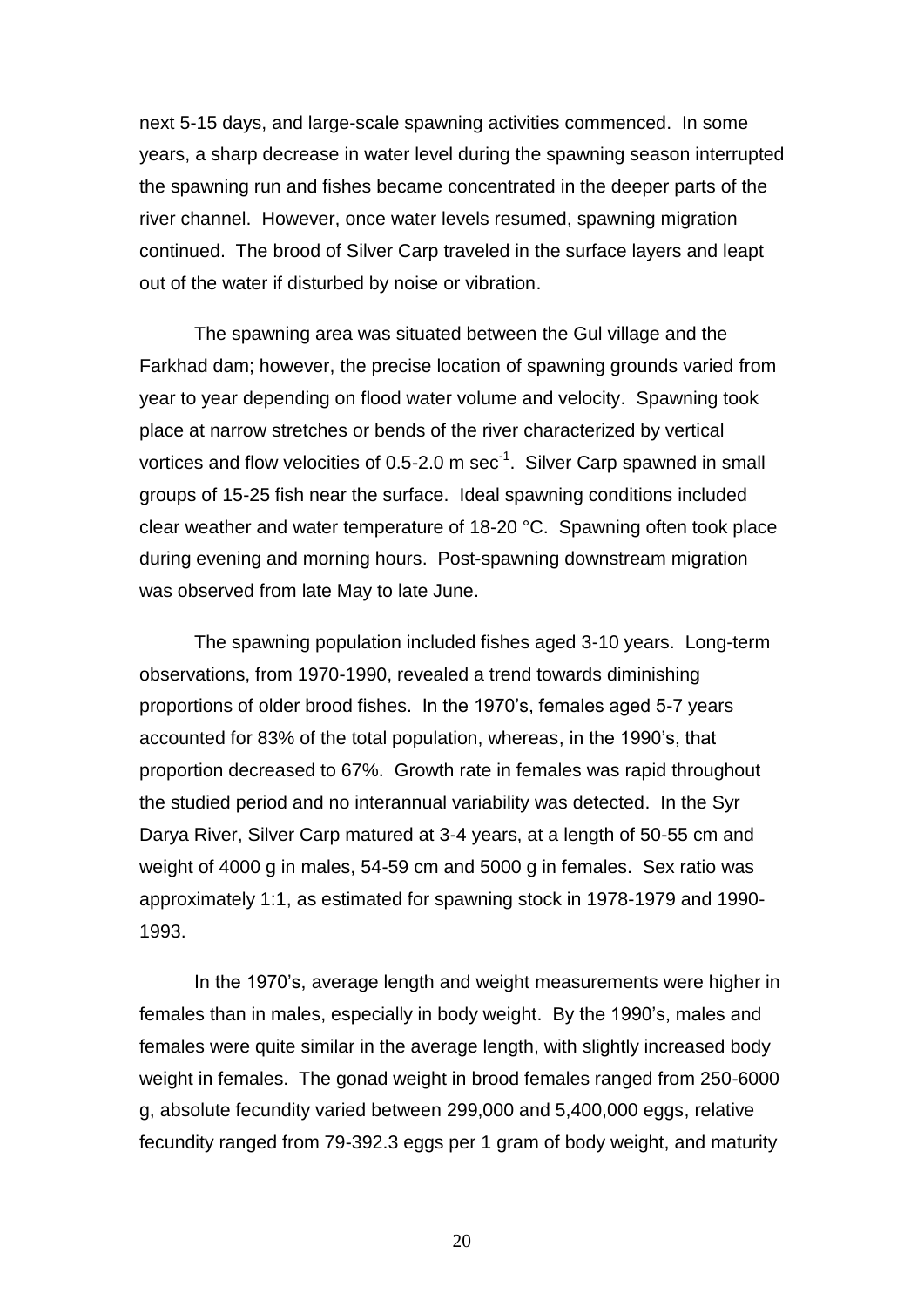next 5-15 days, and large-scale spawning activities commenced. In some years, a sharp decrease in water level during the spawning season interrupted the spawning run and fishes became concentrated in the deeper parts of the river channel. However, once water levels resumed, spawning migration continued. The brood of Silver Carp traveled in the surface layers and leapt out of the water if disturbed by noise or vibration.

The spawning area was situated between the Gul village and the Farkhad dam; however, the precise location of spawning grounds varied from year to year depending on flood water volume and velocity. Spawning took place at narrow stretches or bends of the river characterized by vertical vortices and flow velocities of 0.5-2.0 m $sec^{-1}$. Silver Carp spawned in small groups of 15-25 fish near the surface. Ideal spawning conditions included clear weather and water temperature of 18-20 °C. Spawning often took place during evening and morning hours. Post-spawning downstream migration was observed from late May to late June.

The spawning population included fishes aged 3-10 years. Long-term observations, from 1970-1990, revealed a trend towards diminishing proportions of older brood fishes. In the 1970's, females aged 5-7 years accounted for 83% of the total population, whereas, in the 1990's, that proportion decreased to 67%. Growth rate in females was rapid throughout the studied period and no interannual variability was detected. In the Syr Darya River, Silver Carp matured at 3-4 years, at a length of 50-55 cm and weight of 4000 g in males, 54-59 cm and 5000 g in females. Sex ratio was approximately 1:1, as estimated for spawning stock in 1978-1979 and 1990-1993.

In the 1970's, average length and weight measurements were higher in females than in males, especially in body weight. By the 1990's, males and females were quite similar in the average length, with slightly increased body weight in females. The gonad weight in brood females ranged from 250-6000 g, absolute fecundity varied between 299,000 and 5,400,000 eggs, relative fecundity ranged from 79-392.3 eggs per 1 gram of body weight, and maturity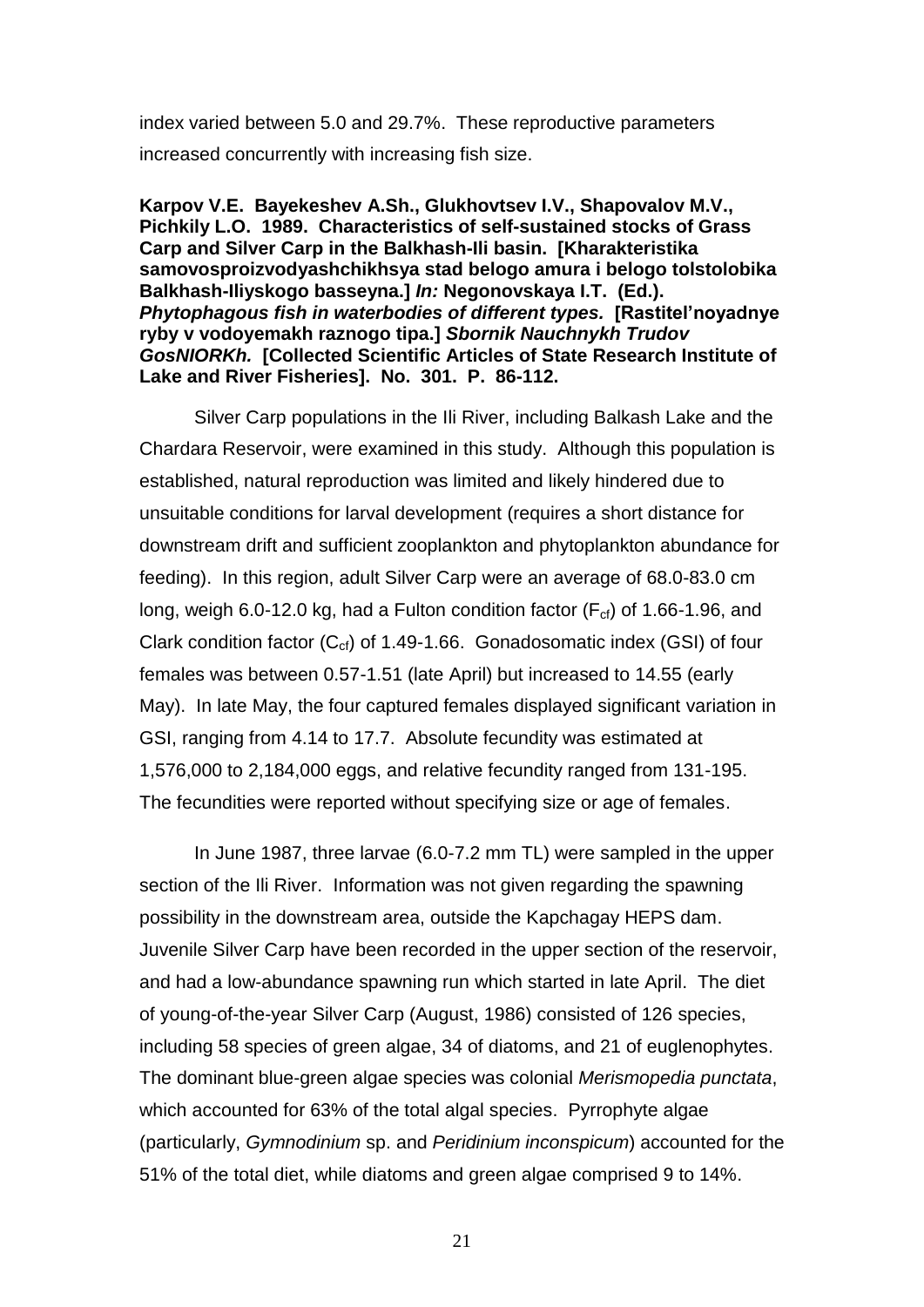index varied between 5.0 and 29.7%. These reproductive parameters increased concurrently with increasing fish size.

**Karpov V.E. Bayekeshev A.Sh., Glukhovtsev I.V., Shapovalov M.V., Pichkily L.O. 1989. Characteristics of self-sustained stocks of Grass Carp and Silver Carp in the Balkhash-Ili basin. [Kharakteristika samovosproizvodyashchikhsya stad belogo amura i belogo tolstolobika Balkhash-Iliyskogo basseyna.]** ***In:*** **Negonovskaya I.T. (Ed.).** ***Phytophagous fish in waterbodies of different types.*** **[Rastitel'noyadnye ryby v vodoyemakh raznogo tipa.]** ***Sbornik Nauchnykh Trudov GosNIORKh.*** **[Collected Scientific Articles of State Research Institute of Lake and River Fisheries]. No. 301. P. 86-112.**

Silver Carp populations in the Ili River, including Balkash Lake and the Chardara Reservoir, were examined in this study. Although this population is established, natural reproduction was limited and likely hindered due to unsuitable conditions for larval development (requires a short distance for downstream drift and sufficient zooplankton and phytoplankton abundance for feeding). In this region, adult Silver Carp were an average of 68.0-83.0 cm long, weigh 6.0-12.0 kg, had a Fulton condition factor ($F_{cf}$) of 1.66-1.96, and Clark condition factor ($C_{cf}$) of 1.49-1.66. Gonadosomatic index (GSI) of four females was between 0.57-1.51 (late April) but increased to 14.55 (early May). In late May, the four captured females displayed significant variation in GSI, ranging from 4.14 to 17.7. Absolute fecundity was estimated at 1,576,000 to 2,184,000 eggs, and relative fecundity ranged from 131-195. The fecundities were reported without specifying size or age of females.

In June 1987, three larvae (6.0-7.2 mm TL) were sampled in the upper section of the Ili River. Information was not given regarding the spawning possibility in the downstream area, outside the Kapchagay HEPS dam. Juvenile Silver Carp have been recorded in the upper section of the reservoir, and had a low-abundance spawning run which started in late April. The diet of young-of-the-year Silver Carp (August, 1986) consisted of 126 species, including 58 species of green algae, 34 of diatoms, and 21 of euglenophytes. The dominant blue-green algae species was colonial *Merismopedia punctata*, which accounted for 63% of the total algal species. Pyrrophyte algae (particularly, *Gymnodinium* sp. and *Peridinium inconspicum*) accounted for the 51% of the total diet, while diatoms and green algae comprised 9 to 14%.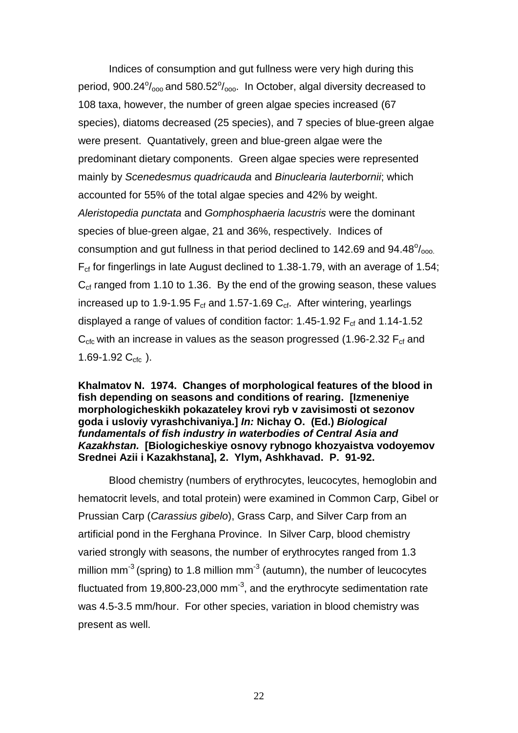Indices of consumption and gut fullness were very high during this period, 900.24$^{o}/_{ooo}$ and 580.52$^{o}/_{ooo}$. In October, algal diversity decreased to 108 taxa, however, the number of green algae species increased (67 species), diatoms decreased (25 species), and 7 species of blue-green algae were present. Quantatively, green and blue-green algae were the predominant dietary components. Green algae species were represented mainly by *Scenedesmus quadricauda* and *Binuclearia lauterbornii*; which accounted for 55% of the total algae species and 42% by weight. *Aleristopedia punctata* and *Gomphosphaeria lacustris* were the dominant species of blue-green algae, 21 and 36%, respectively. Indices of consumption and gut fullness in that period declined to 142.69 and 94.48$^{o}/_{ooo.}$ $F_{cf}$ for fingerlings in late August declined to 1.38-1.79, with an average of 1.54; $C_{cf}$ ranged from 1.10 to 1.36. By the end of the growing season, these values increased up to 1.9-1.95 $F_{cf}$ and 1.57-1.69 $C_{cf}$. After wintering, yearlings displayed a range of values of condition factor: 1.45-1.92 $F_{cf}$ and 1.14-1.52 $C_{cfc}$ with an increase in values as the season progressed (1.96-2.32 $F_{cf}$ and 1.69-1.92 $C_{cfc}$ ).

**Khalmatov N. 1974. Changes of morphological features of the blood in fish depending on seasons and conditions of rearing. [Izmeneniye morphologicheskikh pokazateley krovi ryb v zavisimosti ot sezonov goda i usloviy vyrashchivaniya.] *In:* Nichay O. (Ed.) *Biological fundamentals of fish industry in waterbodies of Central Asia and Kazakhstan.* [Biologicheskiye osnovy rybnogo khozyaistva vodoyemov Srednei Azii i Kazakhstana], 2. Ylym, Ashkhavad. P. 91-92.**

Blood chemistry (numbers of erythrocytes, leucocytes, hemoglobin and hematocrit levels, and total protein) were examined in Common Carp, Gibel or Prussian Carp (*Carassius gibelo*), Grass Carp, and Silver Carp from an artificial pond in the Ferghana Province. In Silver Carp, blood chemistry varied strongly with seasons, the number of erythrocytes ranged from 1.3 million $mm^{-3}$ (spring) to 1.8 million $mm^{-3}$ (autumn), the number of leucocytes fluctuated from 19,800-23,000 $mm^{-3}$, and the erythrocyte sedimentation rate was 4.5-3.5 mm/hour. For other species, variation in blood chemistry was present as well.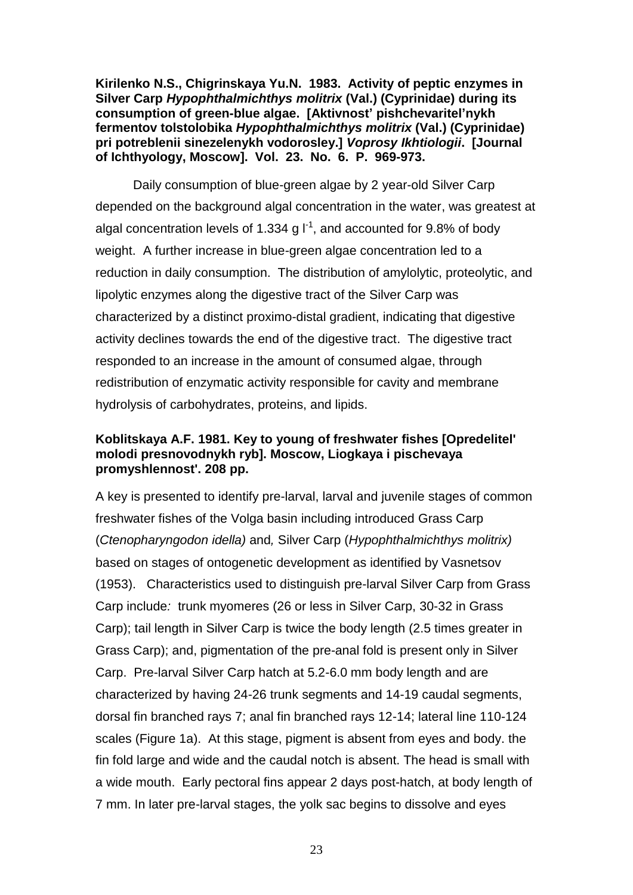**Kirilenko N.S., Chigrinskaya Yu.N. 1983. Activity of peptic enzymes in Silver Carp *Hypophthalmichthys molitrix* (Val.) (Cyprinidae) during its consumption of green-blue algae. [Aktivnost' pishchevaritel'nykh fermentov tolstolobika *Hypophthalmichthys molitrix* (Val.) (Cyprinidae) pri potreblenii sinezelenykh vodorosley.] *Voprosy Ikhtiologii*. [Journal of Ichthyology, Moscow]. Vol. 23. No. 6. P. 969-973.**

Daily consumption of blue-green algae by 2 year-old Silver Carp depended on the background algal concentration in the water, was greatest at algal concentration levels of 1.334 g $l^{-1}$, and accounted for 9.8% of body weight. A further increase in blue-green algae concentration led to a reduction in daily consumption. The distribution of amylolytic, proteolytic, and lipolytic enzymes along the digestive tract of the Silver Carp was characterized by a distinct proximo-distal gradient, indicating that digestive activity declines towards the end of the digestive tract. The digestive tract responded to an increase in the amount of consumed algae, through redistribution of enzymatic activity responsible for cavity and membrane hydrolysis of carbohydrates, proteins, and lipids.

**Koblitskaya A.F. 1981. Key to young of freshwater fishes [Opredelitel' molodi presnovodnykh ryb]. Moscow, Liogkaya i pischevaya promyshlennost'. 208 pp.**

A key is presented to identify pre-larval, larval and juvenile stages of common freshwater fishes of the Volga basin including introduced Grass Carp (*Ctenopharyngodon idella)* and*,* Silver Carp (*Hypophthalmichthys molitrix)* based on stages of ontogenetic development as identified by Vasnetsov (1953). Characteristics used to distinguish pre-larval Silver Carp from Grass Carp include*:* trunk myomeres (26 or less in Silver Carp, 30-32 in Grass Carp); tail length in Silver Carp is twice the body length (2.5 times greater in Grass Carp); and, pigmentation of the pre-anal fold is present only in Silver Carp. Pre-larval Silver Carp hatch at 5.2-6.0 mm body length and are characterized by having 24-26 trunk segments and 14-19 caudal segments, dorsal fin branched rays 7; anal fin branched rays 12-14; lateral line 110-124 scales (Figure 1a). At this stage, pigment is absent from eyes and body. the fin fold large and wide and the caudal notch is absent. The head is small with a wide mouth. Early pectoral fins appear 2 days post-hatch, at body length of 7 mm. In later pre-larval stages, the yolk sac begins to dissolve and eyes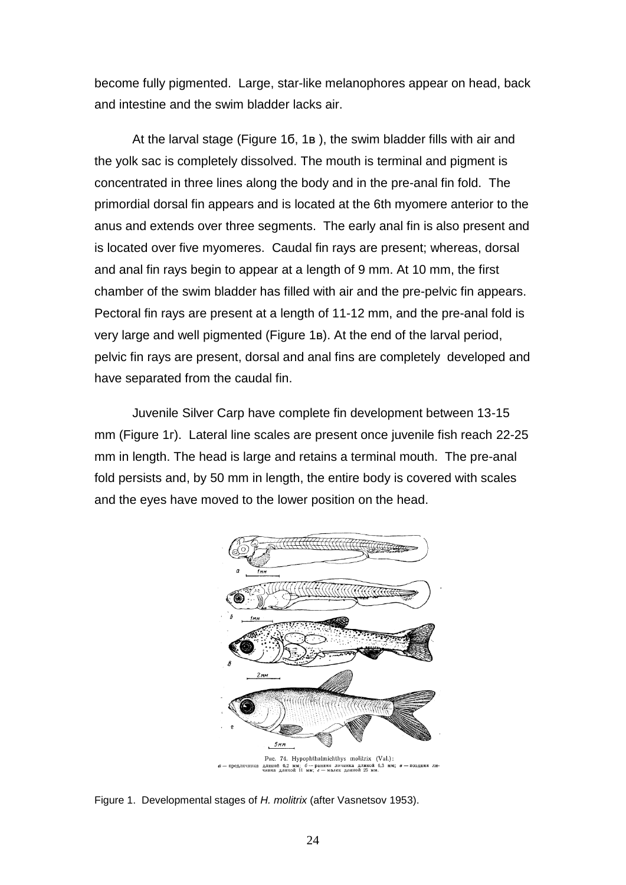become fully pigmented. Large, star-like melanophores appear on head, back and intestine and the swim bladder lacks air.

At the larval stage (Figure 1б, 1в ), the swim bladder fills with air and the yolk sac is completely dissolved. The mouth is terminal and pigment is concentrated in three lines along the body and in the pre-anal fin fold. The primordial dorsal fin appears and is located at the 6th myomere anterior to the anus and extends over three segments. The early anal fin is also present and is located over five myomeres. Caudal fin rays are present; whereas, dorsal and anal fin rays begin to appear at a length of 9 mm. At 10 mm, the first chamber of the swim bladder has filled with air and the pre-pelvic fin appears. Pectoral fin rays are present at a length of 11-12 mm, and the pre-anal fold is very large and well pigmented (Figure 1в). At the end of the larval period, pelvic fin rays are present, dorsal and anal fins are completely developed and have separated from the caudal fin.

Juvenile Silver Carp have complete fin development between 13-15 mm (Figure 1г). Lateral line scales are present once juvenile fish reach 22-25 mm in length. The head is large and retains a terminal mouth. The pre-anal fold persists and, by 50 mm in length, the entire body is covered with scales and the eyes have moved to the lower position on the head.

Рис. 74. Hypophthalmichthys molitrix (Val.): а — предличинка длиной 6,2 мм; б — ранняя личинка длиной 6,3 мм; в — поздняя личинка длиной 11 мм; г — малек длиной 25 мм.

Figure 1. Developmental stages of *H. molitrix* (after Vasnetsov 1953).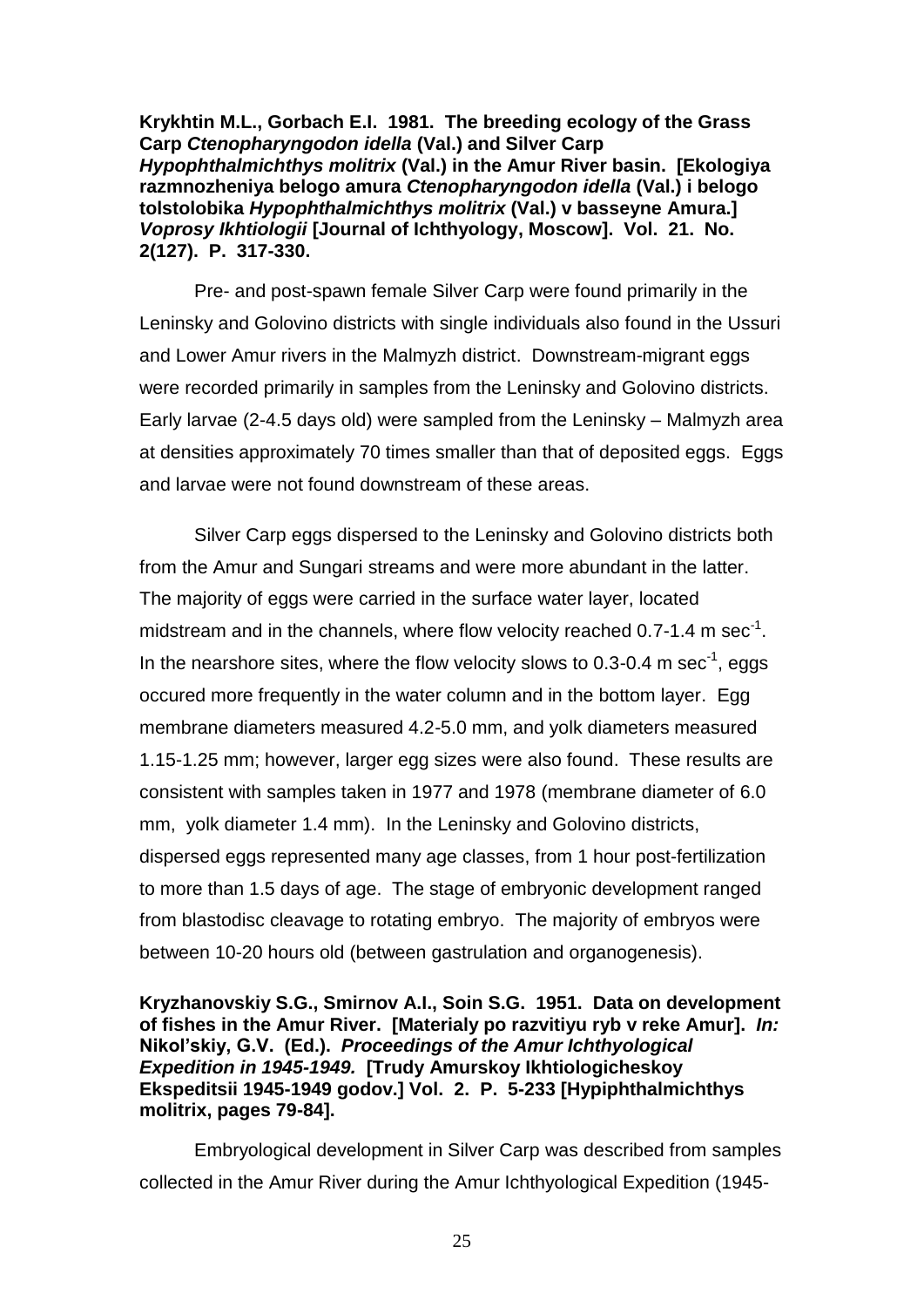**Krykhtin M.L., Gorbach E.I. 1981. The breeding ecology of the Grass Carp *Ctenopharyngodon idella* (Val.) and Silver Carp *Hypophthalmichthys molitrix* (Val.) in the Amur River basin. [Ekologiya razmnozheniya belogo amura *Ctenopharyngodon idella* (Val.) i belogo tolstolobika *Hypophthalmichthys molitrix* (Val.) v basseyne Amura.] *Voprosy Ikhtiologii* [Journal of Ichthyology, Moscow]. Vol. 21. No. 2(127). P. 317-330.**

Pre- and post-spawn female Silver Carp were found primarily in the Leninsky and Golovino districts with single individuals also found in the Ussuri and Lower Amur rivers in the Malmyzh district. Downstream-migrant eggs were recorded primarily in samples from the Leninsky and Golovino districts. Early larvae (2-4.5 days old) were sampled from the Leninsky – Malmyzh area at densities approximately 70 times smaller than that of deposited eggs. Eggs and larvae were not found downstream of these areas.

Silver Carp eggs dispersed to the Leninsky and Golovino districts both from the Amur and Sungari streams and were more abundant in the latter. The majority of eggs were carried in the surface water layer, located midstream and in the channels, where flow velocity reached 0.7-1.4 m $sec^{-1}$. In the nearshore sites, where the flow velocity slows to 0.3-0.4 m $sec^{-1}$, eggs occured more frequently in the water column and in the bottom layer. Egg membrane diameters measured 4.2-5.0 mm, and yolk diameters measured 1.15-1.25 mm; however, larger egg sizes were also found. These results are consistent with samples taken in 1977 and 1978 (membrane diameter of 6.0 mm, yolk diameter 1.4 mm). In the Leninsky and Golovino districts, dispersed eggs represented many age classes, from 1 hour post-fertilization to more than 1.5 days of age. The stage of embryonic development ranged from blastodisc cleavage to rotating embryo. The majority of embryos were between 10-20 hours old (between gastrulation and organogenesis).

**Kryzhanovskiy S.G., Smirnov A.I., Soin S.G. 1951. Data on development of fishes in the Amur River. [Materialy po razvitiyu ryb v reke Amur]. *In:* Nikol'skiy, G.V. (Ed.). *Proceedings of the Amur Ichthyological Expedition in 1945-1949.* [Trudy Amurskoy Ikhtiologicheskoy Ekspeditsii 1945-1949 godov.] Vol. 2. P. 5-233 [Hypiphthalmichthys molitrix, pages 79-84].**

Embryological development in Silver Carp was described from samples collected in the Amur River during the Amur Ichthyological Expedition (1945-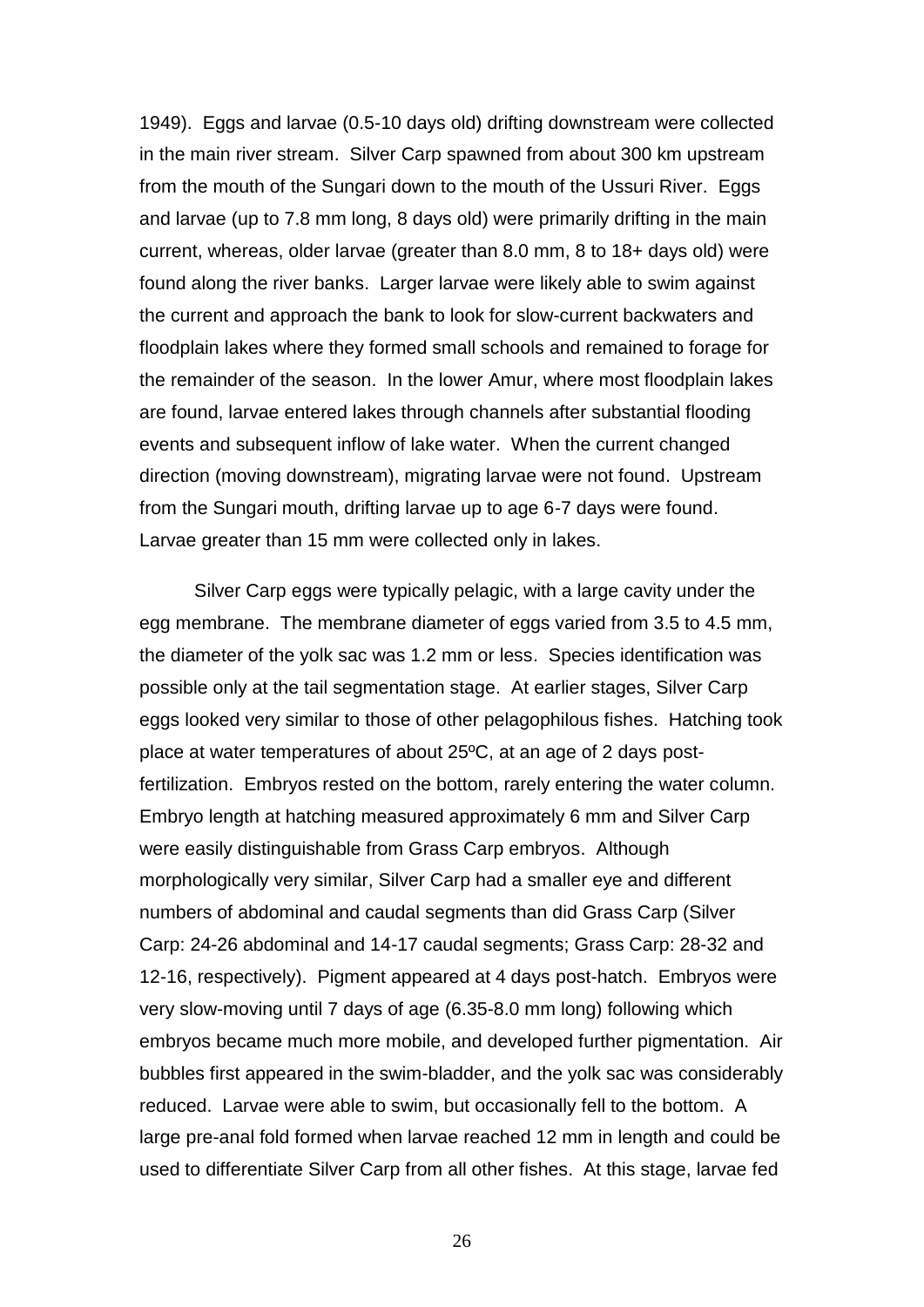1949). Eggs and larvae (0.5-10 days old) drifting downstream were collected in the main river stream. Silver Carp spawned from about 300 km upstream from the mouth of the Sungari down to the mouth of the Ussuri River. Eggs and larvae (up to 7.8 mm long, 8 days old) were primarily drifting in the main current, whereas, older larvae (greater than 8.0 mm, 8 to 18+ days old) were found along the river banks. Larger larvae were likely able to swim against the current and approach the bank to look for slow-current backwaters and floodplain lakes where they formed small schools and remained to forage for the remainder of the season. In the lower Amur, where most floodplain lakes are found, larvae entered lakes through channels after substantial flooding events and subsequent inflow of lake water. When the current changed direction (moving downstream), migrating larvae were not found. Upstream from the Sungari mouth, drifting larvae up to age 6-7 days were found. Larvae greater than 15 mm were collected only in lakes.

Silver Carp eggs were typically pelagic, with a large cavity under the egg membrane. The membrane diameter of eggs varied from 3.5 to 4.5 mm, the diameter of the yolk sac was 1.2 mm or less. Species identification was possible only at the tail segmentation stage. At earlier stages, Silver Carp eggs looked very similar to those of other pelagophilous fishes. Hatching took place at water temperatures of about 25ºC, at an age of 2 days post-fertilization. Embryos rested on the bottom, rarely entering the water column. Embryo length at hatching measured approximately 6 mm and Silver Carp were easily distinguishable from Grass Carp embryos. Although morphologically very similar, Silver Carp had a smaller eye and different numbers of abdominal and caudal segments than did Grass Carp (Silver Carp: 24-26 abdominal and 14-17 caudal segments; Grass Carp: 28-32 and 12-16, respectively). Pigment appeared at 4 days post-hatch. Embryos were very slow-moving until 7 days of age (6.35-8.0 mm long) following which embryos became much more mobile, and developed further pigmentation. Air bubbles first appeared in the swim-bladder, and the yolk sac was considerably reduced. Larvae were able to swim, but occasionally fell to the bottom. A large pre-anal fold formed when larvae reached 12 mm in length and could be used to differentiate Silver Carp from all other fishes. At this stage, larvae fed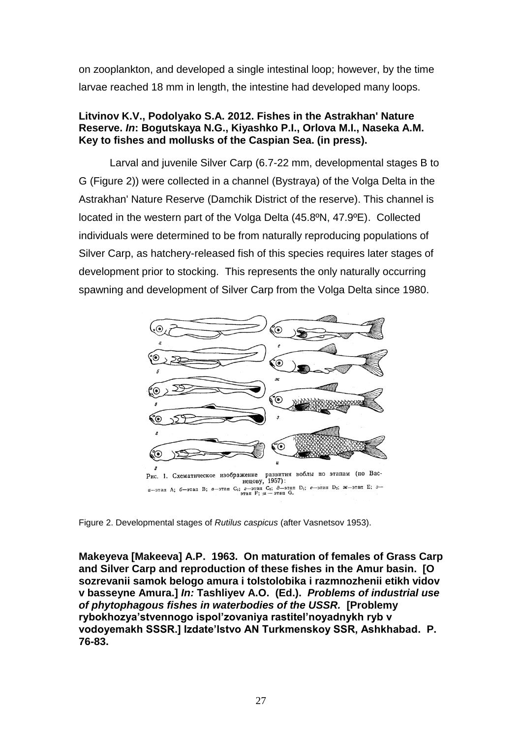on zooplankton, and developed a single intestinal loop; however, by the time larvae reached 18 mm in length, the intestine had developed many loops.

**Litvinov K.V., Podolyako S.A. 2012. Fishes in the Astrakhan' Nature Reserve. *In*: Bogutskaya N.G., Kiyashko P.I., Orlova M.I., Naseka A.M. Key to fishes and mollusks of the Caspian Sea. (in press).**

Larval and juvenile Silver Carp (6.7-22 mm, developmental stages B to G (Figure 2)) were collected in a channel (Bystraya) of the Volga Delta in the Astrakhan' Nature Reserve (Damchik District of the reserve). This channel is located in the western part of the Volga Delta (45.8ºN, 47.9ºE). Collected individuals were determined to be from naturally reproducing populations of Silver Carp, as hatchery-released fish of this species requires later stages of development prior to stocking. This represents the only naturally occurring spawning and development of Silver Carp from the Volga Delta since 1980.

Figure 2. Developmental stages of *Rutilus caspicus* (after Vasnetsov 1953).

**Makeyeva [Makeeva] A.P. 1963. On maturation of females of Grass Carp and Silver Carp and reproduction of these fishes in the Amur basin. [O sozrevanii samok belogo amura i tolstolobika i razmnozhenii etikh vidov v basseyne Amura.] *In:* Tashliyev A.O. (Ed.). *Problems of industrial use of phytophagous fishes in waterbodies of the USSR.* [Problemy rybokhozya'stvennogo ispol'zovaniya rastitel'noyadnykh ryb v vodoyemakh SSSR.] Izdate'lstvo AN Turkmenskoy SSR, Ashkhabad. P. 76-83.**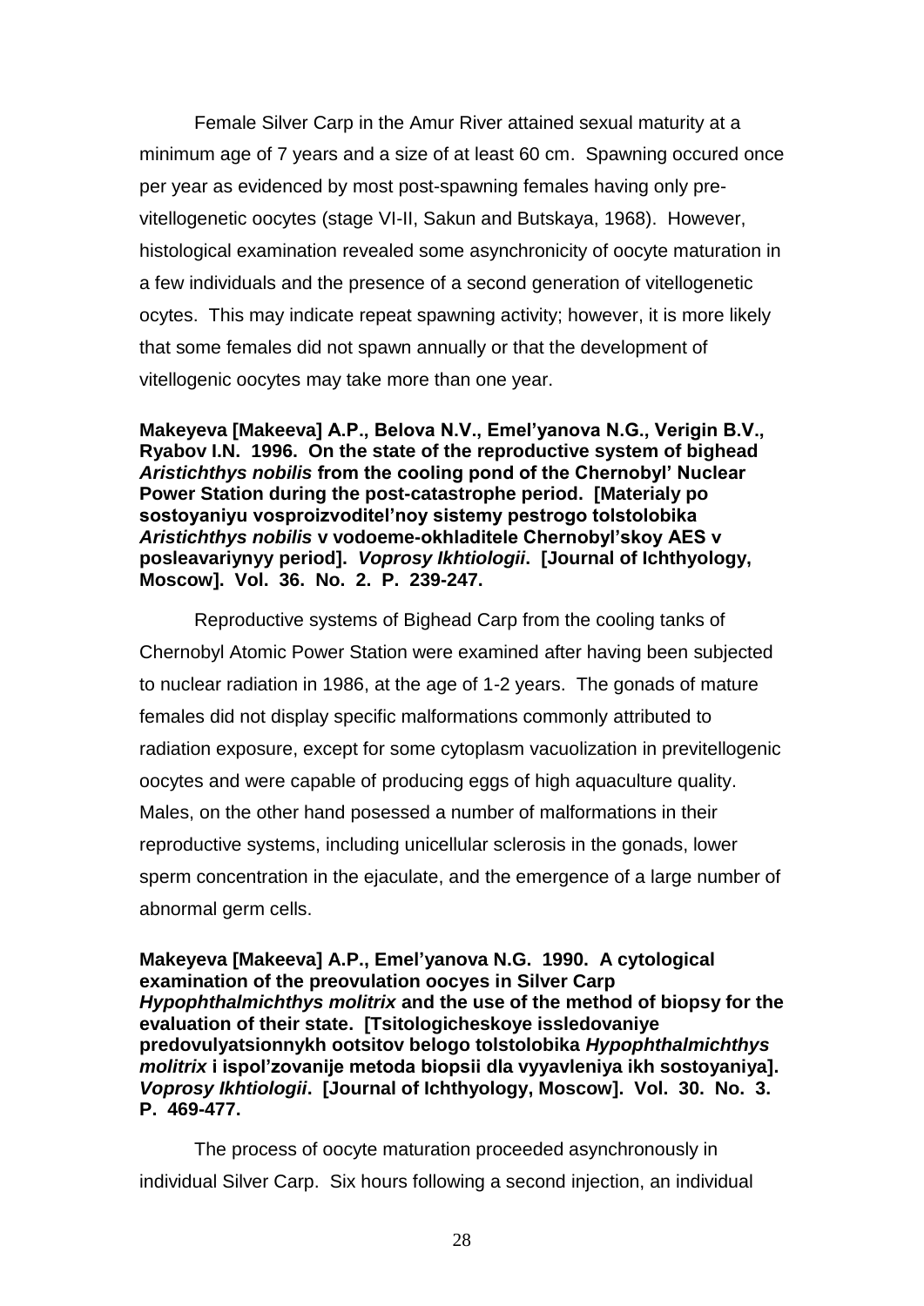Female Silver Carp in the Amur River attained sexual maturity at a minimum age of 7 years and a size of at least 60 cm. Spawning occured once per year as evidenced by most post-spawning females having only pre-vitellogenetic oocytes (stage VI-II, Sakun and Butskaya, 1968). However, histological examination revealed some asynchronicity of oocyte maturation in a few individuals and the presence of a second generation of vitellogenetic ocytes. This may indicate repeat spawning activity; however, it is more likely that some females did not spawn annually or that the development of vitellogenic oocytes may take more than one year.

**Makeyeva [Makeeva] A.P., Belova N.V., Emel'yanova N.G., Verigin B.V., Ryabov I.N. 1996. On the state of the reproductive system of bighead *Aristichthys nobilis* from the cooling pond of the Chernobyl' Nuclear Power Station during the post-catastrophe period. [Materialy po sostoyaniyu vosproizvoditel'noy sistemy pestrogo tolstolobika *Aristichthys nobilis* v vodoeme-okhladitele Chernobyl'skoy AES v posleavariynyy period]. *Voprosy Ikhtiologii*. [Journal of Ichthyology, Moscow]. Vol. 36. No. 2. P. 239-247.**

Reproductive systems of Bighead Carp from the cooling tanks of Chernobyl Atomic Power Station were examined after having been subjected to nuclear radiation in 1986, at the age of 1-2 years. The gonads of mature females did not display specific malformations commonly attributed to radiation exposure, except for some cytoplasm vacuolization in previtellogenic oocytes and were capable of producing eggs of high aquaculture quality. Males, on the other hand posessed a number of malformations in their reproductive systems, including unicellular sclerosis in the gonads, lower sperm concentration in the ejaculate, and the emergence of a large number of abnormal germ cells.

**Makeyeva [Makeeva] A.P., Emel'yanova N.G. 1990. A cytological examination of the preovulation oocyes in Silver Carp *Hypophthalmichthys molitrix* and the use of the method of biopsy for the evaluation of their state. [Tsitologicheskoye issledovaniye predovulyatsionnykh ootsitov belogo tolstolobika *Hypophthalmichthys molitrix* i ispol'zovanije metoda biopsii dla vyyavleniya ikh sostoyaniya]. *Voprosy Ikhtiologii*. [Journal of Ichthyology, Moscow]. Vol. 30. No. 3. P. 469-477.**

The process of oocyte maturation proceeded asynchronously in individual Silver Carp. Six hours following a second injection, an individual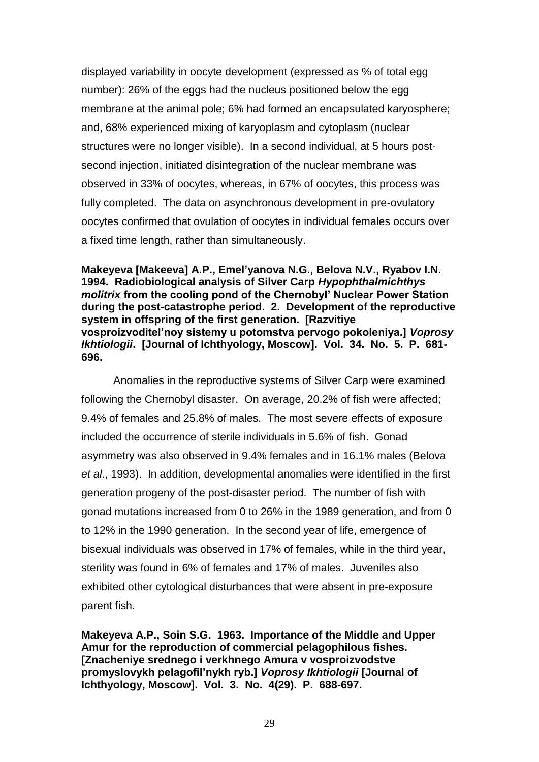displayed variability in oocyte development (expressed as % of total egg number): 26% of the eggs had the nucleus positioned below the egg membrane at the animal pole; 6% had formed an encapsulated karyosphere; and, 68% experienced mixing of karyoplasm and cytoplasm (nuclear structures were no longer visible). In a second individual, at 5 hours post-second injection, initiated disintegration of the nuclear membrane was observed in 33% of oocytes, whereas, in 67% of oocytes, this process was fully completed. The data on asynchronous development in pre-ovulatory oocytes confirmed that ovulation of oocytes in individual females occurs over a fixed time length, rather than simultaneously.

**Makeyeva [Makeeva] A.P., Emel'yanova N.G., Belova N.V., Ryabov I.N. 1994. Radiobiological analysis of Silver Carp *Hypophthalmichthys molitrix* from the cooling pond of the Chernobyl' Nuclear Power Station during the post-catastrophe period. 2. Development of the reproductive system in offspring of the first generation. [Razvitiye vosproizvoditel'noy sistemy u potomstva pervogo pokoleniya.] *Voprosy Ikhtiologii*. [Journal of Ichthyology, Moscow]. Vol. 34. No. 5. P. 681-696.**

Anomalies in the reproductive systems of Silver Carp were examined following the Chernobyl disaster. On average, 20.2% of fish were affected; 9.4% of females and 25.8% of males. The most severe effects of exposure included the occurrence of sterile individuals in 5.6% of fish. Gonad asymmetry was also observed in 9.4% females and in 16.1% males (Belova *et al*., 1993). In addition, developmental anomalies were identified in the first generation progeny of the post-disaster period. The number of fish with gonad mutations increased from 0 to 26% in the 1989 generation, and from 0 to 12% in the 1990 generation. In the second year of life, emergence of bisexual individuals was observed in 17% of females, while in the third year, sterility was found in 6% of females and 17% of males. Juveniles also exhibited other cytological disturbances that were absent in pre-exposure parent fish.

**Makeyeva A.P., Soin S.G. 1963. Importance of the Middle and Upper Amur for the reproduction of commercial pelagophilous fishes. [Znacheniye srednego i verkhnego Amura v vosproizvodstve promyslovykh pelagofil'nykh ryb.] *Voprosy Ikhtiologii* [Journal of Ichthyology, Moscow]. Vol. 3. No. 4(29). P. 688-697.**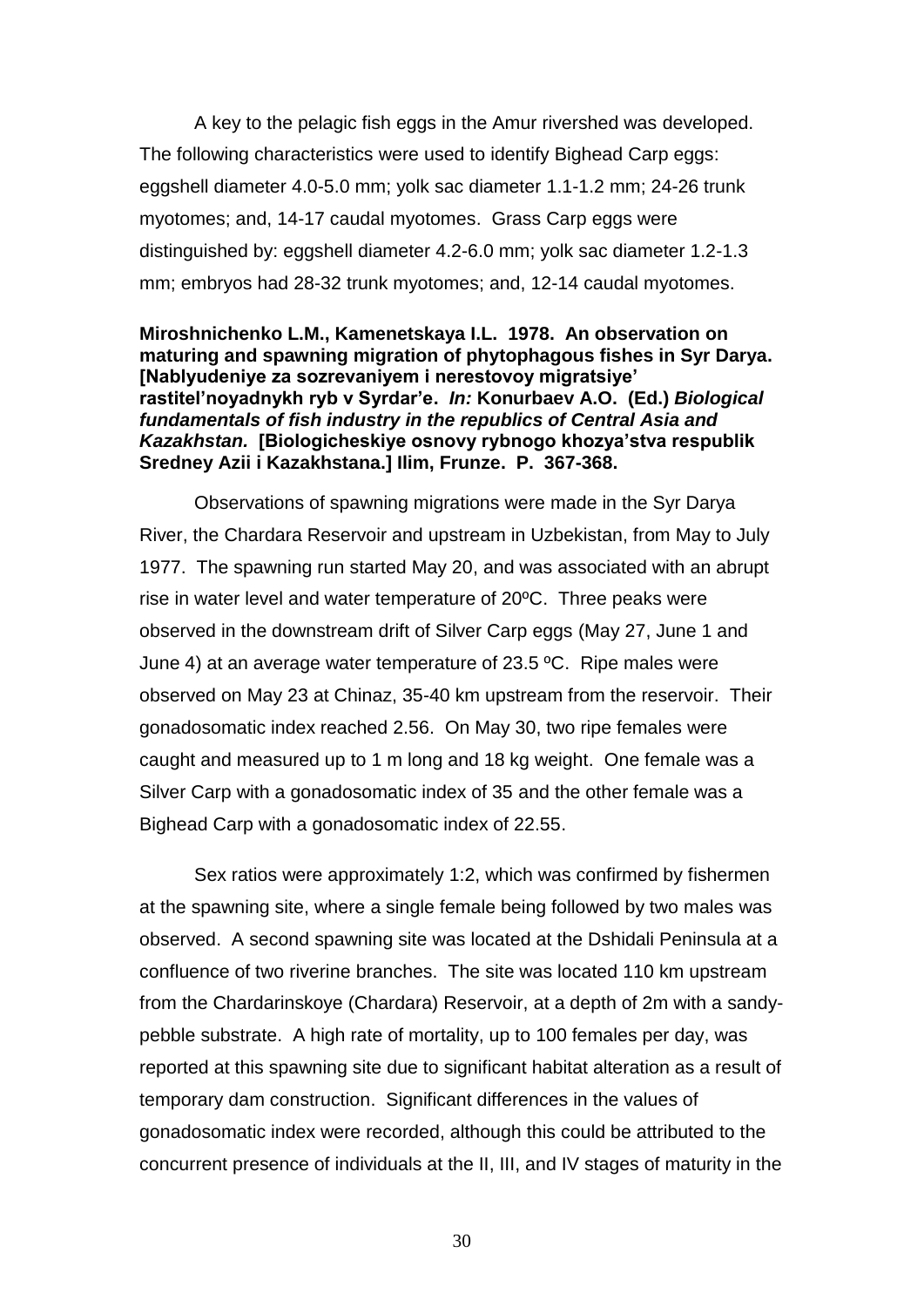A key to the pelagic fish eggs in the Amur rivershed was developed. The following characteristics were used to identify Bighead Carp eggs: eggshell diameter 4.0-5.0 mm; yolk sac diameter 1.1-1.2 mm; 24-26 trunk myotomes; and, 14-17 caudal myotomes. Grass Carp eggs were distinguished by: eggshell diameter 4.2-6.0 mm; yolk sac diameter 1.2-1.3 mm; embryos had 28-32 trunk myotomes; and, 12-14 caudal myotomes.

**Miroshnichenko L.M., Kamenetskaya I.L. 1978. An observation on maturing and spawning migration of phytophagous fishes in Syr Darya. [Nablyudeniye za sozrevaniyem i nerestovoy migratsiye' rastitel'noyadnykh ryb v Syrdar'e. *In:* Konurbaev A.O. (Ed.) *Biological fundamentals of fish industry in the republics of Central Asia and Kazakhstan.* [Biologicheskiye osnovy rybnogo khozya'stva respublik Sredney Azii i Kazakhstana.] Ilim, Frunze. P. 367-368.**

Observations of spawning migrations were made in the Syr Darya River, the Chardara Reservoir and upstream in Uzbekistan, from May to July 1977. The spawning run started May 20, and was associated with an abrupt rise in water level and water temperature of 20ºC. Three peaks were observed in the downstream drift of Silver Carp eggs (May 27, June 1 and June 4) at an average water temperature of 23.5 ºC. Ripe males were observed on May 23 at Chinaz, 35-40 km upstream from the reservoir. Their gonadosomatic index reached 2.56. On May 30, two ripe females were caught and measured up to 1 m long and 18 kg weight. One female was a Silver Carp with a gonadosomatic index of 35 and the other female was a Bighead Carp with a gonadosomatic index of 22.55.

Sex ratios were approximately 1:2, which was confirmed by fishermen at the spawning site, where a single female being followed by two males was observed. A second spawning site was located at the Dshidali Peninsula at a confluence of two riverine branches. The site was located 110 km upstream from the Chardarinskoye (Chardara) Reservoir, at a depth of 2m with a sandy-pebble substrate. A high rate of mortality, up to 100 females per day, was reported at this spawning site due to significant habitat alteration as a result of temporary dam construction. Significant differences in the values of gonadosomatic index were recorded, although this could be attributed to the concurrent presence of individuals at the II, III, and IV stages of maturity in the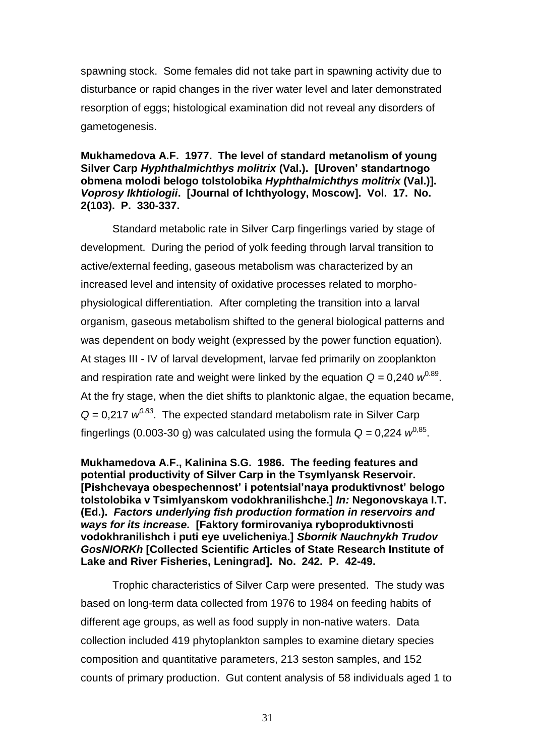spawning stock. Some females did not take part in spawning activity due to disturbance or rapid changes in the river water level and later demonstrated resorption of eggs; histological examination did not reveal any disorders of gametogenesis.

**Mukhamedova A.F. 1977. The level of standard metanolism of young Silver Carp *Hyphthalmichthys molitrix* (Val.). [Uroven' standartnogo obmena molodi belogo tolstolobika *Hyphthalmichthys molitrix* (Val.)]. *Voprosy Ikhtiologii*. [Journal of Ichthyology, Moscow]. Vol. 17. No. 2(103). P. 330-337.**

Standard metabolic rate in Silver Carp fingerlings varied by stage of development. During the period of yolk feeding through larval transition to active/external feeding, gaseous metabolism was characterized by an increased level and intensity of oxidative processes related to morpho-physiological differentiation. After completing the transition into a larval organism, gaseous metabolism shifted to the general biological patterns and was dependent on body weight (expressed by the power function equation). At stages III - IV of larval development, larvae fed primarily on zooplankton and respiration rate and weight were linked by the equation $Q = 0{,}240\ w^{0.89}$. At the fry stage, when the diet shifts to planktonic algae, the equation became, $Q = 0{,}217\ w^{0.83}$. The expected standard metabolism rate in Silver Carp fingerlings (0.003-30 g) was calculated using the formula $Q = 0{,}224\ w^{0{,}85}$.

**Mukhamedova A.F., Kalinina S.G. 1986. The feeding features and potential productivity of Silver Carp in the Tsymlyansk Reservoir. [Pishchevaya obespechennost' i potentsial'naya produktivnost' belogo tolstolobika v Tsimlyanskom vodokhranilishche.] *In:* Negonovskaya I.T. (Ed.). *Factors underlying fish production formation in reservoirs and ways for its increase.* [Faktory formirovaniya ryboproduktivnosti vodokhranilishch i puti eye uvelicheniya.] *Sbornik Nauchnykh Trudov GosNIORKh* [Collected Scientific Articles of State Research Institute of Lake and River Fisheries, Leningrad]. No. 242. P. 42-49.**

Trophic characteristics of Silver Carp were presented. The study was based on long-term data collected from 1976 to 1984 on feeding habits of different age groups, as well as food supply in non-native waters. Data collection included 419 phytoplankton samples to examine dietary species composition and quantitative parameters, 213 seston samples, and 152 counts of primary production. Gut content analysis of 58 individuals aged 1 to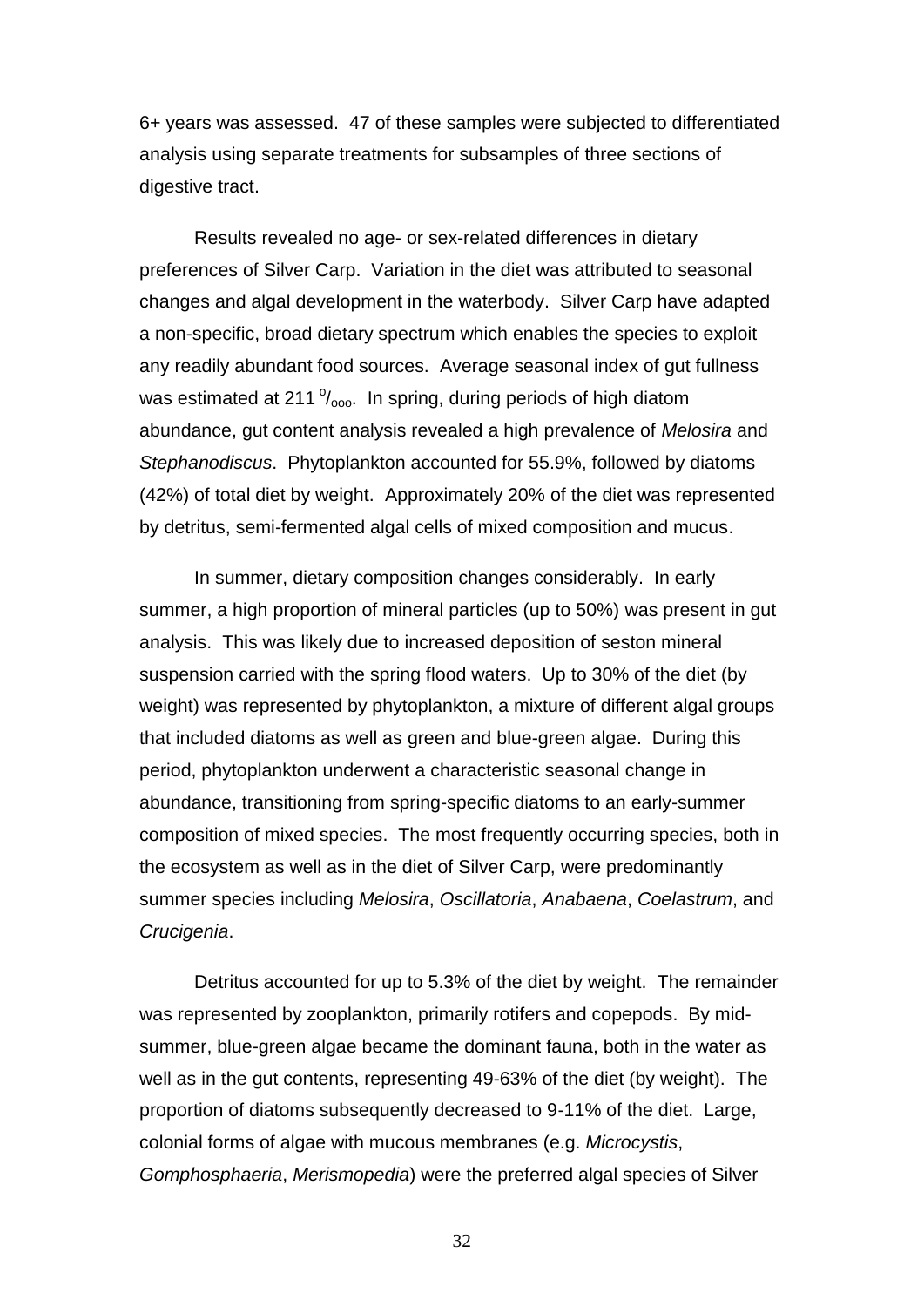6+ years was assessed. 47 of these samples were subjected to differentiated analysis using separate treatments for subsamples of three sections of digestive tract.

Results revealed no age- or sex-related differences in dietary preferences of Silver Carp. Variation in the diet was attributed to seasonal changes and algal development in the waterbody. Silver Carp have adapted a non-specific, broad dietary spectrum which enables the species to exploit any readily abundant food sources. Average seasonal index of gut fullness was estimated at 211 $^{o}/_{ooo}$. In spring, during periods of high diatom abundance, gut content analysis revealed a high prevalence of *Melosira* and *Stephanodiscus*. Phytoplankton accounted for 55.9%, followed by diatoms (42%) of total diet by weight. Approximately 20% of the diet was represented by detritus, semi-fermented algal cells of mixed composition and mucus.

In summer, dietary composition changes considerably. In early summer, a high proportion of mineral particles (up to 50%) was present in gut analysis. This was likely due to increased deposition of seston mineral suspension carried with the spring flood waters. Up to 30% of the diet (by weight) was represented by phytoplankton, a mixture of different algal groups that included diatoms as well as green and blue-green algae. During this period, phytoplankton underwent a characteristic seasonal change in abundance, transitioning from spring-specific diatoms to an early-summer composition of mixed species. The most frequently occurring species, both in the ecosystem as well as in the diet of Silver Carp, were predominantly summer species including *Melosira*, *Oscillatoria*, *Anabaena*, *Coelastrum*, and *Crucigenia*.

Detritus accounted for up to 5.3% of the diet by weight. The remainder was represented by zooplankton, primarily rotifers and copepods. By mid-summer, blue-green algae became the dominant fauna, both in the water as well as in the gut contents, representing 49-63% of the diet (by weight). The proportion of diatoms subsequently decreased to 9-11% of the diet. Large, colonial forms of algae with mucous membranes (e.g. *Microcystis*, *Gomphosphaeria*, *Merismopedia*) were the preferred algal species of Silver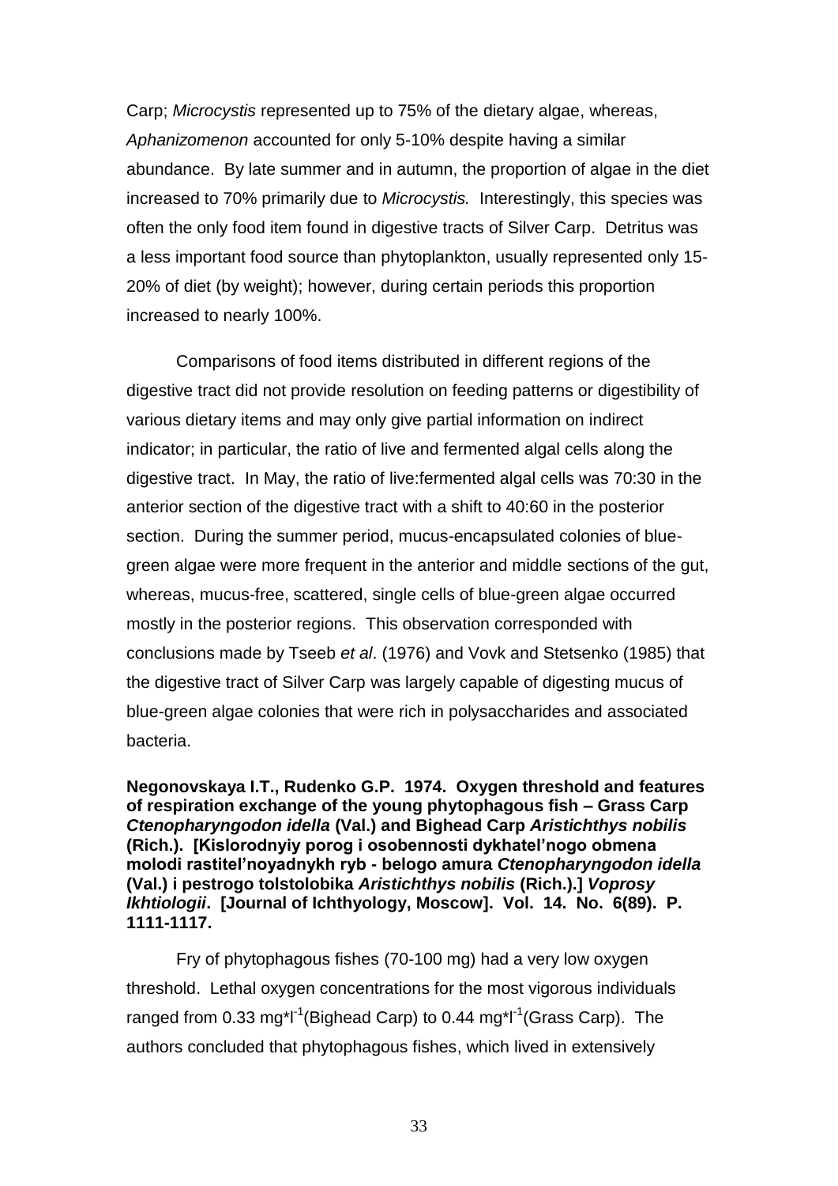Carp; *Microcystis* represented up to 75% of the dietary algae, whereas, *Aphanizomenon* accounted for only 5-10% despite having a similar abundance. By late summer and in autumn, the proportion of algae in the diet increased to 70% primarily due to *Microcystis.* Interestingly, this species was often the only food item found in digestive tracts of Silver Carp. Detritus was a less important food source than phytoplankton, usually represented only 15-20% of diet (by weight); however, during certain periods this proportion increased to nearly 100%.

Comparisons of food items distributed in different regions of the digestive tract did not provide resolution on feeding patterns or digestibility of various dietary items and may only give partial information on indirect indicator; in particular, the ratio of live and fermented algal cells along the digestive tract. In May, the ratio of live:fermented algal cells was 70:30 in the anterior section of the digestive tract with a shift to 40:60 in the posterior section. During the summer period, mucus-encapsulated colonies of blue-green algae were more frequent in the anterior and middle sections of the gut, whereas, mucus-free, scattered, single cells of blue-green algae occurred mostly in the posterior regions. This observation corresponded with conclusions made by Tseeb *et al*. (1976) and Vovk and Stetsenko (1985) that the digestive tract of Silver Carp was largely capable of digesting mucus of blue-green algae colonies that were rich in polysaccharides and associated bacteria.

**Negonovskaya I.T., Rudenko G.P. 1974. Oxygen threshold and features of respiration exchange of the young phytophagous fish – Grass Carp *Ctenopharyngodon idella* (Val.) and Bighead Carp *Aristichthys nobilis* (Rich.). [Kislorodnyiy porog i osobennosti dykhatel'nogo obmena molodi rastitel'noyadnykh ryb - belogo amura *Ctenopharyngodon idella* (Val.) i pestrogo tolstolobika *Aristichthys nobilis* (Rich.).] *Voprosy Ikhtiologii*. [Journal of Ichthyology, Moscow]. Vol. 14. No. 6(89). P. 1111-1117.**

Fry of phytophagous fishes (70-100 mg) had a very low oxygen threshold. Lethal oxygen concentrations for the most vigorous individuals ranged from 0.33 $mg*l^{-1}$(Bighead Carp) to 0.44 $mg*l^{-1}$(Grass Carp). The authors concluded that phytophagous fishes, which lived in extensively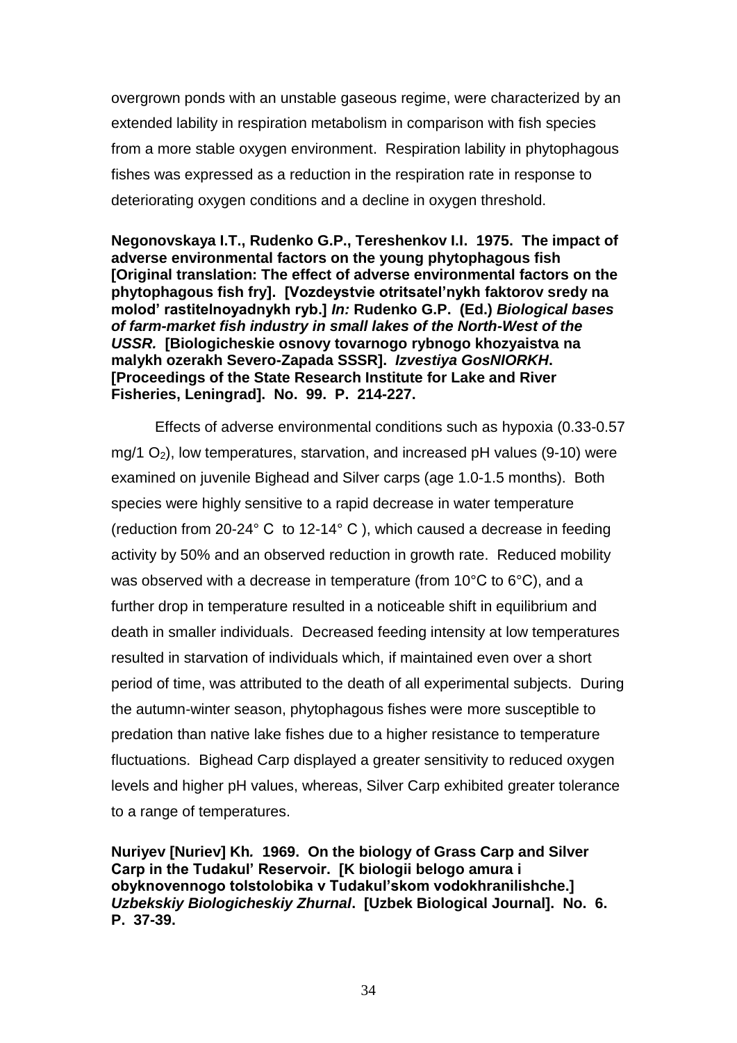overgrown ponds with an unstable gaseous regime, were characterized by an extended lability in respiration metabolism in comparison with fish species from a more stable oxygen environment. Respiration lability in phytophagous fishes was expressed as a reduction in the respiration rate in response to deteriorating oxygen conditions and a decline in oxygen threshold.

**Negonovskaya I.T., Rudenko G.P., Tereshenkov I.I. 1975. The impact of adverse environmental factors on the young phytophagous fish [Original translation: The effect of adverse environmental factors on the phytophagous fish fry]. [Vozdeystvie otritsatel'nykh faktorov sredy na molod' rastitelnoyadnykh ryb.]** ***In:*** **Rudenko G.P. (Ed.)** ***Biological bases of farm-market fish industry in small lakes of the North-West of the USSR.*** **[Biologicheskie osnovy tovarnogo rybnogo khozyaistva na malykh ozerakh Severo-Zapada SSSR].** ***Izvestiya GosNIORKH*****. [Proceedings of the State Research Institute for Lake and River Fisheries, Leningrad]. No. 99. P. 214-227.**

Effects of adverse environmental conditions such as hypoxia (0.33-0.57 mg/1 $O_2$), low temperatures, starvation, and increased pH values (9-10) were examined on juvenile Bighead and Silver carps (age 1.0-1.5 months). Both species were highly sensitive to a rapid decrease in water temperature (reduction from 20-24° C to 12-14° C ), which caused a decrease in feeding activity by 50% and an observed reduction in growth rate. Reduced mobility was observed with a decrease in temperature (from 10°C to 6°C), and a further drop in temperature resulted in a noticeable shift in equilibrium and death in smaller individuals. Decreased feeding intensity at low temperatures resulted in starvation of individuals which, if maintained even over a short period of time, was attributed to the death of all experimental subjects. During the autumn-winter season, phytophagous fishes were more susceptible to predation than native lake fishes due to a higher resistance to temperature fluctuations. Bighead Carp displayed a greater sensitivity to reduced oxygen levels and higher pH values, whereas, Silver Carp exhibited greater tolerance to a range of temperatures.

**Nuriyev [Nuriev] Kh*.* 1969. On the biology of Grass Carp and Silver Carp in the Tudakul' Reservoir. [K biologii belogo amura i obyknovennogo tolstolobika v Tudakul'skom vodokhranilishche.]** ***Uzbekskiy Biologicheskiy Zhurnal*****. [Uzbek Biological Journal]. No. 6. P. 37-39.**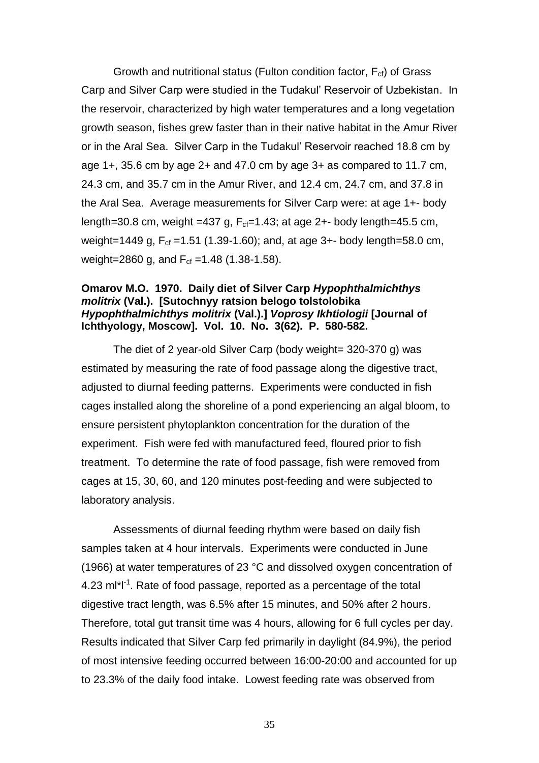Growth and nutritional status (Fulton condition factor, $F_{cf}$) of Grass Carp and Silver Carp were studied in the Tudakul' Reservoir of Uzbekistan. In the reservoir, characterized by high water temperatures and a long vegetation growth season, fishes grew faster than in their native habitat in the Amur River or in the Aral Sea. Silver Carp in the Tudakul' Reservoir reached 18.8 cm by age 1+, 35.6 cm by age 2+ and 47.0 cm by age 3+ as compared to 11.7 cm, 24.3 cm, and 35.7 cm in the Amur River, and 12.4 cm, 24.7 cm, and 37.8 in the Aral Sea. Average measurements for Silver Carp were: at age 1+- body length=30.8 cm, weight =437 g, $F_{cf}$=1.43; at age 2+- body length=45.5 cm, weight=1449 g, $F_{cf}$ =1.51 (1.39-1.60); and, at age 3+- body length=58.0 cm, weight=2860 g, and $F_{cf}$ =1.48 (1.38-1.58).

**Omarov M.O. 1970. Daily diet of Silver Carp *Hypophthalmichthys molitrix* (Val.). [Sutochnyy ratsion belogo tolstolobika *Hypophthalmichthys molitrix* (Val.).] *Voprosy Ikhtiologii* [Journal of Ichthyology, Moscow]. Vol. 10. No. 3(62). P. 580-582.**

The diet of 2 year-old Silver Carp (body weight= 320-370 g) was estimated by measuring the rate of food passage along the digestive tract, adjusted to diurnal feeding patterns. Experiments were conducted in fish cages installed along the shoreline of a pond experiencing an algal bloom, to ensure persistent phytoplankton concentration for the duration of the experiment. Fish were fed with manufactured feed, floured prior to fish treatment. To determine the rate of food passage, fish were removed from cages at 15, 30, 60, and 120 minutes post-feeding and were subjected to laboratory analysis.

Assessments of diurnal feeding rhythm were based on daily fish samples taken at 4 hour intervals. Experiments were conducted in June (1966) at water temperatures of 23 °C and dissolved oxygen concentration of 4.23 $ml*l^{-1}$. Rate of food passage, reported as a percentage of the total digestive tract length, was 6.5% after 15 minutes, and 50% after 2 hours. Therefore, total gut transit time was 4 hours, allowing for 6 full cycles per day. Results indicated that Silver Carp fed primarily in daylight (84.9%), the period of most intensive feeding occurred between 16:00-20:00 and accounted for up to 23.3% of the daily food intake. Lowest feeding rate was observed from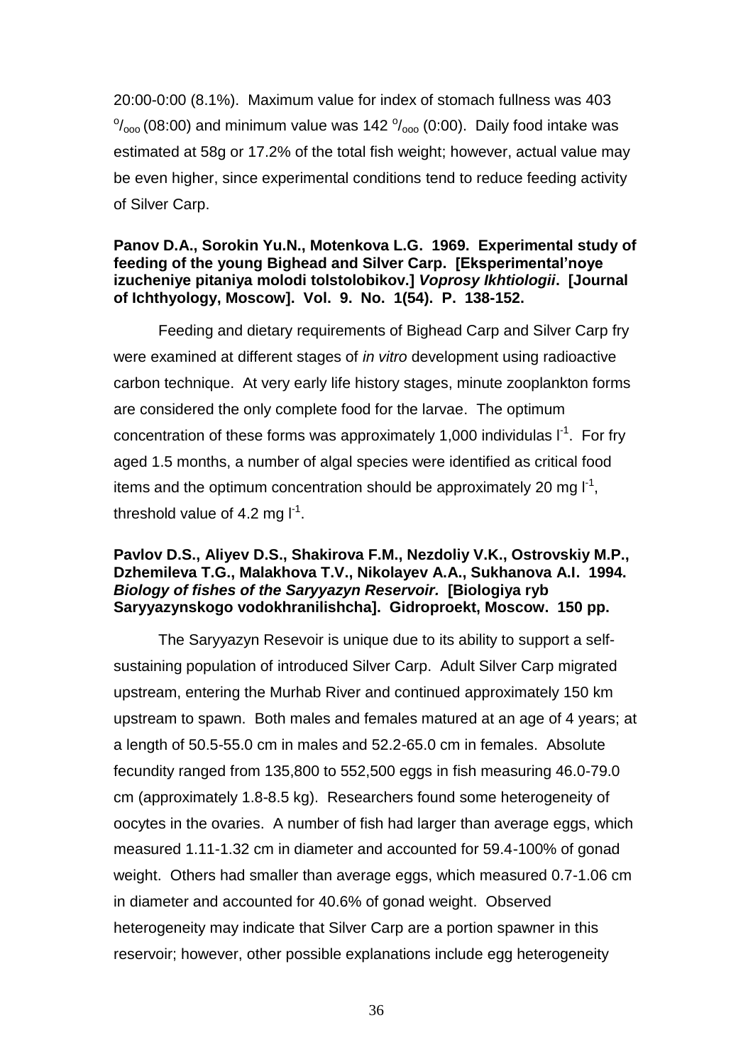20:00-0:00 (8.1%). Maximum value for index of stomach fullness was 403 $^{o}/_{ooo}$ (08:00) and minimum value was 142 $^{o}/_{ooo}$ (0:00). Daily food intake was estimated at 58g or 17.2% of the total fish weight; however, actual value may be even higher, since experimental conditions tend to reduce feeding activity of Silver Carp.

**Panov D.A., Sorokin Yu.N., Motenkova L.G. 1969. Experimental study of feeding of the young Bighead and Silver Carp. [Eksperimental'noye izucheniye pitaniya molodi tolstolobikov.] *Voprosy Ikhtiologii*. [Journal of Ichthyology, Moscow]. Vol. 9. No. 1(54). P. 138-152.**

Feeding and dietary requirements of Bighead Carp and Silver Carp fry were examined at different stages of *in vitro* development using radioactive carbon technique. At very early life history stages, minute zooplankton forms are considered the only complete food for the larvae. The optimum concentration of these forms was approximately 1,000 individulas $l^{-1}$. For fry aged 1.5 months, a number of algal species were identified as critical food items and the optimum concentration should be approximately 20 mg $l^{-1}$, threshold value of 4.2 mg $l^{-1}$.

**Pavlov D.S., Aliyev D.S., Shakirova F.M., Nezdoliy V.K., Ostrovskiy M.P., Dzhemileva T.G., Malakhova T.V., Nikolayev A.A., Sukhanova A.I. 1994. *Biology of fishes of the Saryyazyn Reservoir.* [Biologiya ryb Saryyazynskogo vodokhranilishcha]. Gidroproekt, Moscow. 150 pp.**

The Saryyazyn Resevoir is unique due to its ability to support a self-sustaining population of introduced Silver Carp. Adult Silver Carp migrated upstream, entering the Murhab River and continued approximately 150 km upstream to spawn. Both males and females matured at an age of 4 years; at a length of 50.5-55.0 cm in males and 52.2-65.0 cm in females. Absolute fecundity ranged from 135,800 to 552,500 eggs in fish measuring 46.0-79.0 cm (approximately 1.8-8.5 kg). Researchers found some heterogeneity of oocytes in the ovaries. A number of fish had larger than average eggs, which measured 1.11-1.32 cm in diameter and accounted for 59.4-100% of gonad weight. Others had smaller than average eggs, which measured 0.7-1.06 cm in diameter and accounted for 40.6% of gonad weight. Observed heterogeneity may indicate that Silver Carp are a portion spawner in this reservoir; however, other possible explanations include egg heterogeneity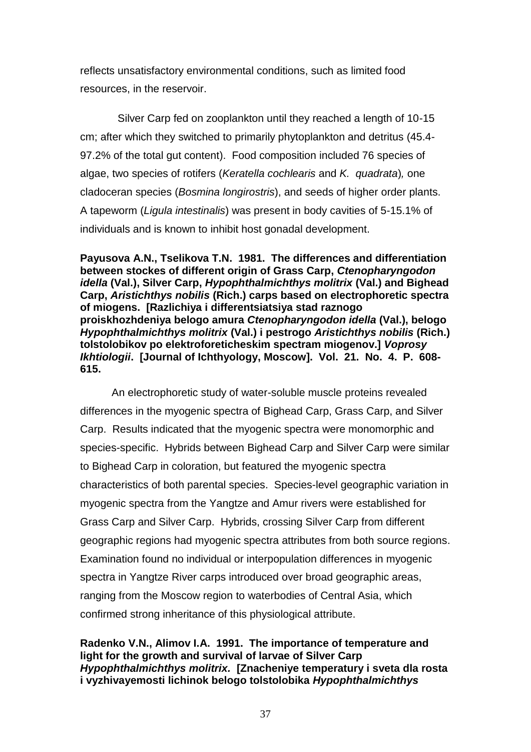reflects unsatisfactory environmental conditions, such as limited food resources, in the reservoir.

Silver Carp fed on zooplankton until they reached a length of 10-15 cm; after which they switched to primarily phytoplankton and detritus (45.4-97.2% of the total gut content). Food composition included 76 species of algae, two species of rotifers (*Keratella cochlearis* and *K. quadrata*), one cladoceran species (*Bosmina longirostris*), and seeds of higher order plants. A tapeworm (*Ligula intestinalis*) was present in body cavities of 5-15.1% of individuals and is known to inhibit host gonadal development.

**Payusova A.N., Tselikova T.N. 1981. The differences and differentiation between stockes of different origin of Grass Carp, *Ctenopharyngodon idella* (Val.), Silver Carp, *Hypophthalmichthys molitrix* (Val.) and Bighead Carp, *Aristichthys nobilis* (Rich.) carps based on electrophoretic spectra of miogens. [Razlichiya i differentsiatsiya stad raznogo proiskhozhdeniya belogo amura *Ctenopharyngodon idella* (Val.), belogo *Hypophthalmichthys molitrix* (Val.) i pestrogo *Aristichthys nobilis* (Rich.) tolstolobikov po elektroforeticheskim spectram miogenov.] *Voprosy Ikhtiologii*. [Journal of Ichthyology, Moscow]. Vol. 21. No. 4. P. 608-615.**

An electrophoretic study of water-soluble muscle proteins revealed differences in the myogenic spectra of Bighead Carp, Grass Carp, and Silver Carp. Results indicated that the myogenic spectra were monomorphic and species-specific. Hybrids between Bighead Carp and Silver Carp were similar to Bighead Carp in coloration, but featured the myogenic spectra characteristics of both parental species. Species-level geographic variation in myogenic spectra from the Yangtze and Amur rivers were established for Grass Carp and Silver Carp. Hybrids, crossing Silver Carp from different geographic regions had myogenic spectra attributes from both source regions. Examination found no individual or interpopulation differences in myogenic spectra in Yangtze River carps introduced over broad geographic areas, ranging from the Moscow region to waterbodies of Central Asia, which confirmed strong inheritance of this physiological attribute.

**Radenko V.N., Alimov I.A. 1991. The importance of temperature and light for the growth and survival of larvae of Silver Carp *Hypophthalmichthys molitrix.* [Znacheniye temperatury i sveta dla rosta i vyzhivayemosti lichinok belogo tolstolobika *Hypophthalmichthys***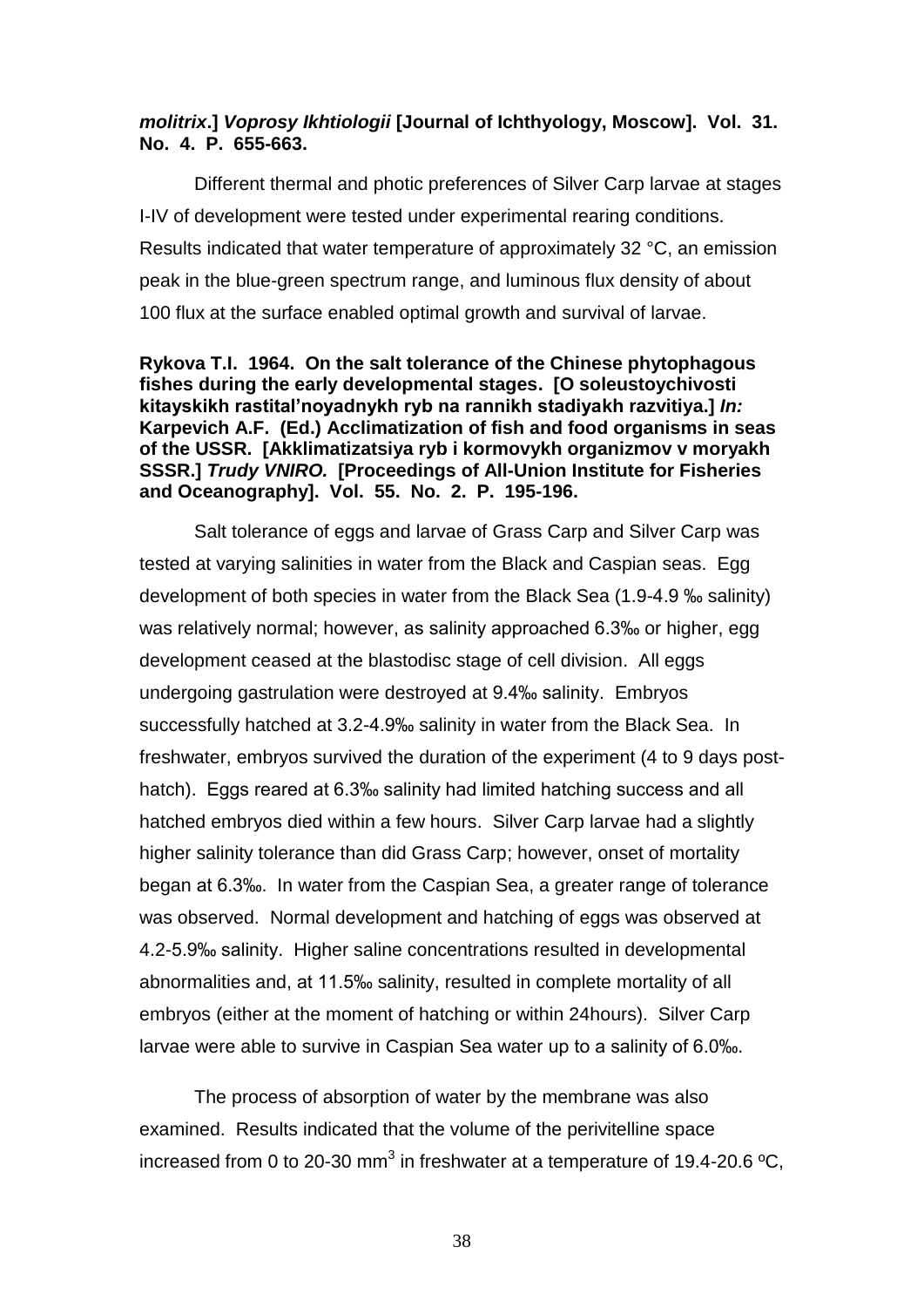**_molitrix_.] _Voprosy Ikhtiologii_ [Journal of Ichthyology, Moscow]. Vol. 31. No. 4. P. 655-663.**

Different thermal and photic preferences of Silver Carp larvae at stages I-IV of development were tested under experimental rearing conditions. Results indicated that water temperature of approximately 32 °C, an emission peak in the blue-green spectrum range, and luminous flux density of about 100 flux at the surface enabled optimal growth and survival of larvae.

**Rykova T.I. 1964. On the salt tolerance of the Chinese phytophagous fishes during the early developmental stages. [O soleustoychivosti kitayskikh rastital'noyadnykh ryb na rannikh stadiyakh razvitiya.] _In:_ Karpevich A.F. (Ed.) Acclimatization of fish and food organisms in seas of the USSR. [Akklimatizatsiya ryb i kormovykh organizmov v moryakh SSSR.] _Trudy VNIRO._ [Proceedings of All-Union Institute for Fisheries and Oceanography]. Vol. 55. No. 2. P. 195-196.**

Salt tolerance of eggs and larvae of Grass Carp and Silver Carp was tested at varying salinities in water from the Black and Caspian seas. Egg development of both species in water from the Black Sea (1.9-4.9 ‰ salinity) was relatively normal; however, as salinity approached 6.3‰ or higher, egg development ceased at the blastodisc stage of cell division. All eggs undergoing gastrulation were destroyed at 9.4‰ salinity. Embryos successfully hatched at 3.2-4.9‰ salinity in water from the Black Sea. In freshwater, embryos survived the duration of the experiment (4 to 9 days post-hatch). Eggs reared at 6.3‰ salinity had limited hatching success and all hatched embryos died within a few hours. Silver Carp larvae had a slightly higher salinity tolerance than did Grass Carp; however, onset of mortality began at 6.3‰. In water from the Caspian Sea, a greater range of tolerance was observed. Normal development and hatching of eggs was observed at 4.2-5.9‰ salinity. Higher saline concentrations resulted in developmental abnormalities and, at 11.5‰ salinity, resulted in complete mortality of all embryos (either at the moment of hatching or within 24hours). Silver Carp larvae were able to survive in Caspian Sea water up to a salinity of 6.0‰.

The process of absorption of water by the membrane was also examined. Results indicated that the volume of the perivitelline space increased from 0 to 20-30 $mm^3$ in freshwater at a temperature of 19.4-20.6 ºC,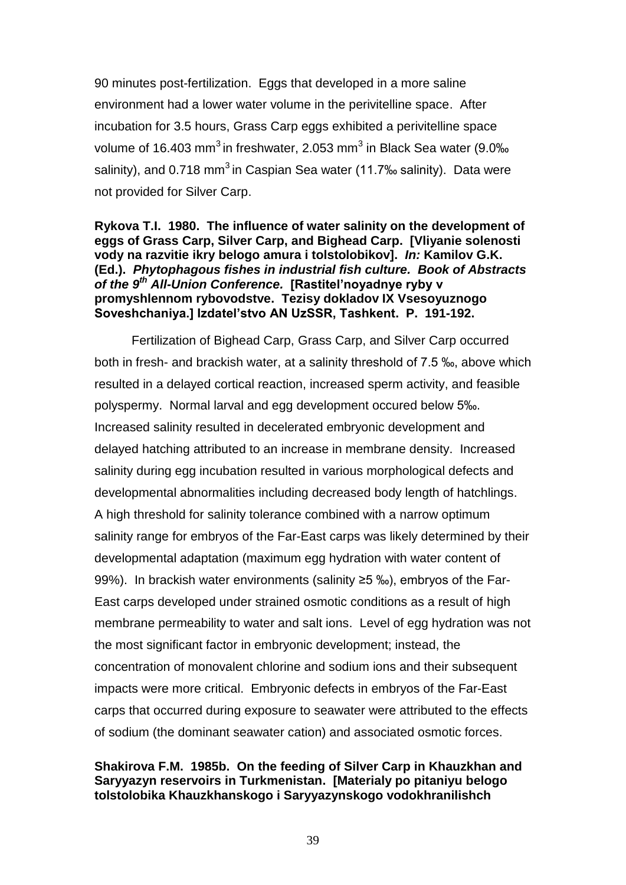90 minutes post-fertilization. Eggs that developed in a more saline environment had a lower water volume in the perivitelline space. After incubation for 3.5 hours, Grass Carp eggs exhibited a perivitelline space volume of 16.403 $mm^3$ in freshwater, 2.053 $mm^3$ in Black Sea water (9.0‰ salinity), and 0.718 $mm^3$ in Caspian Sea water (11.7‰ salinity). Data were not provided for Silver Carp.

**Rykova T.I. 1980. The influence of water salinity on the development of eggs of Grass Carp, Silver Carp, and Bighead Carp. [Vliyanie solenosti vody na razvitie ikry belogo amura i tolstolobikov].** ***In:*** **Kamilov G.K. (Ed.).** ***Phytophagous fishes in industrial fish culture. Book of Abstracts of the 9th All-Union Conference.*** **[Rastitel'noyadnye ryby v promyshlennom rybovodstve. Tezisy dokladov IX Vsesoyuznogo Soveshchaniya.] Izdatel'stvo AN UzSSR, Tashkent. P. 191-192.**

Fertilization of Bighead Carp, Grass Carp, and Silver Carp occurred both in fresh- and brackish water, at a salinity threshold of 7.5 ‰, above which resulted in a delayed cortical reaction, increased sperm activity, and feasible polyspermy. Normal larval and egg development occured below 5‰. Increased salinity resulted in decelerated embryonic development and delayed hatching attributed to an increase in membrane density. Increased salinity during egg incubation resulted in various morphological defects and developmental abnormalities including decreased body length of hatchlings. A high threshold for salinity tolerance combined with a narrow optimum salinity range for embryos of the Far-East carps was likely determined by their developmental adaptation (maximum egg hydration with water content of 99%). In brackish water environments (salinity ≥5 ‰), embryos of the Far-East carps developed under strained osmotic conditions as a result of high membrane permeability to water and salt ions. Level of egg hydration was not the most significant factor in embryonic development; instead, the concentration of monovalent chlorine and sodium ions and their subsequent impacts were more critical. Embryonic defects in embryos of the Far-East carps that occurred during exposure to seawater were attributed to the effects of sodium (the dominant seawater cation) and associated osmotic forces.

**Shakirova F.M. 1985b. On the feeding of Silver Carp in Khauzkhan and Saryyazyn reservoirs in Turkmenistan. [Materialy po pitaniyu belogo tolstolobika Khauzkhanskogo i Saryyazynskogo vodokhranilishch**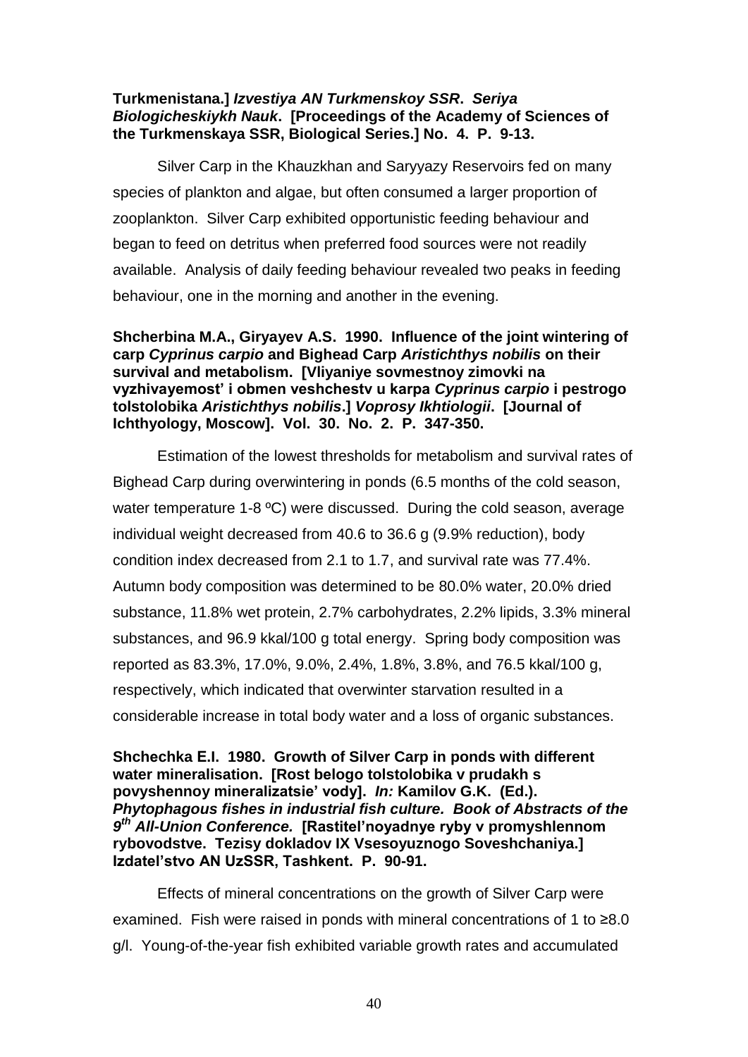**Turkmenistana.]** ***Izvestiya AN Turkmenskoy SSR. Seriya Biologicheskiykh Nauk*****. [Proceedings of the Academy of Sciences of the Turkmenskaya SSR, Biological Series.] No. 4. P. 9-13.**

Silver Carp in the Khauzkhan and Saryyazy Reservoirs fed on many species of plankton and algae, but often consumed a larger proportion of zooplankton. Silver Carp exhibited opportunistic feeding behaviour and began to feed on detritus when preferred food sources were not readily available. Analysis of daily feeding behaviour revealed two peaks in feeding behaviour, one in the morning and another in the evening.

**Shcherbina M.A., Giryayev A.S. 1990. Influence of the joint wintering of carp *Cyprinus carpio* and Bighead Carp *Aristichthys nobilis* on their survival and metabolism. [Vliyaniye sovmestnoy zimovki na vyzhivayemost' i obmen veshchestv u karpa *Cyprinus carpio* i pestrogo tolstolobika *Aristichthys nobilis*.]** ***Voprosy Ikhtiologii*****. [Journal of Ichthyology, Moscow]. Vol. 30. No. 2. P. 347-350.**

Estimation of the lowest thresholds for metabolism and survival rates of Bighead Carp during overwintering in ponds (6.5 months of the cold season, water temperature 1-8 ºC) were discussed. During the cold season, average individual weight decreased from 40.6 to 36.6 g (9.9% reduction), body condition index decreased from 2.1 to 1.7, and survival rate was 77.4%. Autumn body composition was determined to be 80.0% water, 20.0% dried substance, 11.8% wet protein, 2.7% carbohydrates, 2.2% lipids, 3.3% mineral substances, and 96.9 kkal/100 g total energy. Spring body composition was reported as 83.3%, 17.0%, 9.0%, 2.4%, 1.8%, 3.8%, and 76.5 kkal/100 g, respectively, which indicated that overwinter starvation resulted in a considerable increase in total body water and a loss of organic substances.

**Shchechka E.I. 1980. Growth of Silver Carp in ponds with different water mineralisation. [Rost belogo tolstolobika v prudakh s povyshennoy mineralizatsie' vody].** ***In:*** **Kamilov G.K. (Ed.).** ***Phytophagous fishes in industrial fish culture. Book of Abstracts of the 9th All-Union Conference.*** **[Rastitel'noyadnye ryby v promyshlennom rybovodstve. Tezisy dokladov IX Vsesoyuznogo Soveshchaniya.] Izdatel'stvo AN UzSSR, Tashkent. P. 90-91.**

Effects of mineral concentrations on the growth of Silver Carp were examined. Fish were raised in ponds with mineral concentrations of 1 to ≥8.0 g/l. Young-of-the-year fish exhibited variable growth rates and accumulated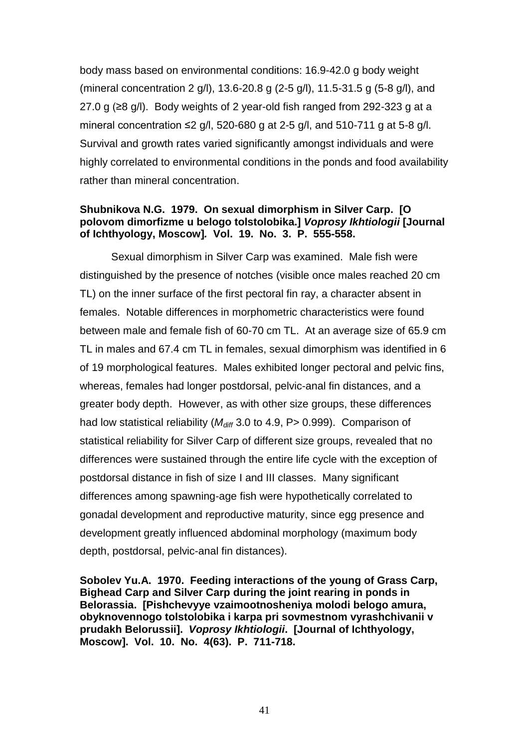body mass based on environmental conditions: 16.9-42.0 g body weight (mineral concentration 2 g/l), 13.6-20.8 g (2-5 g/l), 11.5-31.5 g (5-8 g/l), and 27.0 g (≥8 g/l). Body weights of 2 year-old fish ranged from 292-323 g at a mineral concentration ≤2 g/l, 520-680 g at 2-5 g/l, and 510-711 g at 5-8 g/l. Survival and growth rates varied significantly amongst individuals and were highly correlated to environmental conditions in the ponds and food availability rather than mineral concentration.

**Shubnikova N.G. 1979. On sexual dimorphism in Silver Carp. [O polovom dimorfizme u belogo tolstolobika.] *Voprosy Ikhtiologii* [Journal of Ichthyology, Moscow]. Vol. 19. No. 3. P. 555-558.**

Sexual dimorphism in Silver Carp was examined. Male fish were distinguished by the presence of notches (visible once males reached 20 cm TL) on the inner surface of the first pectoral fin ray, a character absent in females. Notable differences in morphometric characteristics were found between male and female fish of 60-70 cm TL. At an average size of 65.9 cm TL in males and 67.4 cm TL in females, sexual dimorphism was identified in 6 of 19 morphological features. Males exhibited longer pectoral and pelvic fins, whereas, females had longer postdorsal, pelvic-anal fin distances, and a greater body depth. However, as with other size groups, these differences had low statistical reliability ($M_{diff}$ 3.0 to 4.9, P> 0.999). Comparison of statistical reliability for Silver Carp of different size groups, revealed that no differences were sustained through the entire life cycle with the exception of postdorsal distance in fish of size I and III classes. Many significant differences among spawning-age fish were hypothetically correlated to gonadal development and reproductive maturity, since egg presence and development greatly influenced abdominal morphology (maximum body depth, postdorsal, pelvic-anal fin distances).

**Sobolev Yu.A. 1970. Feeding interactions of the young of Grass Carp, Bighead Carp and Silver Carp during the joint rearing in ponds in Belorassia. [Pishchevyye vzaimootnosheniya molodi belogo amura, obyknovennogo tolstolobika i karpa pri sovmestnom vyrashchivanii v prudakh Belorussii]. *Voprosy Ikhtiologii*. [Journal of Ichthyology, Moscow]. Vol. 10. No. 4(63). P. 711-718.**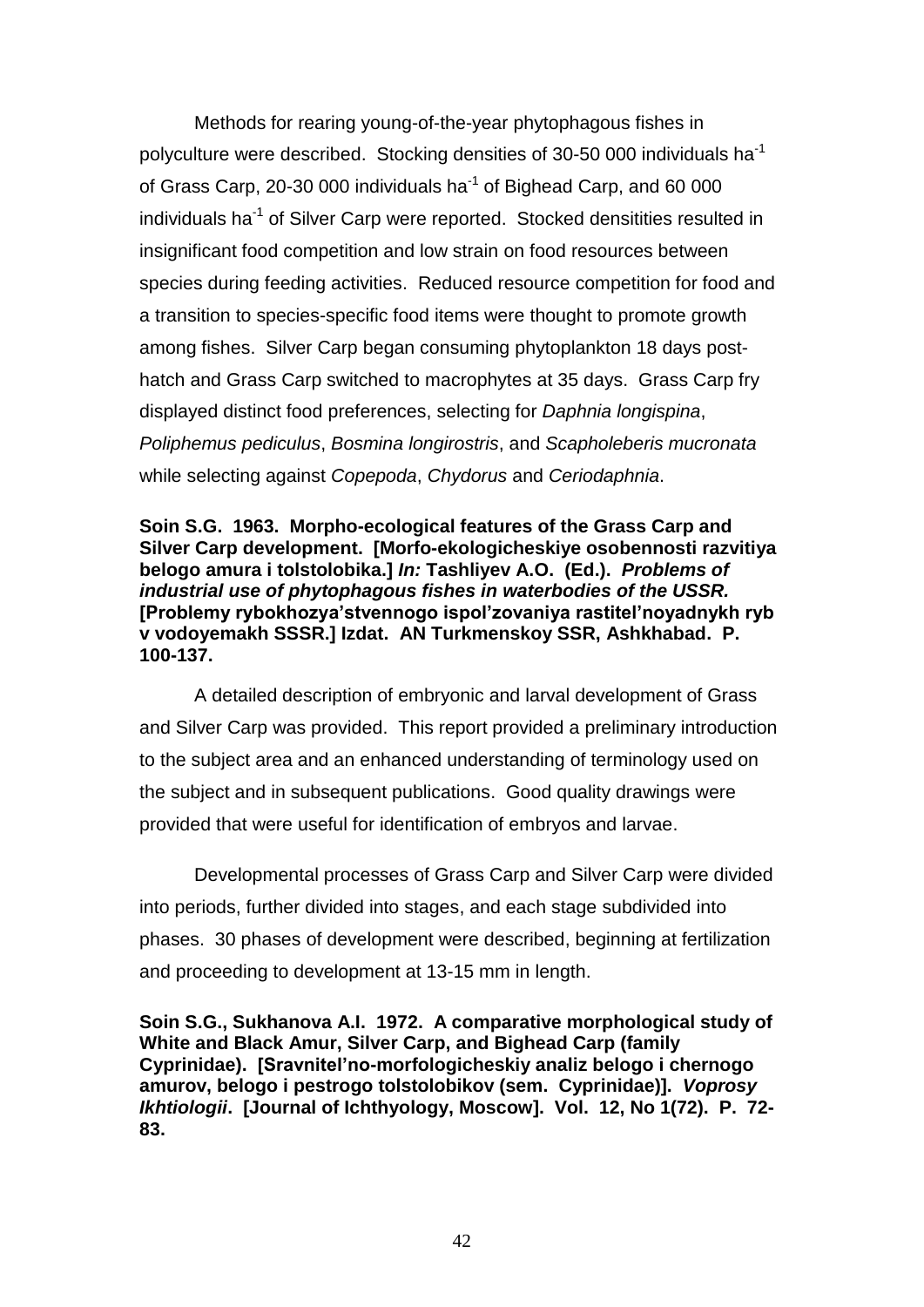Methods for rearing young-of-the-year phytophagous fishes in polyculture were described. Stocking densities of 30-50 000 individuals ha$^{-1}$ of Grass Carp, 20-30 000 individuals ha$^{-1}$ of Bighead Carp, and 60 000 individuals ha$^{-1}$ of Silver Carp were reported. Stocked densitities resulted in insignificant food competition and low strain on food resources between species during feeding activities. Reduced resource competition for food and a transition to species-specific food items were thought to promote growth among fishes. Silver Carp began consuming phytoplankton 18 days post-hatch and Grass Carp switched to macrophytes at 35 days. Grass Carp fry displayed distinct food preferences, selecting for *Daphnia longispina*, *Poliphemus pediculus*, *Bosmina longirostris*, and *Scapholeberis mucronata* while selecting against *Copepoda*, *Chydorus* and *Ceriodaphnia*.

**Soin S.G. 1963. Morpho-ecological features of the Grass Carp and Silver Carp development. [Morfo-ekologicheskiye osobennosti razvitiya belogo amura i tolstolobika.] *In:* Tashliyev A.O. (Ed.). *Problems of industrial use of phytophagous fishes in waterbodies of the USSR.* [Problemy rybokhozya'stvennogo ispol'zovaniya rastitel'noyadnykh ryb v vodoyemakh SSSR.] Izdat. AN Turkmenskoy SSR, Ashkhabad. P. 100-137.**

A detailed description of embryonic and larval development of Grass and Silver Carp was provided. This report provided a preliminary introduction to the subject area and an enhanced understanding of terminology used on the subject and in subsequent publications. Good quality drawings were provided that were useful for identification of embryos and larvae.

Developmental processes of Grass Carp and Silver Carp were divided into periods, further divided into stages, and each stage subdivided into phases. 30 phases of development were described, beginning at fertilization and proceeding to development at 13-15 mm in length.

**Soin S.G., Sukhanova A.I. 1972. A comparative morphological study of White and Black Amur, Silver Carp, and Bighead Carp (family Cyprinidae). [Sravnitel'no-morfologicheskiy analiz belogo i chernogo amurov, belogo i pestrogo tolstolobikov (sem. Cyprinidae)]. *Voprosy Ikhtiologii*. [Journal of Ichthyology, Moscow]. Vol. 12, No 1(72). P. 72-83.**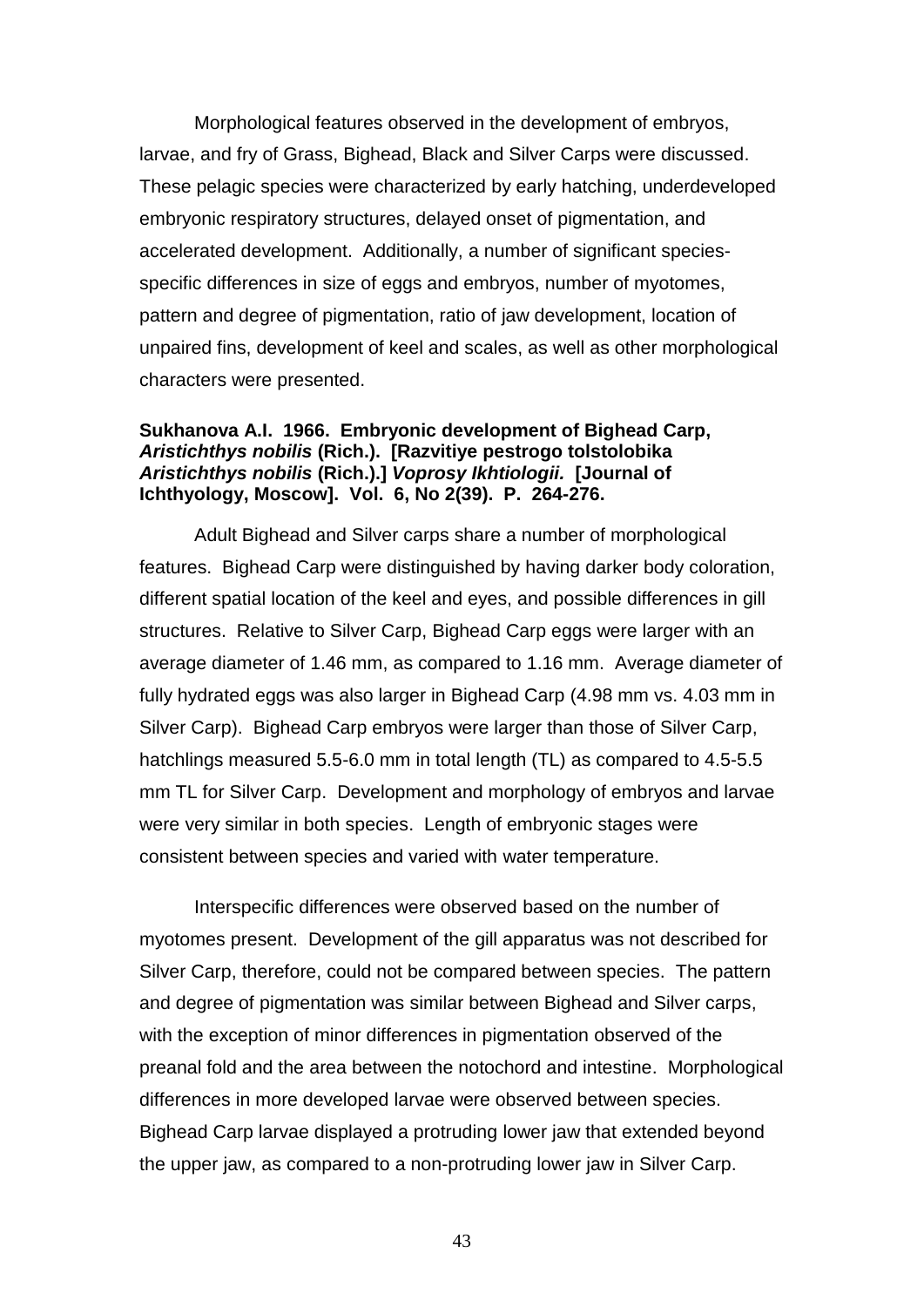Morphological features observed in the development of embryos, larvae, and fry of Grass, Bighead, Black and Silver Carps were discussed. These pelagic species were characterized by early hatching, underdeveloped embryonic respiratory structures, delayed onset of pigmentation, and accelerated development. Additionally, a number of significant species-specific differences in size of eggs and embryos, number of myotomes, pattern and degree of pigmentation, ratio of jaw development, location of unpaired fins, development of keel and scales, as well as other morphological characters were presented.

**Sukhanova A.I. 1966. Embryonic development of Bighead Carp, *Aristichthys nobilis* (Rich.). [Razvitiye pestrogo tolstolobika *Aristichthys nobilis* (Rich.).] *Voprosy Ikhtiologii.* [Journal of Ichthyology, Moscow]. Vol. 6, No 2(39). P. 264-276.**

Adult Bighead and Silver carps share a number of morphological features. Bighead Carp were distinguished by having darker body coloration, different spatial location of the keel and eyes, and possible differences in gill structures. Relative to Silver Carp, Bighead Carp eggs were larger with an average diameter of 1.46 mm, as compared to 1.16 mm. Average diameter of fully hydrated eggs was also larger in Bighead Carp (4.98 mm vs. 4.03 mm in Silver Carp). Bighead Carp embryos were larger than those of Silver Carp, hatchlings measured 5.5-6.0 mm in total length (TL) as compared to 4.5-5.5 mm TL for Silver Carp. Development and morphology of embryos and larvae were very similar in both species. Length of embryonic stages were consistent between species and varied with water temperature.

Interspecific differences were observed based on the number of myotomes present. Development of the gill apparatus was not described for Silver Carp, therefore, could not be compared between species. The pattern and degree of pigmentation was similar between Bighead and Silver carps, with the exception of minor differences in pigmentation observed of the preanal fold and the area between the notochord and intestine. Morphological differences in more developed larvae were observed between species. Bighead Carp larvae displayed a protruding lower jaw that extended beyond the upper jaw, as compared to a non-protruding lower jaw in Silver Carp.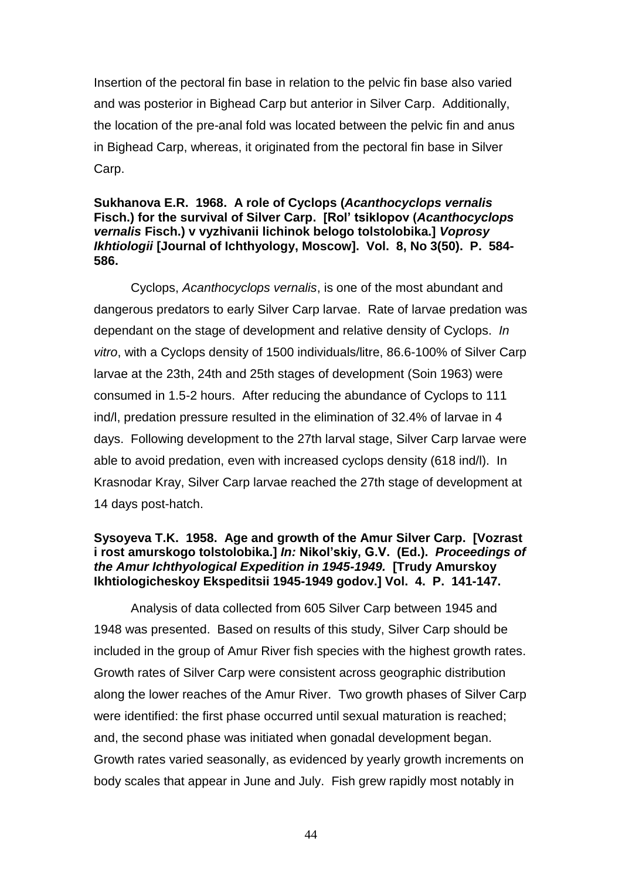Insertion of the pectoral fin base in relation to the pelvic fin base also varied and was posterior in Bighead Carp but anterior in Silver Carp. Additionally, the location of the pre-anal fold was located between the pelvic fin and anus in Bighead Carp, whereas, it originated from the pectoral fin base in Silver Carp.

**Sukhanova E.R. 1968. A role of Cyclops (*Acanthocyclops vernalis* Fisch.) for the survival of Silver Carp. [Rol' tsiklopov (*Acanthocyclops vernalis* Fisch.) v vyzhivanii lichinok belogo tolstolobika.] *Voprosy Ikhtiologii* [Journal of Ichthyology, Moscow]. Vol. 8, No 3(50). P. 584-586.**

Cyclops, *Acanthocyclops vernalis*, is one of the most abundant and dangerous predators to early Silver Carp larvae. Rate of larvae predation was dependant on the stage of development and relative density of Cyclops. *In vitro*, with a Cyclops density of 1500 individuals/litre, 86.6-100% of Silver Carp larvae at the 23th, 24th and 25th stages of development (Soin 1963) were consumed in 1.5-2 hours. After reducing the abundance of Cyclops to 111 ind/l, predation pressure resulted in the elimination of 32.4% of larvae in 4 days. Following development to the 27th larval stage, Silver Carp larvae were able to avoid predation, even with increased cyclops density (618 ind/l). In Krasnodar Kray, Silver Carp larvae reached the 27th stage of development at 14 days post-hatch.

**Sysoyeva T.K. 1958. Age and growth of the Amur Silver Carp. [Vozrast i rost amurskogo tolstolobika.] *In:* Nikol'skiy, G.V. (Ed.). *Proceedings of the Amur Ichthyological Expedition in 1945-1949.* [Trudy Amurskoy Ikhtiologicheskoy Ekspeditsii 1945-1949 godov.] Vol. 4. P. 141-147.**

Analysis of data collected from 605 Silver Carp between 1945 and 1948 was presented. Based on results of this study, Silver Carp should be included in the group of Amur River fish species with the highest growth rates. Growth rates of Silver Carp were consistent across geographic distribution along the lower reaches of the Amur River. Two growth phases of Silver Carp were identified: the first phase occurred until sexual maturation is reached; and, the second phase was initiated when gonadal development began. Growth rates varied seasonally, as evidenced by yearly growth increments on body scales that appear in June and July. Fish grew rapidly most notably in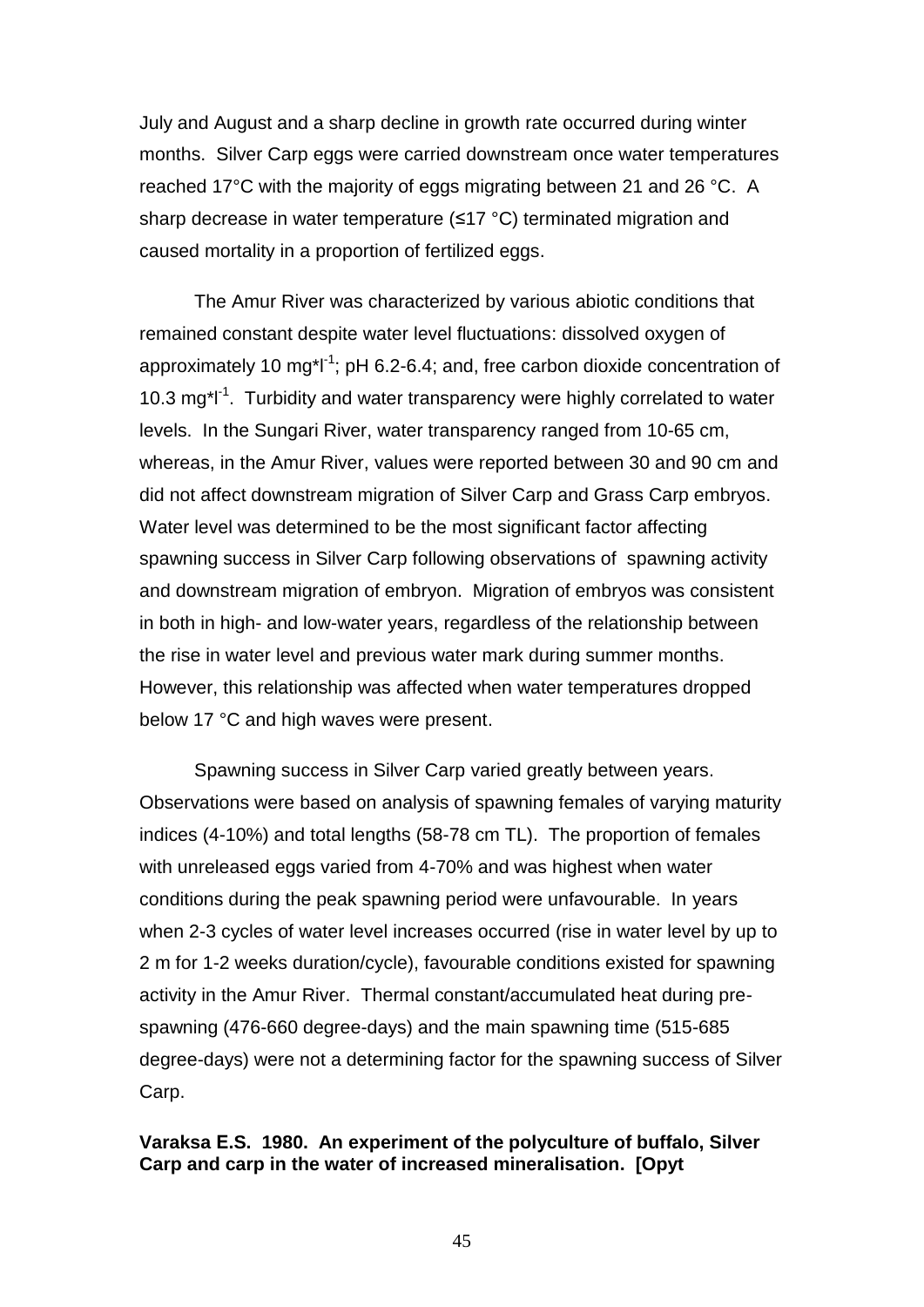July and August and a sharp decline in growth rate occurred during winter months. Silver Carp eggs were carried downstream once water temperatures reached 17°C with the majority of eggs migrating between 21 and 26 °C. A sharp decrease in water temperature (≤17 °C) terminated migration and caused mortality in a proportion of fertilized eggs.

The Amur River was characterized by various abiotic conditions that remained constant despite water level fluctuations: dissolved oxygen of approximately 10 mg*l$^{-1}$; pH 6.2-6.4; and, free carbon dioxide concentration of 10.3 mg*l$^{-1}$. Turbidity and water transparency were highly correlated to water levels. In the Sungari River, water transparency ranged from 10-65 cm, whereas, in the Amur River, values were reported between 30 and 90 cm and did not affect downstream migration of Silver Carp and Grass Carp embryos. Water level was determined to be the most significant factor affecting spawning success in Silver Carp following observations of spawning activity and downstream migration of embryon. Migration of embryos was consistent in both in high- and low-water years, regardless of the relationship between the rise in water level and previous water mark during summer months. However, this relationship was affected when water temperatures dropped below 17 °C and high waves were present.

Spawning success in Silver Carp varied greatly between years. Observations were based on analysis of spawning females of varying maturity indices (4-10%) and total lengths (58-78 cm TL). The proportion of females with unreleased eggs varied from 4-70% and was highest when water conditions during the peak spawning period were unfavourable. In years when 2-3 cycles of water level increases occurred (rise in water level by up to 2 m for 1-2 weeks duration/cycle), favourable conditions existed for spawning activity in the Amur River. Thermal constant/accumulated heat during pre-spawning (476-660 degree-days) and the main spawning time (515-685 degree-days) were not a determining factor for the spawning success of Silver Carp.

**Varaksa E.S. 1980. An experiment of the polyculture of buffalo, Silver Carp and carp in the water of increased mineralisation. [Opyt**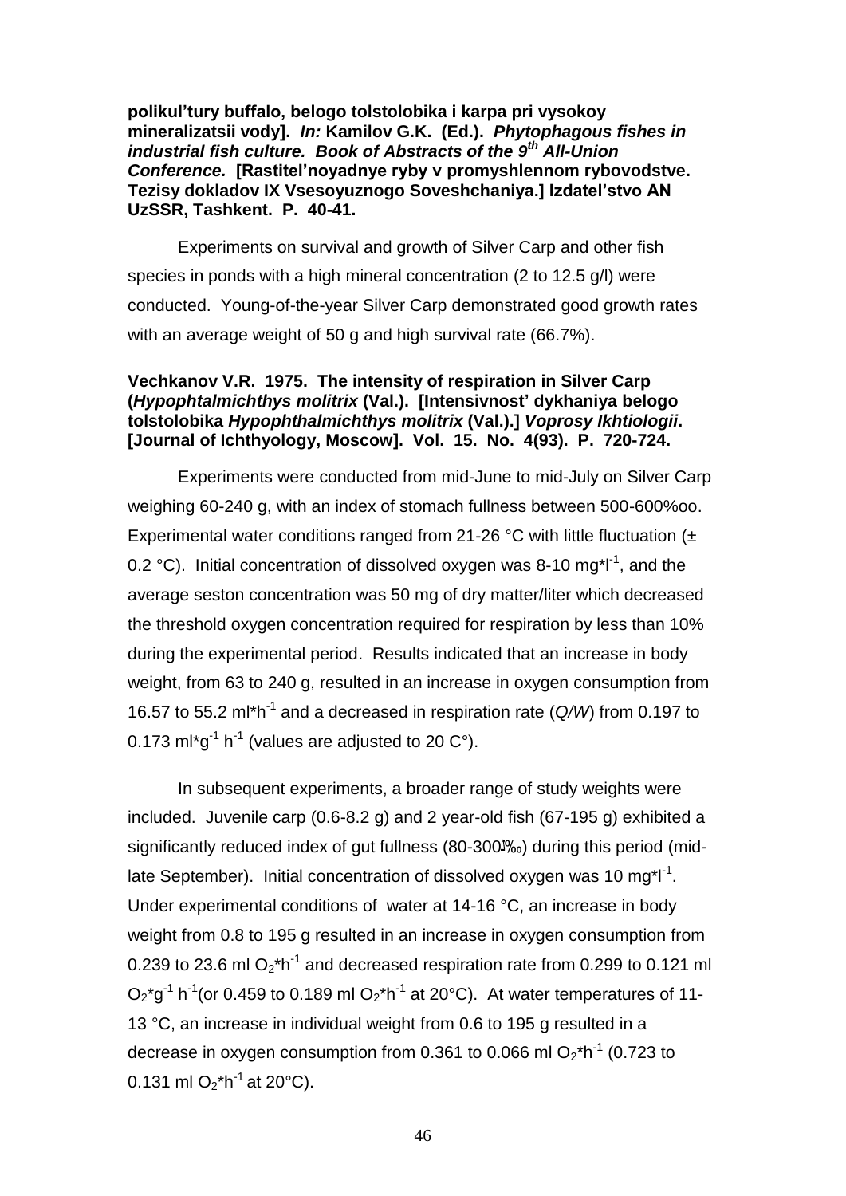**polikul'tury buffalo, belogo tolstolobika i karpa pri vysokoy mineralizatsii vody].** ***In:*** **Kamilov G.K. (Ed.).** ***Phytophagous fishes in industrial fish culture. Book of Abstracts of the 9th All-Union Conference.*** **[Rastitel'noyadnye ryby v promyshlennom rybovodstve. Tezisy dokladov IX Vsesoyuznogo Soveshchaniya.] Izdatel'stvo AN UzSSR, Tashkent. P. 40-41.**

Experiments on survival and growth of Silver Carp and other fish species in ponds with a high mineral concentration (2 to 12.5 g/l) were conducted. Young-of-the-year Silver Carp demonstrated good growth rates with an average weight of 50 g and high survival rate (66.7%).

**Vechkanov V.R. 1975. The intensity of respiration in Silver Carp (*Hypophtalmichthys molitrix* (Val.). [Intensivnost' dykhaniya belogo tolstolobika *Hypophthalmichthys molitrix* (Val.).]** ***Voprosy Ikhtiologii*****. [Journal of Ichthyology, Moscow]. Vol. 15. No. 4(93). P. 720-724.**

Experiments were conducted from mid-June to mid-July on Silver Carp weighing 60-240 g, with an index of stomach fullness between 500-600‰o. Experimental water conditions ranged from 21-26 °C with little fluctuation (± 0.2 °C). Initial concentration of dissolved oxygen was 8-10 mg*$l^{-1}$, and the average seston concentration was 50 mg of dry matter/liter which decreased the threshold oxygen concentration required for respiration by less than 10% during the experimental period. Results indicated that an increase in body weight, from 63 to 240 g, resulted in an increase in oxygen consumption from 16.57 to 55.2 ml*$h^{-1}$ and a decreased in respiration rate (*Q/W*) from 0.197 to 0.173 ml*$g^{-1}$ $h^{-1}$ (values are adjusted to 20 C°).

In subsequent experiments, a broader range of study weights were included. Juvenile carp (0.6-8.2 g) and 2 year-old fish (67-195 g) exhibited a significantly reduced index of gut fullness (80-300‰) during this period (mid-late September). Initial concentration of dissolved oxygen was 10 mg*$l^{-1}$. Under experimental conditions of water at 14-16 °C, an increase in body weight from 0.8 to 195 g resulted in an increase in oxygen consumption from 0.239 to 23.6 ml $O_2$*$h^{-1}$ and decreased respiration rate from 0.299 to 0.121 ml $O_2$*$g^{-1}$ $h^{-1}$(or 0.459 to 0.189 ml $O_2$*$h^{-1}$ at 20°C). At water temperatures of 11-13 °C, an increase in individual weight from 0.6 to 195 g resulted in a decrease in oxygen consumption from 0.361 to 0.066 ml $O_2$*$h^{-1}$ (0.723 to 0.131 ml $O_2$*$h^{-1}$ at 20°C).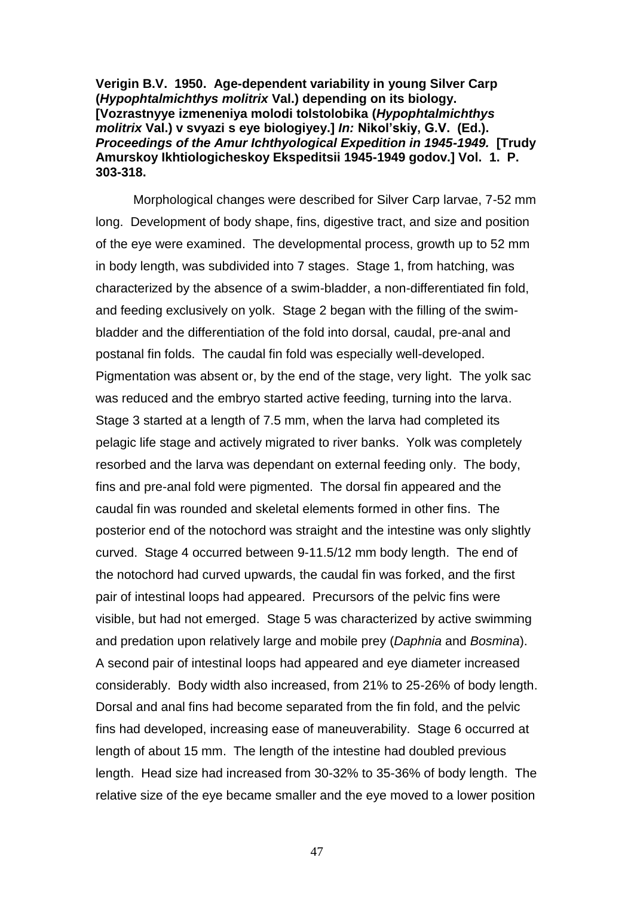**Verigin B.V. 1950. Age-dependent variability in young Silver Carp (*Hypophtalmichthys molitrix* Val.) depending on its biology. [Vozrastnyye izmeneniya molodi tolstolobika (*Hypophtalmichthys molitrix* Val.) v svyazi s eye biologiyey.] *In:* Nikol'skiy, G.V. (Ed.). *Proceedings of the Amur Ichthyological Expedition in 1945-1949.* [Trudy Amurskoy Ikhtiologicheskoy Ekspeditsii 1945-1949 godov.] Vol. 1. P. 303-318.**

Morphological changes were described for Silver Carp larvae, 7-52 mm long. Development of body shape, fins, digestive tract, and size and position of the eye were examined. The developmental process, growth up to 52 mm in body length, was subdivided into 7 stages. Stage 1, from hatching, was characterized by the absence of a swim-bladder, a non-differentiated fin fold, and feeding exclusively on yolk. Stage 2 began with the filling of the swim-bladder and the differentiation of the fold into dorsal, caudal, pre-anal and postanal fin folds. The caudal fin fold was especially well-developed. Pigmentation was absent or, by the end of the stage, very light. The yolk sac was reduced and the embryo started active feeding, turning into the larva. Stage 3 started at a length of 7.5 mm, when the larva had completed its pelagic life stage and actively migrated to river banks. Yolk was completely resorbed and the larva was dependant on external feeding only. The body, fins and pre-anal fold were pigmented. The dorsal fin appeared and the caudal fin was rounded and skeletal elements formed in other fins. The posterior end of the notochord was straight and the intestine was only slightly curved. Stage 4 occurred between 9-11.5/12 mm body length. The end of the notochord had curved upwards, the caudal fin was forked, and the first pair of intestinal loops had appeared. Precursors of the pelvic fins were visible, but had not emerged. Stage 5 was characterized by active swimming and predation upon relatively large and mobile prey (*Daphnia* and *Bosmina*). A second pair of intestinal loops had appeared and eye diameter increased considerably. Body width also increased, from 21% to 25-26% of body length. Dorsal and anal fins had become separated from the fin fold, and the pelvic fins had developed, increasing ease of maneuverability. Stage 6 occurred at length of about 15 mm. The length of the intestine had doubled previous length. Head size had increased from 30-32% to 35-36% of body length. The relative size of the eye became smaller and the eye moved to a lower position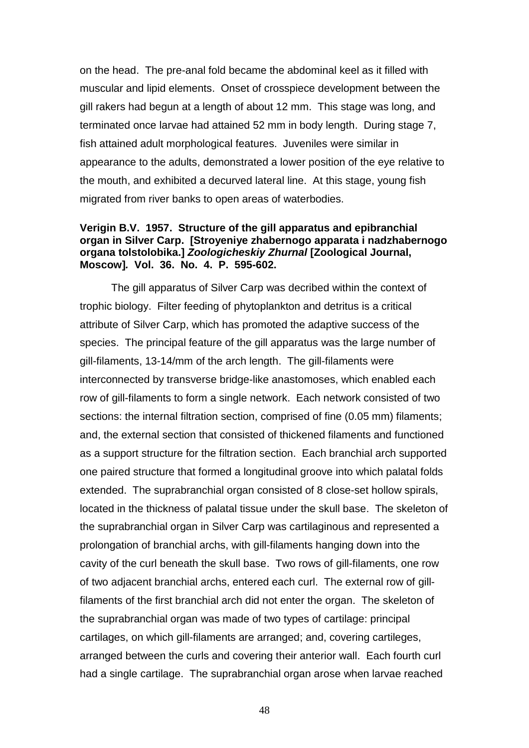on the head. The pre-anal fold became the abdominal keel as it filled with muscular and lipid elements. Onset of crosspiece development between the gill rakers had begun at a length of about 12 mm. This stage was long, and terminated once larvae had attained 52 mm in body length. During stage 7, fish attained adult morphological features. Juveniles were similar in appearance to the adults, demonstrated a lower position of the eye relative to the mouth, and exhibited a decurved lateral line. At this stage, young fish migrated from river banks to open areas of waterbodies.

**Verigin B.V. 1957. Structure of the gill apparatus and epibranchial organ in Silver Carp. [Stroyeniye zhabernogo apparata i nadzhabernogo organa tolstolobika.] *Zoologicheskiy Zhurnal* [Zoological Journal, Moscow]*.* Vol. 36. No. 4. P. 595-602.**

The gill apparatus of Silver Carp was decribed within the context of trophic biology. Filter feeding of phytoplankton and detritus is a critical attribute of Silver Carp, which has promoted the adaptive success of the species. The principal feature of the gill apparatus was the large number of gill-filaments, 13-14/mm of the arch length. The gill-filaments were interconnected by transverse bridge-like anastomoses, which enabled each row of gill-filaments to form a single network. Each network consisted of two sections: the internal filtration section, comprised of fine (0.05 mm) filaments; and, the external section that consisted of thickened filaments and functioned as a support structure for the filtration section. Each branchial arch supported one paired structure that formed a longitudinal groove into which palatal folds extended. The suprabranchial organ consisted of 8 close-set hollow spirals, located in the thickness of palatal tissue under the skull base. The skeleton of the suprabranchial organ in Silver Carp was cartilaginous and represented a prolongation of branchial archs, with gill-filaments hanging down into the cavity of the curl beneath the skull base. Two rows of gill-filaments, one row of two adjacent branchial archs, entered each curl. The external row of gill-filaments of the first branchial arch did not enter the organ. The skeleton of the suprabranchial organ was made of two types of cartilage: principal cartilages, on which gill-filaments are arranged; and, covering cartileges, arranged between the curls and covering their anterior wall. Each fourth curl had a single cartilage. The suprabranchial organ arose when larvae reached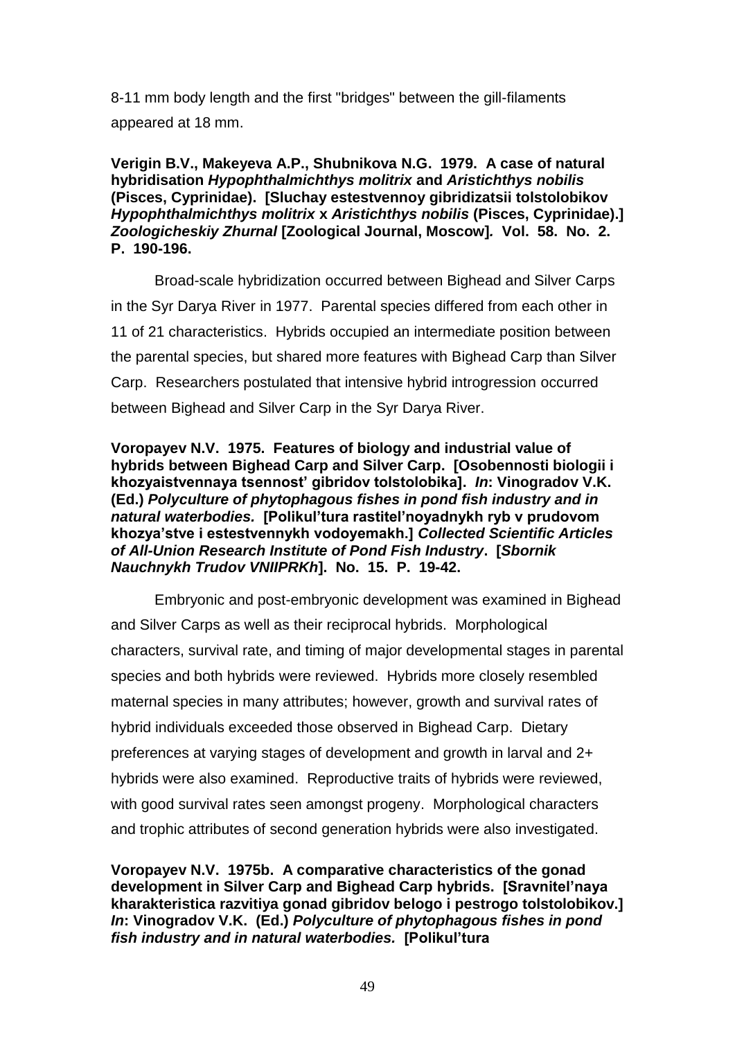8-11 mm body length and the first "bridges" between the gill-filaments appeared at 18 mm.

**Verigin B.V., Makeyeva A.P., Shubnikova N.G. 1979. A case of natural hybridisation *Hypophthalmichthys molitrix* and *Aristichthys nobilis* (Pisces, Cyprinidae). [Sluchay estestvennoy gibridizatsii tolstolobikov *Hypophthalmichthys molitrix* x *Aristichthys nobilis* (Pisces, Cyprinidae).] *Zoologicheskiy Zhurnal* [Zoological Journal, Moscow]. Vol. 58. No. 2. P. 190-196.**

Broad-scale hybridization occurred between Bighead and Silver Carps in the Syr Darya River in 1977. Parental species differed from each other in 11 of 21 characteristics. Hybrids occupied an intermediate position between the parental species, but shared more features with Bighead Carp than Silver Carp. Researchers postulated that intensive hybrid introgression occurred between Bighead and Silver Carp in the Syr Darya River.

**Voropayev N.V. 1975. Features of biology and industrial value of hybrids between Bighead Carp and Silver Carp. [Osobennosti biologii i khozyaistvennaya tsennost' gibridov tolstolobika]. *In*: Vinogradov V.K. (Ed.) *Polyculture of phytophagous fishes in pond fish industry and in natural waterbodies.* [Polikul'tura rastitel'noyadnykh ryb v prudovom khozya'stve i estestvennykh vodoyemakh.] *Collected Scientific Articles of All-Union Research Institute of Pond Fish Industry*. [*Sbornik Nauchnykh Trudov VNIIPRKh*]. No. 15. P. 19-42.**

Embryonic and post-embryonic development was examined in Bighead and Silver Carps as well as their reciprocal hybrids. Morphological characters, survival rate, and timing of major developmental stages in parental species and both hybrids were reviewed. Hybrids more closely resembled maternal species in many attributes; however, growth and survival rates of hybrid individuals exceeded those observed in Bighead Carp. Dietary preferences at varying stages of development and growth in larval and 2+ hybrids were also examined. Reproductive traits of hybrids were reviewed, with good survival rates seen amongst progeny. Morphological characters and trophic attributes of second generation hybrids were also investigated.

**Voropayev N.V. 1975b. A comparative characteristics of the gonad development in Silver Carp and Bighead Carp hybrids. [Sravnitel'naya kharakteristica razvitiya gonad gibridov belogo i pestrogo tolstolobikov.] *In*: Vinogradov V.K. (Ed.) *Polyculture of phytophagous fishes in pond fish industry and in natural waterbodies.* [Polikul'tura**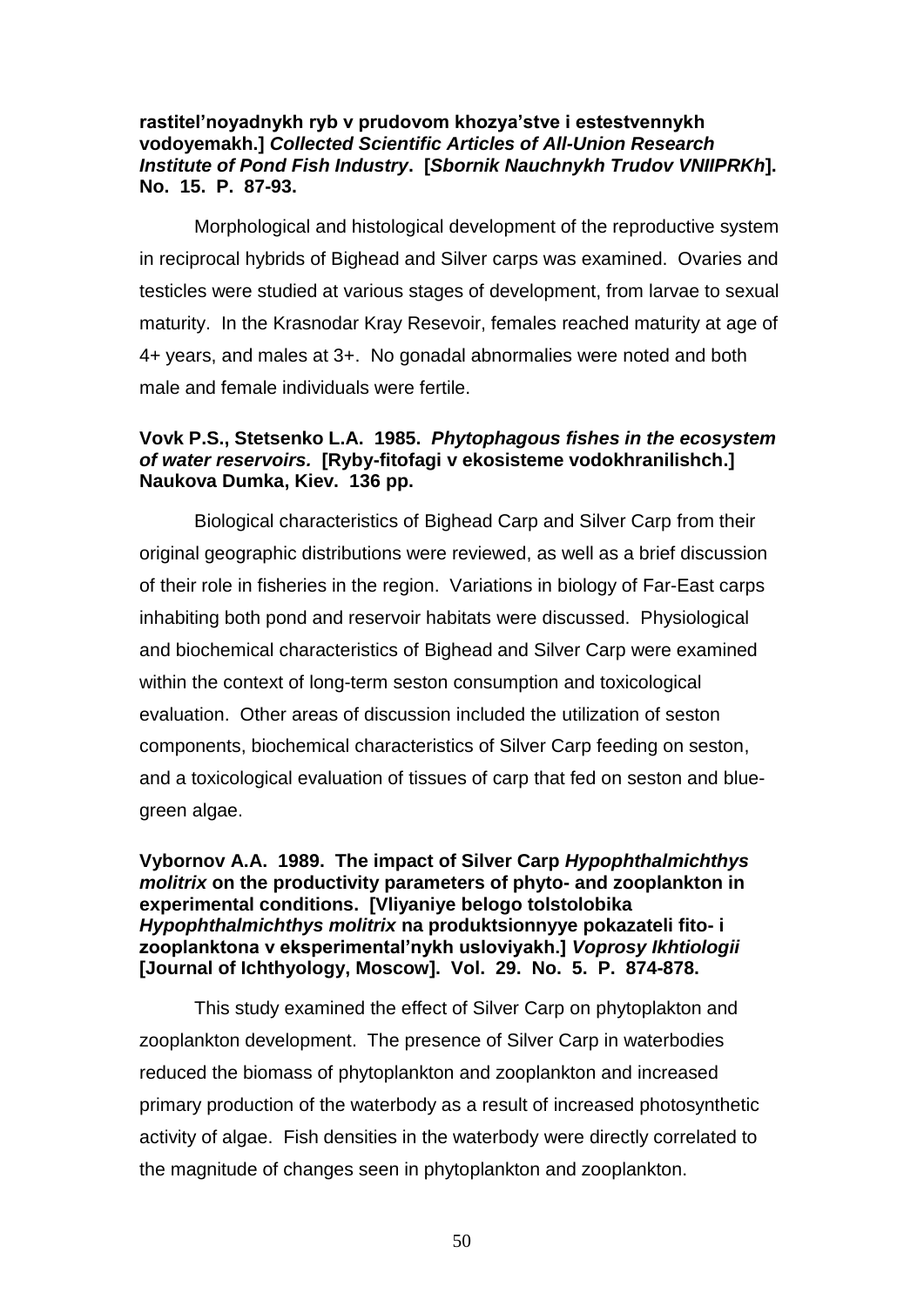**rastitel'noyadnykh ryb v prudovom khozya'stve i estestvennykh vodoyemakh.]** ***Collected Scientific Articles of All-Union Research Institute of Pond Fish Industry*. [*Sbornik Nauchnykh Trudov VNIIPRKh*]. No. 15. P. 87-93.**

Morphological and histological development of the reproductive system in reciprocal hybrids of Bighead and Silver carps was examined. Ovaries and testicles were studied at various stages of development, from larvae to sexual maturity. In the Krasnodar Kray Resevoir, females reached maturity at age of 4+ years, and males at 3+. No gonadal abnormalies were noted and both male and female individuals were fertile.

**Vovk P.S., Stetsenko L.A. 1985. *Phytophagous fishes in the ecosystem of water reservoirs.* [Ryby-fitofagi v ekosisteme vodokhranilishch.] Naukova Dumka, Kiev. 136 pp.**

Biological characteristics of Bighead Carp and Silver Carp from their original geographic distributions were reviewed, as well as a brief discussion of their role in fisheries in the region. Variations in biology of Far-East carps inhabiting both pond and reservoir habitats were discussed. Physiological and biochemical characteristics of Bighead and Silver Carp were examined within the context of long-term seston consumption and toxicological evaluation. Other areas of discussion included the utilization of seston components, biochemical characteristics of Silver Carp feeding on seston, and a toxicological evaluation of tissues of carp that fed on seston and blue-green algae.

**Vybornov A.A. 1989. The impact of Silver Carp *Hypophthalmichthys molitrix* on the productivity parameters of phyto- and zooplankton in experimental conditions. [Vliyaniye belogo tolstolobika *Hypophthalmichthys molitrix* na produktsionnyye pokazateli fito- i zooplanktona v eksperimental'nykh usloviyakh.] *Voprosy Ikhtiologii* [Journal of Ichthyology, Moscow]. Vol. 29. No. 5. P. 874-878.**

This study examined the effect of Silver Carp on phytoplakton and zooplankton development. The presence of Silver Carp in waterbodies reduced the biomass of phytoplankton and zooplankton and increased primary production of the waterbody as a result of increased photosynthetic activity of algae. Fish densities in the waterbody were directly correlated to the magnitude of changes seen in phytoplankton and zooplankton.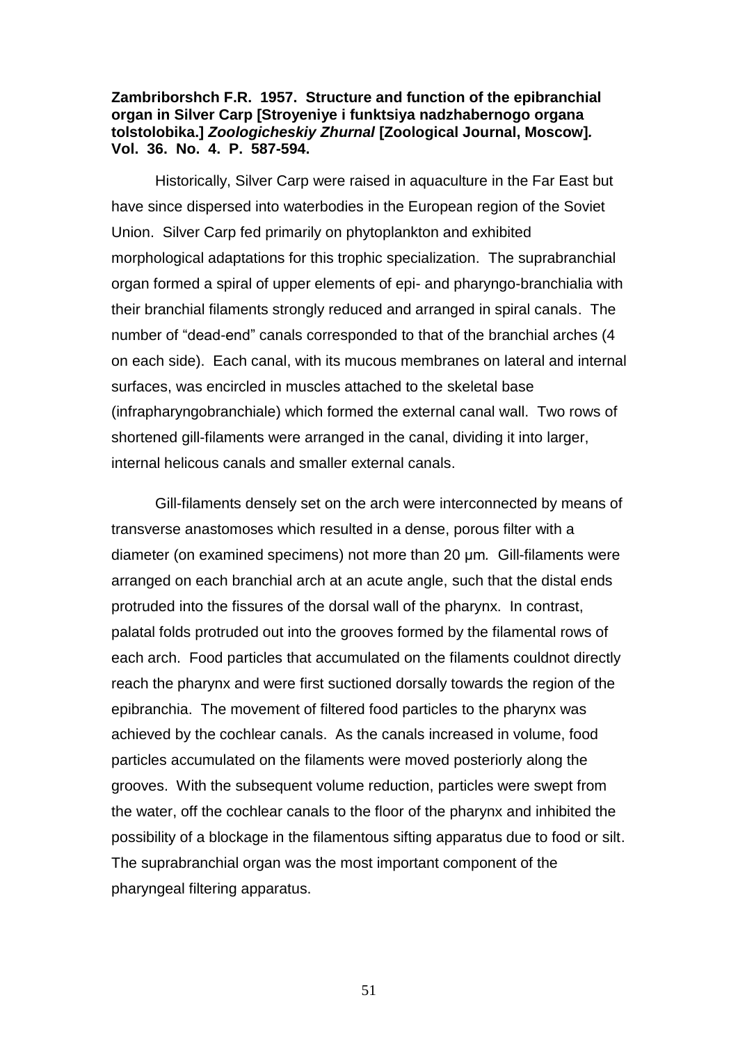**Zambriborshch F.R. 1957. Structure and function of the epibranchial organ in Silver Carp [Stroyeniye i funktsiya nadzhabernogo organa tolstolobika.] *Zoologicheskiy Zhurnal* [Zoological Journal, Moscow]. Vol. 36. No. 4. P. 587-594.**

Historically, Silver Carp were raised in aquaculture in the Far East but have since dispersed into waterbodies in the European region of the Soviet Union. Silver Carp fed primarily on phytoplankton and exhibited morphological adaptations for this trophic specialization. The suprabranchial organ formed a spiral of upper elements of epi- and pharyngo-branchialia with their branchial filaments strongly reduced and arranged in spiral canals. The number of "dead-end" canals corresponded to that of the branchial arches (4 on each side). Each canal, with its mucous membranes on lateral and internal surfaces, was encircled in muscles attached to the skeletal base (infrapharyngobranchiale) which formed the external canal wall. Two rows of shortened gill-filaments were arranged in the canal, dividing it into larger, internal helicous canals and smaller external canals.

Gill-filaments densely set on the arch were interconnected by means of transverse anastomoses which resulted in a dense, porous filter with a diameter (on examined specimens) not more than 20 μm. Gill-filaments were arranged on each branchial arch at an acute angle, such that the distal ends protruded into the fissures of the dorsal wall of the pharynx. In contrast, palatal folds protruded out into the grooves formed by the filamental rows of each arch. Food particles that accumulated on the filaments couldnot directly reach the pharynx and were first suctioned dorsally towards the region of the epibranchia. The movement of filtered food particles to the pharynx was achieved by the cochlear canals. As the canals increased in volume, food particles accumulated on the filaments were moved posteriorly along the grooves. With the subsequent volume reduction, particles were swept from the water, off the cochlear canals to the floor of the pharynx and inhibited the possibility of a blockage in the filamentous sifting apparatus due to food or silt. The suprabranchial organ was the most important component of the pharyngeal filtering apparatus.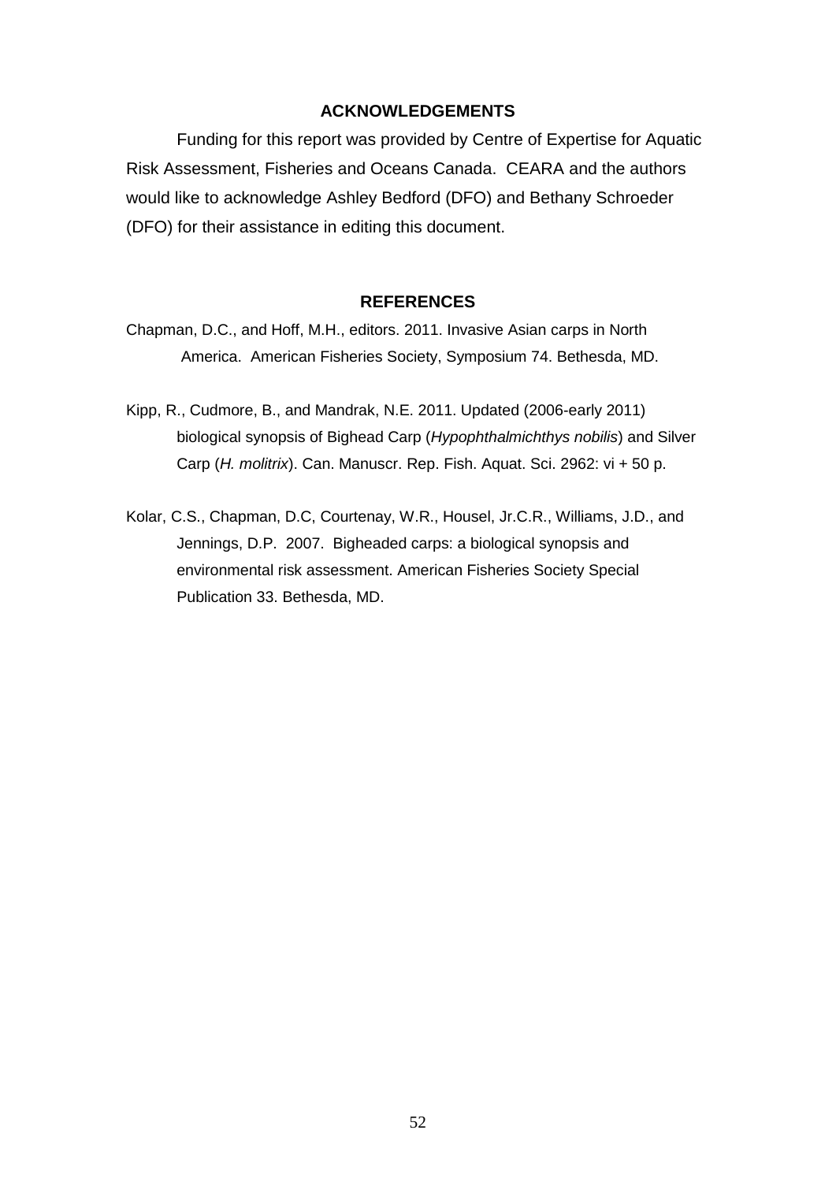## ACKNOWLEDGEMENTS

Funding for this report was provided by Centre of Expertise for Aquatic Risk Assessment, Fisheries and Oceans Canada. CEARA and the authors would like to acknowledge Ashley Bedford (DFO) and Bethany Schroeder (DFO) for their assistance in editing this document.

## REFERENCES

Chapman, D.C., and Hoff, M.H., editors. 2011. Invasive Asian carps in North America. American Fisheries Society, Symposium 74. Bethesda, MD.

Kipp, R., Cudmore, B., and Mandrak, N.E. 2011. Updated (2006-early 2011) biological synopsis of Bighead Carp (*Hypophthalmichthys nobilis*) and Silver Carp (*H. molitrix*). Can. Manuscr. Rep. Fish. Aquat. Sci. 2962: vi + 50 p.

Kolar, C.S., Chapman, D.C, Courtenay, W.R., Housel, Jr.C.R., Williams, J.D., and Jennings, D.P. 2007. Bigheaded carps: a biological synopsis and environmental risk assessment. American Fisheries Society Special Publication 33. Bethesda, MD.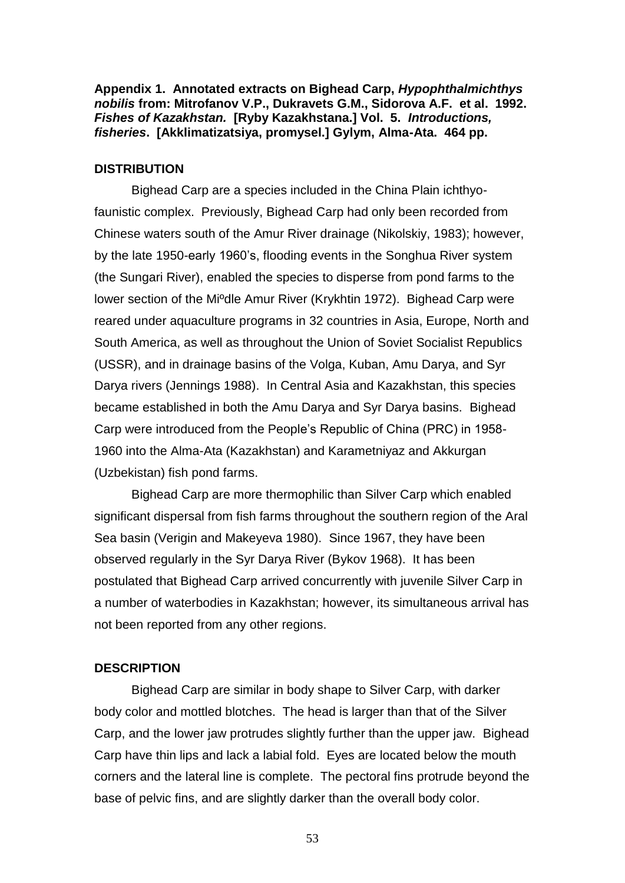**Appendix 1. Annotated extracts on Bighead Carp, *Hypophthalmichthys nobilis* from: Mitrofanov V.P., Dukravets G.M., Sidorova A.F. et al. 1992. *Fishes of Kazakhstan.* [Ryby Kazakhstana.] Vol. 5. *Introductions, fisheries*. [Akklimatizatsiya, promysel.] Gylym, Alma-Ata. 464 pp.**

## DISTRIBUTION

Bighead Carp are a species included in the China Plain ichthyo-faunistic complex. Previously, Bighead Carp had only been recorded from Chinese waters south of the Amur River drainage (Nikolskiy, 1983); however, by the late 1950-early 1960's, flooding events in the Songhua River system (the Sungari River), enabled the species to disperse from pond farms to the lower section of the Miºdle Amur River (Krykhtin 1972). Bighead Carp were reared under aquaculture programs in 32 countries in Asia, Europe, North and South America, as well as throughout the Union of Soviet Socialist Republics (USSR), and in drainage basins of the Volga, Kuban, Amu Darya, and Syr Darya rivers (Jennings 1988). In Central Asia and Kazakhstan, this species became established in both the Amu Darya and Syr Darya basins. Bighead Carp were introduced from the People's Republic of China (PRC) in 1958-1960 into the Alma-Ata (Kazakhstan) and Karametniyaz and Akkurgan (Uzbekistan) fish pond farms.

Bighead Carp are more thermophilic than Silver Carp which enabled significant dispersal from fish farms throughout the southern region of the Aral Sea basin (Verigin and Makeyeva 1980). Since 1967, they have been observed regularly in the Syr Darya River (Bykov 1968). It has been postulated that Bighead Carp arrived concurrently with juvenile Silver Carp in a number of waterbodies in Kazakhstan; however, its simultaneous arrival has not been reported from any other regions.

## DESCRIPTION

Bighead Carp are similar in body shape to Silver Carp, with darker body color and mottled blotches. The head is larger than that of the Silver Carp, and the lower jaw protrudes slightly further than the upper jaw. Bighead Carp have thin lips and lack a labial fold. Eyes are located below the mouth corners and the lateral line is complete. The pectoral fins protrude beyond the base of pelvic fins, and are slightly darker than the overall body color.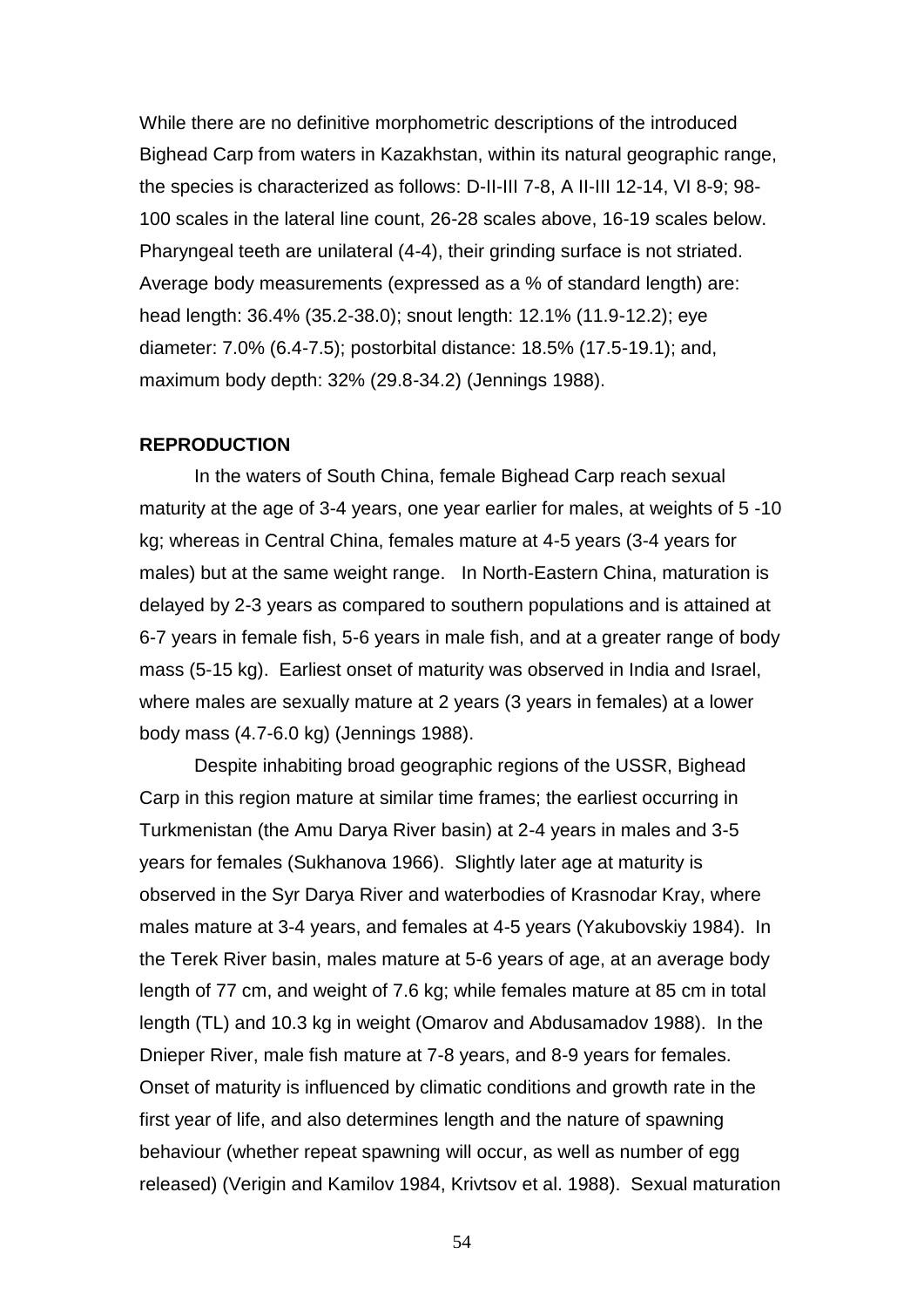While there are no definitive morphometric descriptions of the introduced Bighead Carp from waters in Kazakhstan, within its natural geographic range, the species is characterized as follows: D-II-III 7-8, A II-III 12-14, VI 8-9; 98-100 scales in the lateral line count, 26-28 scales above, 16-19 scales below. Pharyngeal teeth are unilateral (4-4), their grinding surface is not striated. Average body measurements (expressed as a % of standard length) are: head length: 36.4% (35.2-38.0); snout length: 12.1% (11.9-12.2); eye diameter: 7.0% (6.4-7.5); postorbital distance: 18.5% (17.5-19.1); and, maximum body depth: 32% (29.8-34.2) (Jennings 1988).

**REPRODUCTION**

In the waters of South China, female Bighead Carp reach sexual maturity at the age of 3-4 years, one year earlier for males, at weights of 5 -10 kg; whereas in Central China, females mature at 4-5 years (3-4 years for males) but at the same weight range. In North-Eastern China, maturation is delayed by 2-3 years as compared to southern populations and is attained at 6-7 years in female fish, 5-6 years in male fish, and at a greater range of body mass (5-15 kg). Earliest onset of maturity was observed in India and Israel, where males are sexually mature at 2 years (3 years in females) at a lower body mass (4.7-6.0 kg) (Jennings 1988).

Despite inhabiting broad geographic regions of the USSR, Bighead Carp in this region mature at similar time frames; the earliest occurring in Turkmenistan (the Amu Darya River basin) at 2-4 years in males and 3-5 years for females (Sukhanova 1966). Slightly later age at maturity is observed in the Syr Darya River and waterbodies of Krasnodar Kray, where males mature at 3-4 years, and females at 4-5 years (Yakubovskiy 1984). In the Terek River basin, males mature at 5-6 years of age, at an average body length of 77 cm, and weight of 7.6 kg; while females mature at 85 cm in total length (TL) and 10.3 kg in weight (Omarov and Abdusamadov 1988). In the Dnieper River, male fish mature at 7-8 years, and 8-9 years for females. Onset of maturity is influenced by climatic conditions and growth rate in the first year of life, and also determines length and the nature of spawning behaviour (whether repeat spawning will occur, as well as number of egg released) (Verigin and Kamilov 1984, Krivtsov et al. 1988). Sexual maturation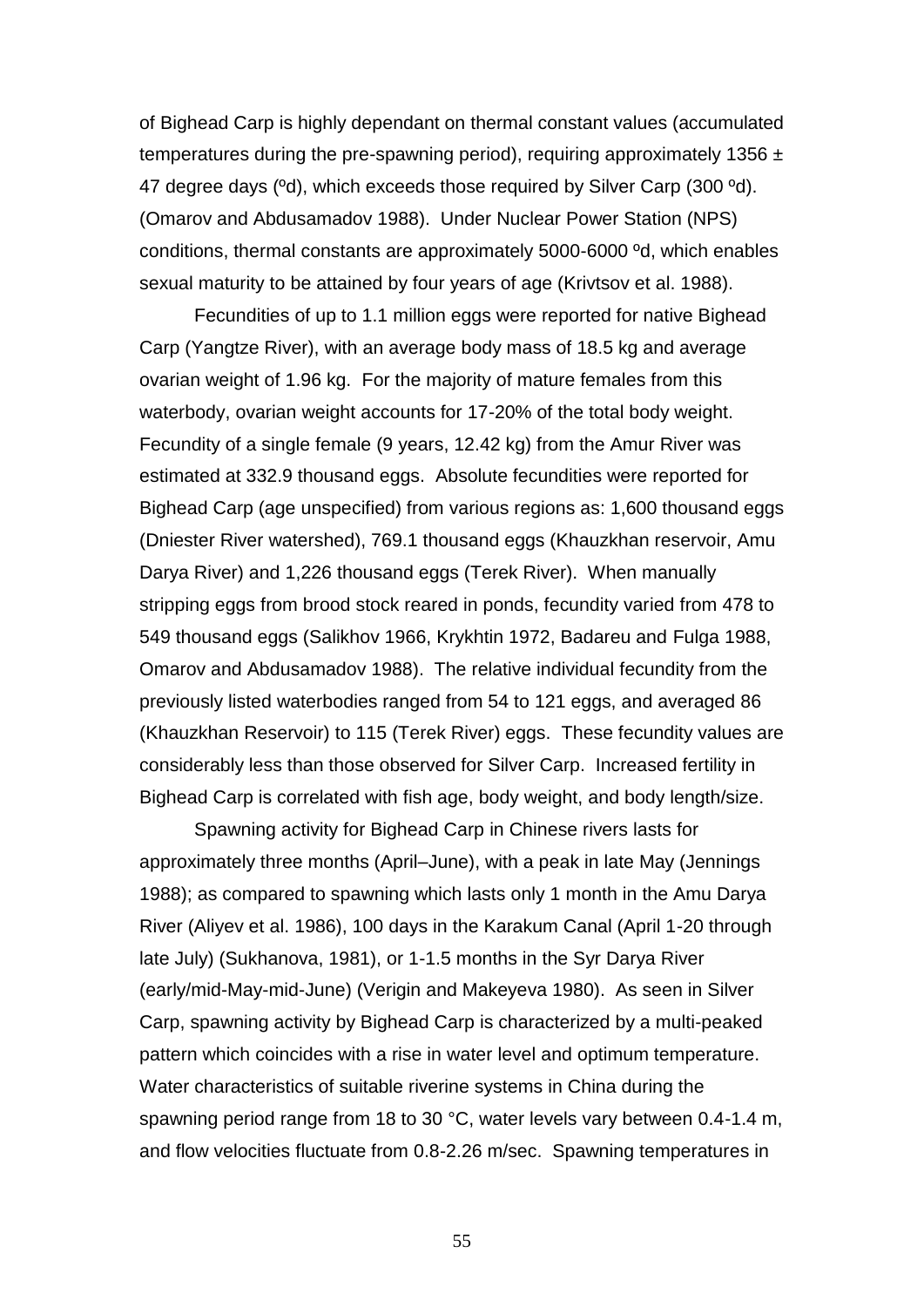of Bighead Carp is highly dependant on thermal constant values (accumulated temperatures during the pre-spawning period), requiring approximately 1356 ± 47 degree days (ºd), which exceeds those required by Silver Carp (300 ºd). (Omarov and Abdusamadov 1988). Under Nuclear Power Station (NPS) conditions, thermal constants are approximately 5000-6000 ºd, which enables sexual maturity to be attained by four years of age (Krivtsov et al. 1988).

Fecundities of up to 1.1 million eggs were reported for native Bighead Carp (Yangtze River), with an average body mass of 18.5 kg and average ovarian weight of 1.96 kg. For the majority of mature females from this waterbody, ovarian weight accounts for 17-20% of the total body weight. Fecundity of a single female (9 years, 12.42 kg) from the Amur River was estimated at 332.9 thousand eggs. Absolute fecundities were reported for Bighead Carp (age unspecified) from various regions as: 1,600 thousand eggs (Dniester River watershed), 769.1 thousand eggs (Khauzkhan reservoir, Amu Darya River) and 1,226 thousand eggs (Terek River). When manually stripping eggs from brood stock reared in ponds, fecundity varied from 478 to 549 thousand eggs (Salikhov 1966, Krykhtin 1972, Badareu and Fulga 1988, Omarov and Abdusamadov 1988). The relative individual fecundity from the previously listed waterbodies ranged from 54 to 121 eggs, and averaged 86 (Khauzkhan Reservoir) to 115 (Terek River) eggs. These fecundity values are considerably less than those observed for Silver Carp. Increased fertility in Bighead Carp is correlated with fish age, body weight, and body length/size.

Spawning activity for Bighead Carp in Chinese rivers lasts for approximately three months (April–June), with a peak in late May (Jennings 1988); as compared to spawning which lasts only 1 month in the Amu Darya River (Aliyev et al. 1986), 100 days in the Karakum Canal (April 1-20 through late July) (Sukhanova, 1981), or 1-1.5 months in the Syr Darya River (early/mid-May-mid-June) (Verigin and Makeyeva 1980). As seen in Silver Carp, spawning activity by Bighead Carp is characterized by a multi-peaked pattern which coincides with a rise in water level and optimum temperature. Water characteristics of suitable riverine systems in China during the spawning period range from 18 to 30 °C, water levels vary between 0.4-1.4 m, and flow velocities fluctuate from 0.8-2.26 m/sec. Spawning temperatures in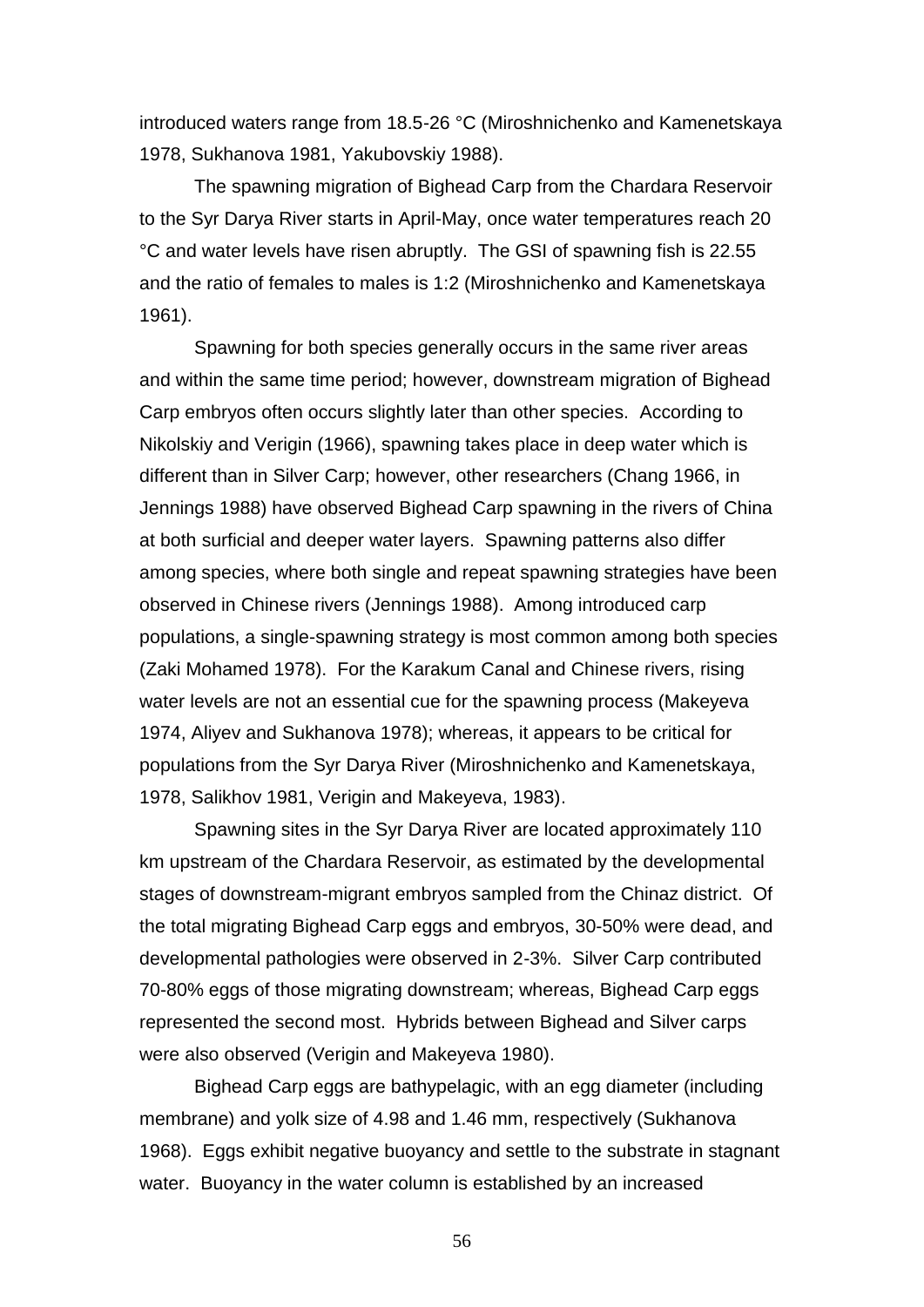introduced waters range from 18.5-26 °C (Miroshnichenko and Kamenetskaya 1978, Sukhanova 1981, Yakubovskiy 1988).

The spawning migration of Bighead Carp from the Chardara Reservoir to the Syr Darya River starts in April-May, once water temperatures reach 20 °C and water levels have risen abruptly. The GSI of spawning fish is 22.55 and the ratio of females to males is 1:2 (Miroshnichenko and Kamenetskaya 1961).

Spawning for both species generally occurs in the same river areas and within the same time period; however, downstream migration of Bighead Carp embryos often occurs slightly later than other species. According to Nikolskiy and Verigin (1966), spawning takes place in deep water which is different than in Silver Carp; however, other researchers (Chang 1966, in Jennings 1988) have observed Bighead Carp spawning in the rivers of China at both surficial and deeper water layers. Spawning patterns also differ among species, where both single and repeat spawning strategies have been observed in Chinese rivers (Jennings 1988). Among introduced carp populations, a single-spawning strategy is most common among both species (Zaki Mohamed 1978). For the Karakum Canal and Chinese rivers, rising water levels are not an essential cue for the spawning process (Makeyeva 1974, Aliyev and Sukhanova 1978); whereas, it appears to be critical for populations from the Syr Darya River (Miroshnichenko and Kamenetskaya, 1978, Salikhov 1981, Verigin and Makeyeva, 1983).

Spawning sites in the Syr Darya River are located approximately 110 km upstream of the Chardara Reservoir, as estimated by the developmental stages of downstream-migrant embryos sampled from the Chinaz district. Of the total migrating Bighead Carp eggs and embryos, 30-50% were dead, and developmental pathologies were observed in 2-3%. Silver Carp contributed 70-80% eggs of those migrating downstream; whereas, Bighead Carp eggs represented the second most. Hybrids between Bighead and Silver carps were also observed (Verigin and Makeyeva 1980).

Bighead Carp eggs are bathypelagic, with an egg diameter (including membrane) and yolk size of 4.98 and 1.46 mm, respectively (Sukhanova 1968). Eggs exhibit negative buoyancy and settle to the substrate in stagnant water. Buoyancy in the water column is established by an increased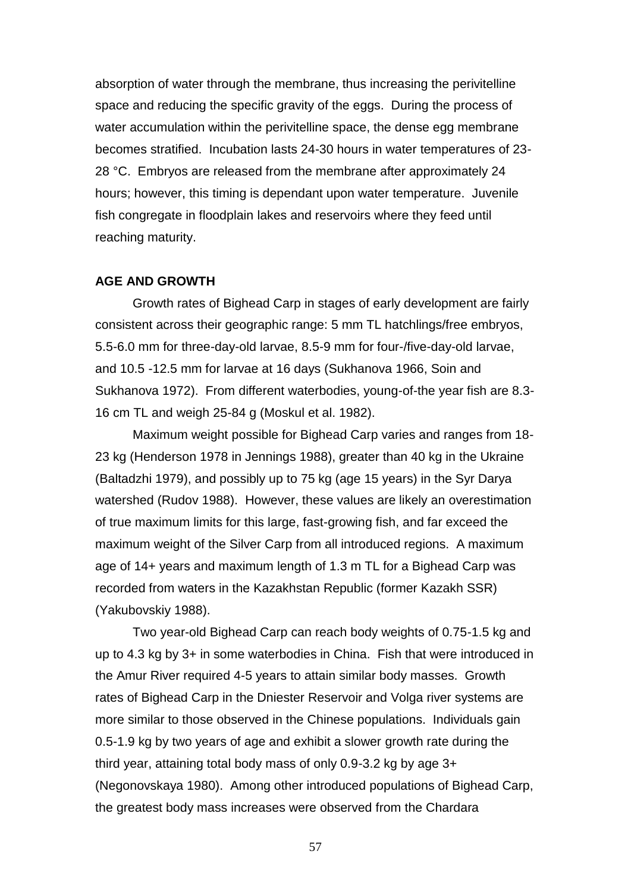absorption of water through the membrane, thus increasing the perivitelline space and reducing the specific gravity of the eggs. During the process of water accumulation within the perivitelline space, the dense egg membrane becomes stratified. Incubation lasts 24-30 hours in water temperatures of 23-28 °C. Embryos are released from the membrane after approximately 24 hours; however, this timing is dependant upon water temperature. Juvenile fish congregate in floodplain lakes and reservoirs where they feed until reaching maturity.

**AGE AND GROWTH**

Growth rates of Bighead Carp in stages of early development are fairly consistent across their geographic range: 5 mm TL hatchlings/free embryos, 5.5-6.0 mm for three-day-old larvae, 8.5-9 mm for four-/five-day-old larvae, and 10.5 -12.5 mm for larvae at 16 days (Sukhanova 1966, Soin and Sukhanova 1972). From different waterbodies, young-of-the year fish are 8.3-16 cm TL and weigh 25-84 g (Moskul et al. 1982).

Maximum weight possible for Bighead Carp varies and ranges from 18-23 kg (Henderson 1978 in Jennings 1988), greater than 40 kg in the Ukraine (Baltadzhi 1979), and possibly up to 75 kg (age 15 years) in the Syr Darya watershed (Rudov 1988). However, these values are likely an overestimation of true maximum limits for this large, fast-growing fish, and far exceed the maximum weight of the Silver Carp from all introduced regions. A maximum age of 14+ years and maximum length of 1.3 m TL for a Bighead Carp was recorded from waters in the Kazakhstan Republic (former Kazakh SSR) (Yakubovskiy 1988).

Two year-old Bighead Carp can reach body weights of 0.75-1.5 kg and up to 4.3 kg by 3+ in some waterbodies in China. Fish that were introduced in the Amur River required 4-5 years to attain similar body masses. Growth rates of Bighead Carp in the Dniester Reservoir and Volga river systems are more similar to those observed in the Chinese populations. Individuals gain 0.5-1.9 kg by two years of age and exhibit a slower growth rate during the third year, attaining total body mass of only 0.9-3.2 kg by age 3+ (Negonovskaya 1980). Among other introduced populations of Bighead Carp, the greatest body mass increases were observed from the Chardara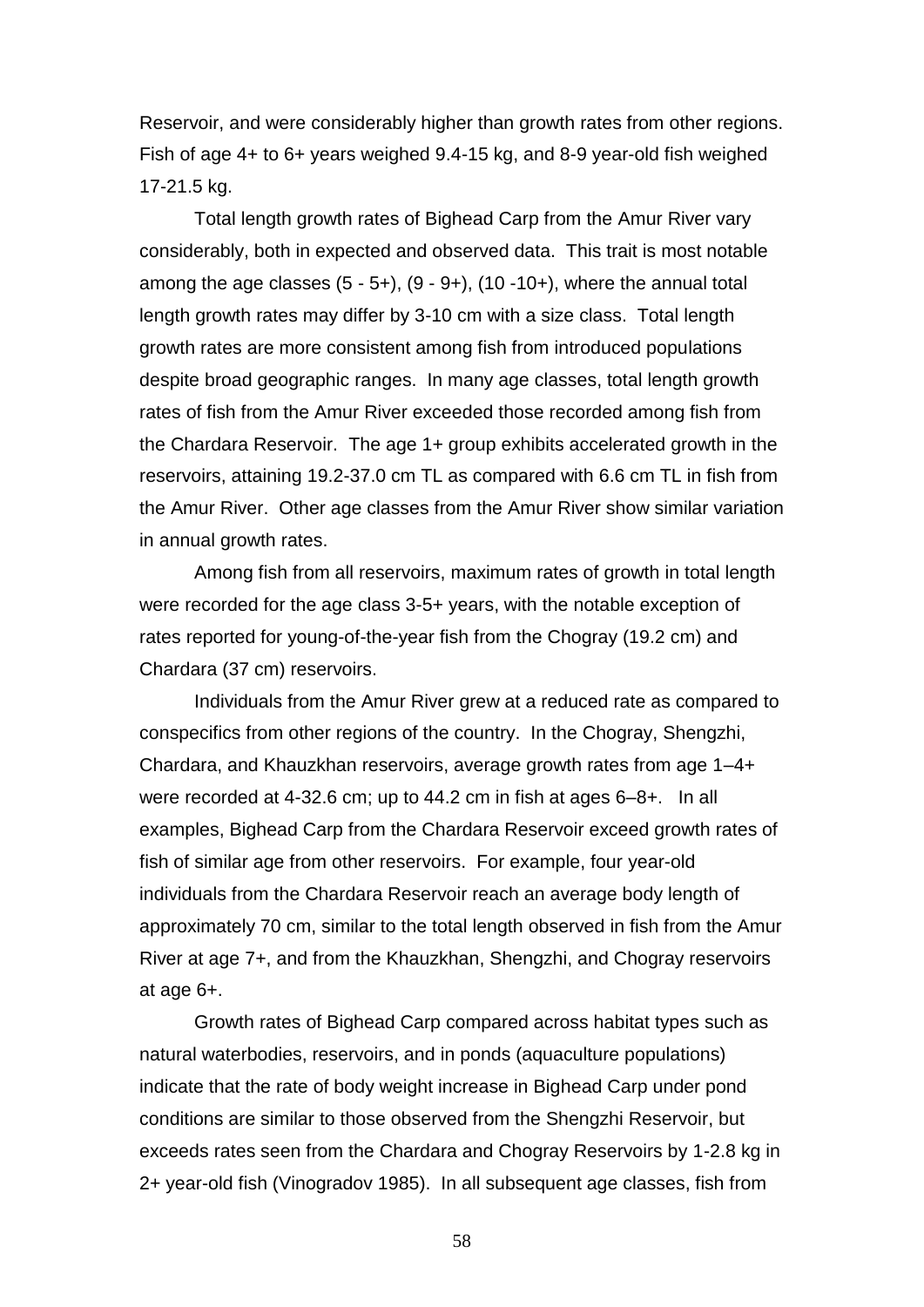Reservoir, and were considerably higher than growth rates from other regions. Fish of age 4+ to 6+ years weighed 9.4-15 kg, and 8-9 year-old fish weighed 17-21.5 kg.

Total length growth rates of Bighead Carp from the Amur River vary considerably, both in expected and observed data. This trait is most notable among the age classes (5 - 5+), (9 - 9+), (10 -10+), where the annual total length growth rates may differ by 3-10 cm with a size class. Total length growth rates are more consistent among fish from introduced populations despite broad geographic ranges. In many age classes, total length growth rates of fish from the Amur River exceeded those recorded among fish from the Chardara Reservoir. The age 1+ group exhibits accelerated growth in the reservoirs, attaining 19.2-37.0 cm TL as compared with 6.6 cm TL in fish from the Amur River. Other age classes from the Amur River show similar variation in annual growth rates.

Among fish from all reservoirs, maximum rates of growth in total length were recorded for the age class 3-5+ years, with the notable exception of rates reported for young-of-the-year fish from the Chogray (19.2 cm) and Chardara (37 cm) reservoirs.

Individuals from the Amur River grew at a reduced rate as compared to conspecifics from other regions of the country. In the Chogray, Shengzhi, Chardara, and Khauzkhan reservoirs, average growth rates from age 1–4+ were recorded at 4-32.6 cm; up to 44.2 cm in fish at ages 6–8+. In all examples, Bighead Carp from the Chardara Reservoir exceed growth rates of fish of similar age from other reservoirs. For example, four year-old individuals from the Chardara Reservoir reach an average body length of approximately 70 cm, similar to the total length observed in fish from the Amur River at age 7+, and from the Khauzkhan, Shengzhi, and Chogray reservoirs at age 6+.

Growth rates of Bighead Carp compared across habitat types such as natural waterbodies, reservoirs, and in ponds (aquaculture populations) indicate that the rate of body weight increase in Bighead Carp under pond conditions are similar to those observed from the Shengzhi Reservoir, but exceeds rates seen from the Chardara and Chogray Reservoirs by 1-2.8 kg in 2+ year-old fish (Vinogradov 1985). In all subsequent age classes, fish from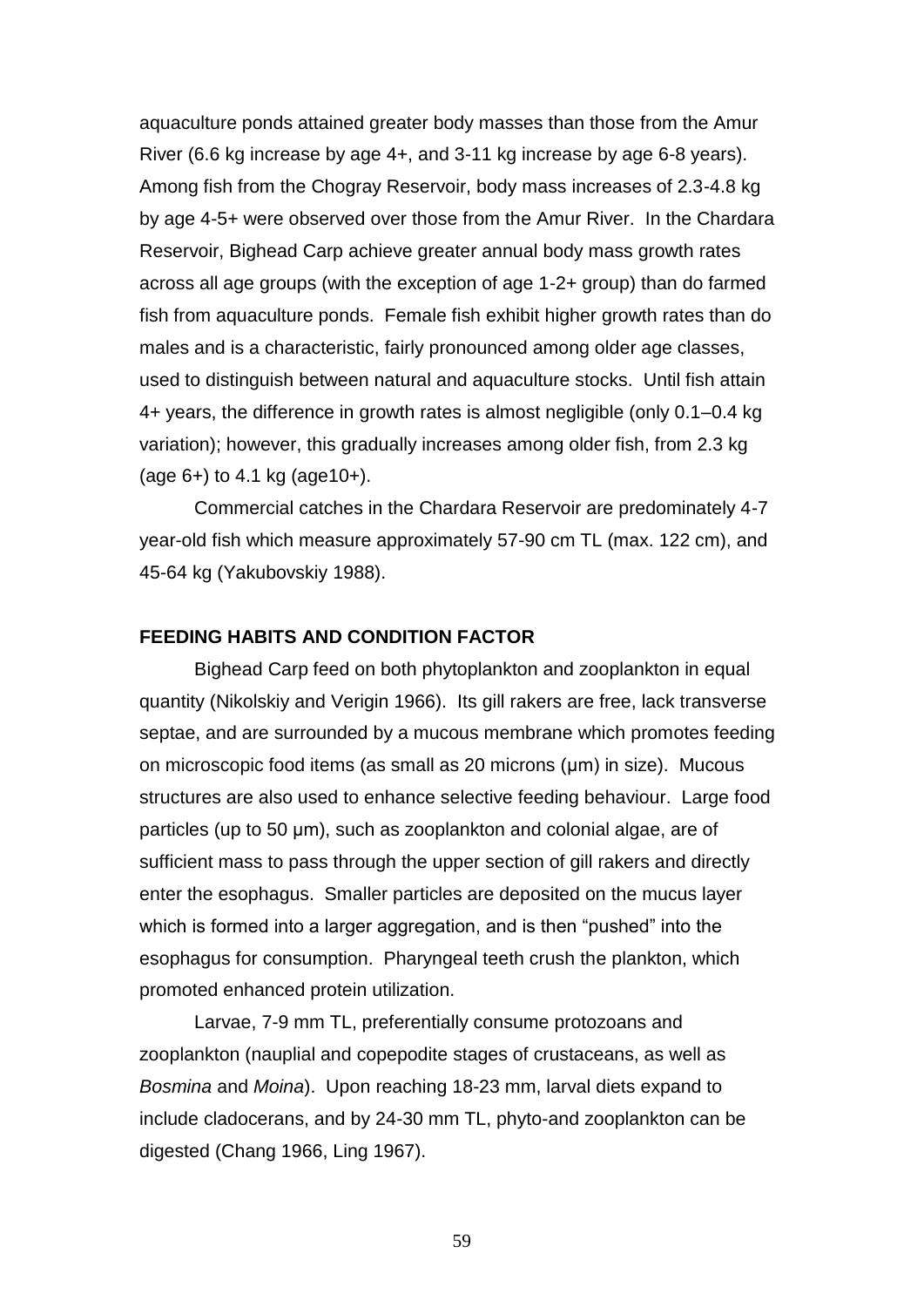aquaculture ponds attained greater body masses than those from the Amur River (6.6 kg increase by age 4+, and 3-11 kg increase by age 6-8 years). Among fish from the Chogray Reservoir, body mass increases of 2.3-4.8 kg by age 4-5+ were observed over those from the Amur River. In the Chardara Reservoir, Bighead Carp achieve greater annual body mass growth rates across all age groups (with the exception of age 1-2+ group) than do farmed fish from aquaculture ponds. Female fish exhibit higher growth rates than do males and is a characteristic, fairly pronounced among older age classes, used to distinguish between natural and aquaculture stocks. Until fish attain 4+ years, the difference in growth rates is almost negligible (only 0.1–0.4 kg variation); however, this gradually increases among older fish, from 2.3 kg (age 6+) to 4.1 kg (age10+).

Commercial catches in the Chardara Reservoir are predominately 4-7 year-old fish which measure approximately 57-90 cm TL (max. 122 cm), and 45-64 kg (Yakubovskiy 1988).

## FEEDING HABITS AND CONDITION FACTOR

Bighead Carp feed on both phytoplankton and zooplankton in equal quantity (Nikolskiy and Verigin 1966). Its gill rakers are free, lack transverse septae, and are surrounded by a mucous membrane which promotes feeding on microscopic food items (as small as 20 microns (µm) in size). Mucous structures are also used to enhance selective feeding behaviour. Large food particles (up to 50 µm), such as zooplankton and colonial algae, are of sufficient mass to pass through the upper section of gill rakers and directly enter the esophagus. Smaller particles are deposited on the mucus layer which is formed into a larger aggregation, and is then "pushed" into the esophagus for consumption. Pharyngeal teeth crush the plankton, which promoted enhanced protein utilization.

Larvae, 7-9 mm TL, preferentially consume protozoans and zooplankton (nauplial and copepodite stages of crustaceans, as well as *Bosmina* and *Moina*). Upon reaching 18-23 mm, larval diets expand to include cladocerans, and by 24-30 mm TL, phyto-and zooplankton can be digested (Chang 1966, Ling 1967).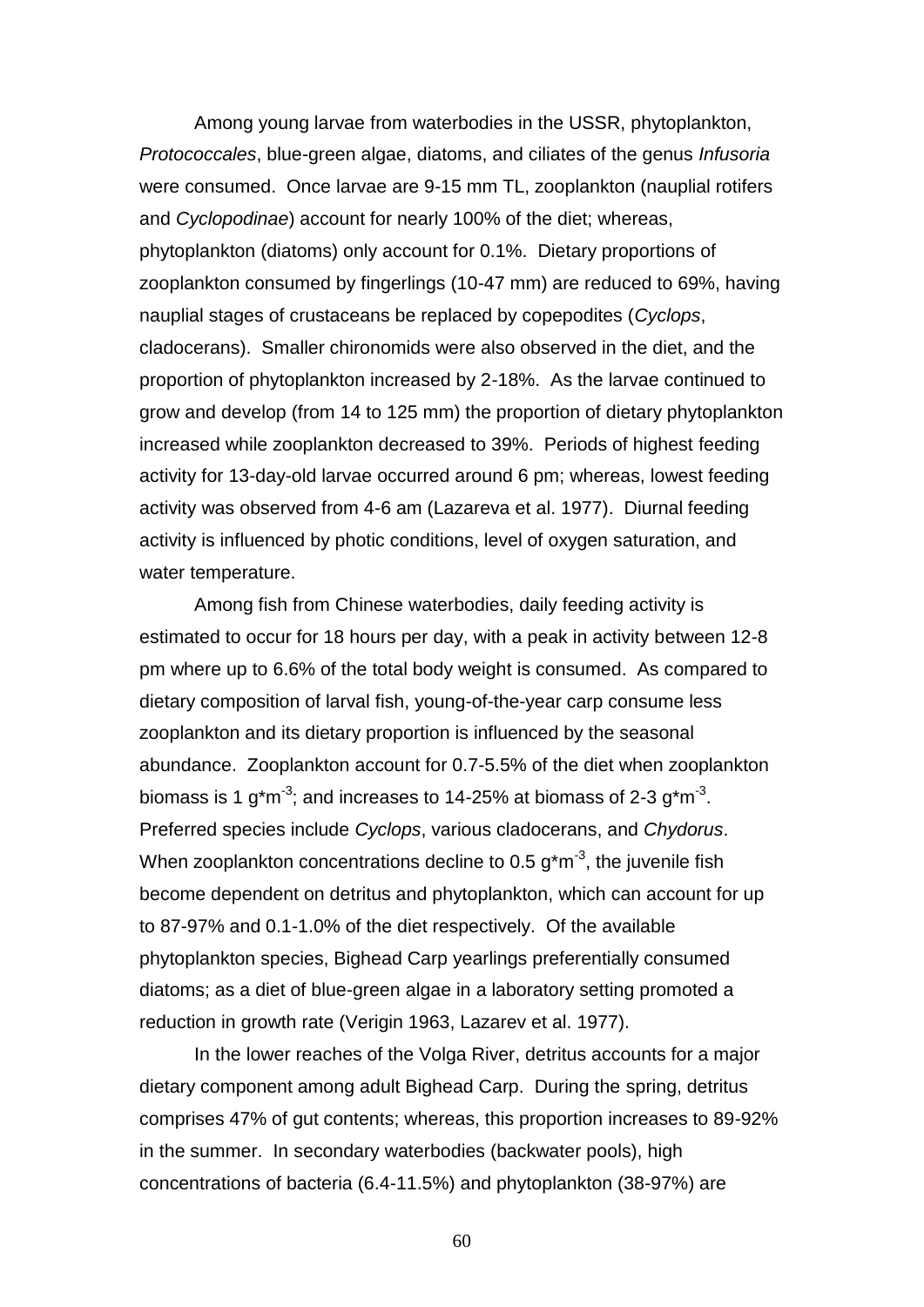Among young larvae from waterbodies in the USSR, phytoplankton, *Protococcales*, blue-green algae, diatoms, and ciliates of the genus *Infusoria* were consumed. Once larvae are 9-15 mm TL, zooplankton (nauplial rotifers and *Cyclopodinae*) account for nearly 100% of the diet; whereas, phytoplankton (diatoms) only account for 0.1%. Dietary proportions of zooplankton consumed by fingerlings (10-47 mm) are reduced to 69%, having nauplial stages of crustaceans be replaced by copepodites (*Cyclops*, cladocerans). Smaller chironomids were also observed in the diet, and the proportion of phytoplankton increased by 2-18%. As the larvae continued to grow and develop (from 14 to 125 mm) the proportion of dietary phytoplankton increased while zooplankton decreased to 39%. Periods of highest feeding activity for 13-day-old larvae occurred around 6 pm; whereas, lowest feeding activity was observed from 4-6 am (Lazareva et al. 1977). Diurnal feeding activity is influenced by photic conditions, level of oxygen saturation, and water temperature.

Among fish from Chinese waterbodies, daily feeding activity is estimated to occur for 18 hours per day, with a peak in activity between 12-8 pm where up to 6.6% of the total body weight is consumed. As compared to dietary composition of larval fish, young-of-the-year carp consume less zooplankton and its dietary proportion is influenced by the seasonal abundance. Zooplankton account for 0.7-5.5% of the diet when zooplankton biomass is 1 $g*m^{-3}$; and increases to 14-25% at biomass of 2-3 $g*m^{-3}$. Preferred species include *Cyclops*, various cladocerans, and *Chydorus*. When zooplankton concentrations decline to 0.5 $g*m^{-3}$, the juvenile fish become dependent on detritus and phytoplankton, which can account for up to 87-97% and 0.1-1.0% of the diet respectively. Of the available phytoplankton species, Bighead Carp yearlings preferentially consumed diatoms; as a diet of blue-green algae in a laboratory setting promoted a reduction in growth rate (Verigin 1963, Lazarev et al. 1977).

In the lower reaches of the Volga River, detritus accounts for a major dietary component among adult Bighead Carp. During the spring, detritus comprises 47% of gut contents; whereas, this proportion increases to 89-92% in the summer. In secondary waterbodies (backwater pools), high concentrations of bacteria (6.4-11.5%) and phytoplankton (38-97%) are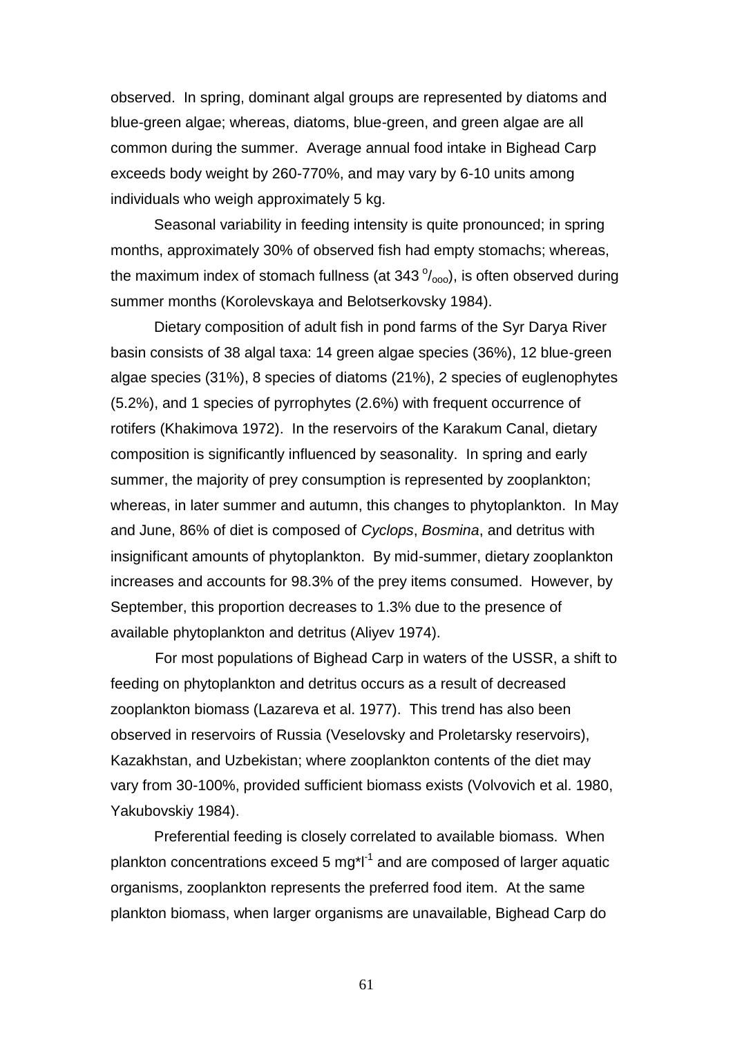observed. In spring, dominant algal groups are represented by diatoms and blue-green algae; whereas, diatoms, blue-green, and green algae are all common during the summer. Average annual food intake in Bighead Carp exceeds body weight by 260-770%, and may vary by 6-10 units among individuals who weigh approximately 5 kg.

Seasonal variability in feeding intensity is quite pronounced; in spring months, approximately 30% of observed fish had empty stomachs; whereas, the maximum index of stomach fullness (at 343 $^{o}/_{ooo}$), is often observed during summer months (Korolevskaya and Belotserkovsky 1984).

Dietary composition of adult fish in pond farms of the Syr Darya River basin consists of 38 algal taxa: 14 green algae species (36%), 12 blue-green algae species (31%), 8 species of diatoms (21%), 2 species of euglenophytes (5.2%), and 1 species of pyrrophytes (2.6%) with frequent occurrence of rotifers (Khakimova 1972). In the reservoirs of the Karakum Canal, dietary composition is significantly influenced by seasonality. In spring and early summer, the majority of prey consumption is represented by zooplankton; whereas, in later summer and autumn, this changes to phytoplankton. In May and June, 86% of diet is composed of *Cyclops*, *Bosmina*, and detritus with insignificant amounts of phytoplankton. By mid-summer, dietary zooplankton increases and accounts for 98.3% of the prey items consumed. However, by September, this proportion decreases to 1.3% due to the presence of available phytoplankton and detritus (Aliyev 1974).

For most populations of Bighead Carp in waters of the USSR, a shift to feeding on phytoplankton and detritus occurs as a result of decreased zooplankton biomass (Lazareva et al. 1977). This trend has also been observed in reservoirs of Russia (Veselovsky and Proletarsky reservoirs), Kazakhstan, and Uzbekistan; where zooplankton contents of the diet may vary from 30-100%, provided sufficient biomass exists (Volvovich et al. 1980, Yakubovskiy 1984).

Preferential feeding is closely correlated to available biomass. When plankton concentrations exceed 5 $mg*l^{-1}$ and are composed of larger aquatic organisms, zooplankton represents the preferred food item. At the same plankton biomass, when larger organisms are unavailable, Bighead Carp do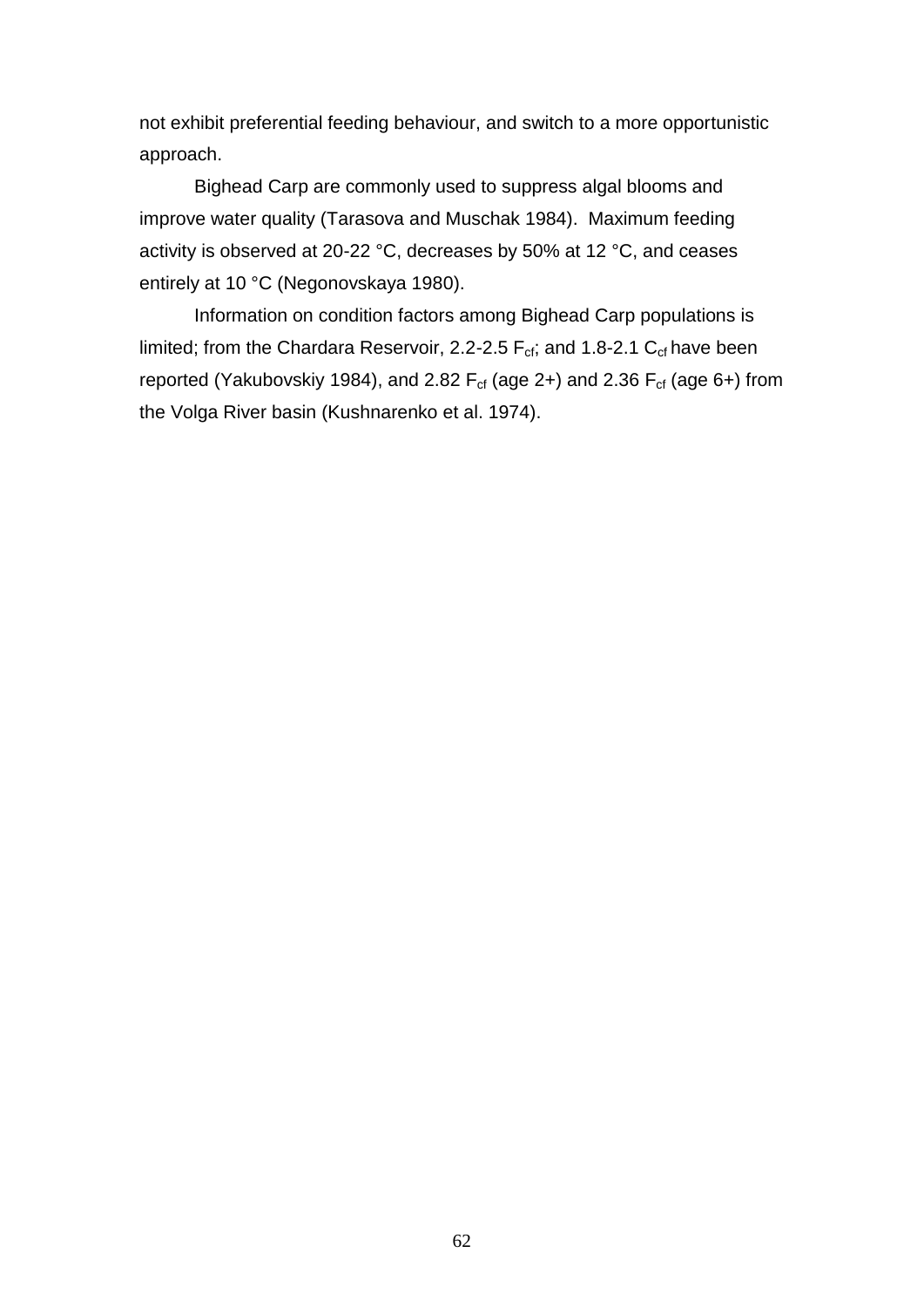not exhibit preferential feeding behaviour, and switch to a more opportunistic approach.

Bighead Carp are commonly used to suppress algal blooms and improve water quality (Tarasova and Muschak 1984). Maximum feeding activity is observed at 20-22 °C, decreases by 50% at 12 °C, and ceases entirely at 10 °C (Negonovskaya 1980).

Information on condition factors among Bighead Carp populations is limited; from the Chardara Reservoir, 2.2-2.5 $F_{cf}$; and 1.8-2.1 $C_{cf}$ have been reported (Yakubovskiy 1984), and 2.82 $F_{cf}$ (age 2+) and 2.36 $F_{cf}$ (age 6+) from the Volga River basin (Kushnarenko et al. 1974).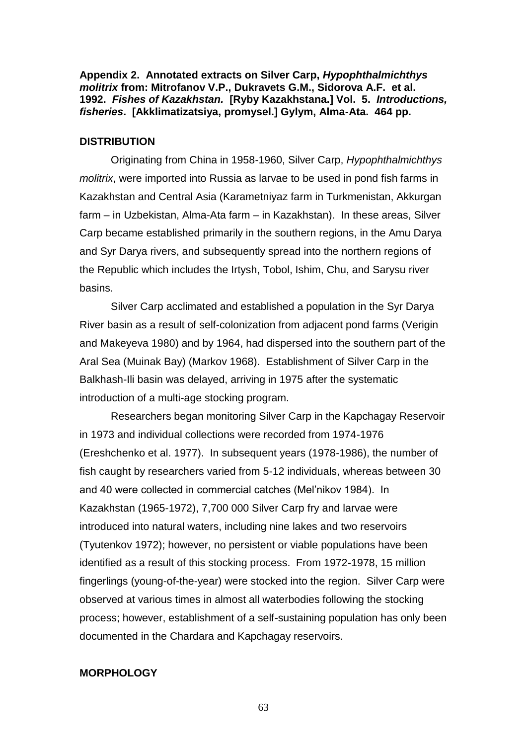**Appendix 2. Annotated extracts on Silver Carp, *Hypophthalmichthys molitrix* from: Mitrofanov V.P., Dukravets G.M., Sidorova A.F. et al. 1992. *Fishes of Kazakhstan.* [Ryby Kazakhstana.] Vol. 5. *Introductions, fisheries*. [Akklimatizatsiya, promysel.] Gylym, Alma-Ata. 464 pp.**

## DISTRIBUTION

Originating from China in 1958-1960, Silver Carp, *Hypophthalmichthys molitrix*, were imported into Russia as larvae to be used in pond fish farms in Kazakhstan and Central Asia (Karametniyaz farm in Turkmenistan, Akkurgan farm – in Uzbekistan, Alma-Ata farm – in Kazakhstan). In these areas, Silver Carp became established primarily in the southern regions, in the Amu Darya and Syr Darya rivers, and subsequently spread into the northern regions of the Republic which includes the Irtysh, Tobol, Ishim, Chu, and Sarysu river basins.

Silver Carp acclimated and established a population in the Syr Darya River basin as a result of self-colonization from adjacent pond farms (Verigin and Makeyeva 1980) and by 1964, had dispersed into the southern part of the Aral Sea (Muinak Bay) (Markov 1968). Establishment of Silver Carp in the Balkhash-Ili basin was delayed, arriving in 1975 after the systematic introduction of a multi-age stocking program.

Researchers began monitoring Silver Carp in the Kapchagay Reservoir in 1973 and individual collections were recorded from 1974-1976 (Ereshchenko et al. 1977). In subsequent years (1978-1986), the number of fish caught by researchers varied from 5-12 individuals, whereas between 30 and 40 were collected in commercial catches (Mel'nikov 1984). In Kazakhstan (1965-1972), 7,700 000 Silver Carp fry and larvae were introduced into natural waters, including nine lakes and two reservoirs (Tyutenkov 1972); however, no persistent or viable populations have been identified as a result of this stocking process. From 1972-1978, 15 million fingerlings (young-of-the-year) were stocked into the region. Silver Carp were observed at various times in almost all waterbodies following the stocking process; however, establishment of a self-sustaining population has only been documented in the Chardara and Kapchagay reservoirs.

## MORPHOLOGY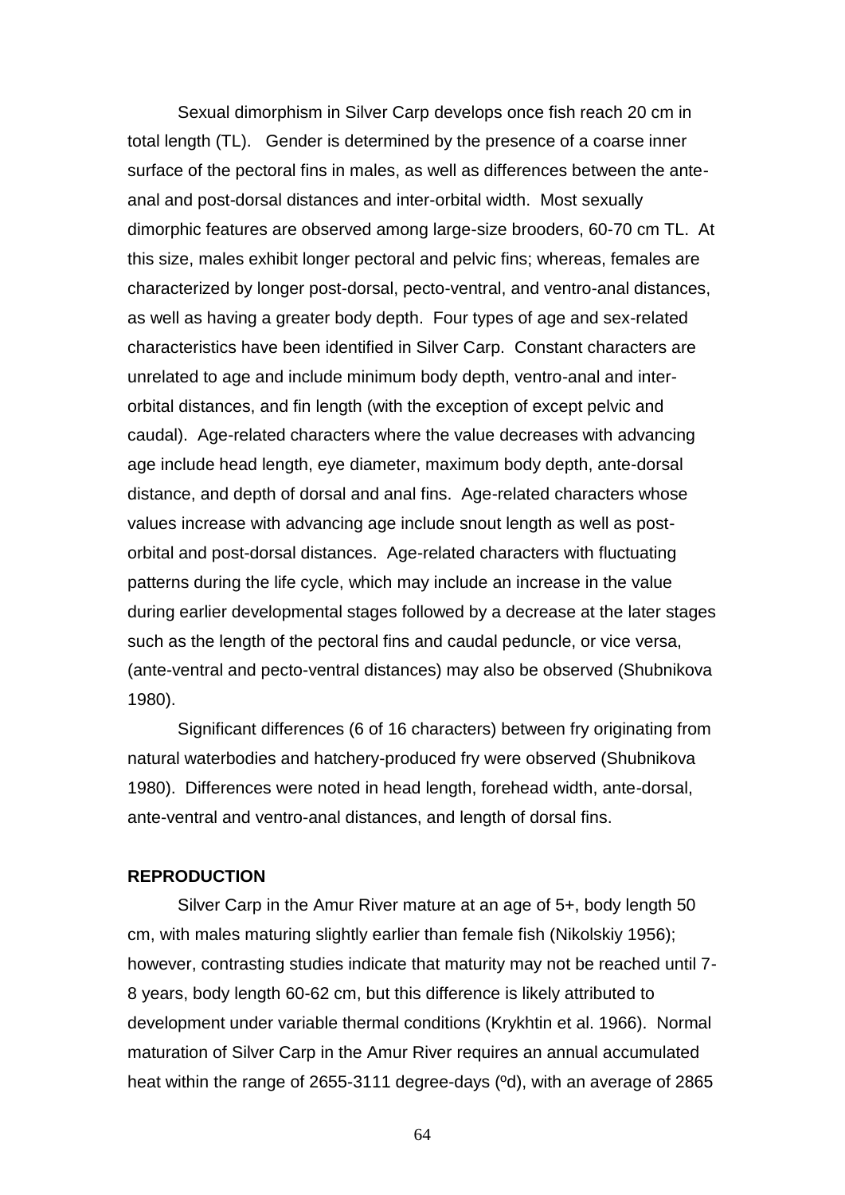Sexual dimorphism in Silver Carp develops once fish reach 20 cm in total length (TL). Gender is determined by the presence of a coarse inner surface of the pectoral fins in males, as well as differences between the ante-anal and post-dorsal distances and inter-orbital width. Most sexually dimorphic features are observed among large-size brooders, 60-70 cm TL. At this size, males exhibit longer pectoral and pelvic fins; whereas, females are characterized by longer post-dorsal, pecto-ventral, and ventro-anal distances, as well as having a greater body depth. Four types of age and sex-related characteristics have been identified in Silver Carp. Constant characters are unrelated to age and include minimum body depth, ventro-anal and inter-orbital distances, and fin length (with the exception of except pelvic and caudal). Age-related characters where the value decreases with advancing age include head length, eye diameter, maximum body depth, ante-dorsal distance, and depth of dorsal and anal fins. Age-related characters whose values increase with advancing age include snout length as well as post-orbital and post-dorsal distances. Age-related characters with fluctuating patterns during the life cycle, which may include an increase in the value during earlier developmental stages followed by a decrease at the later stages such as the length of the pectoral fins and caudal peduncle, or vice versa, (ante-ventral and pecto-ventral distances) may also be observed (Shubnikova 1980).

Significant differences (6 of 16 characters) between fry originating from natural waterbodies and hatchery-produced fry were observed (Shubnikova 1980). Differences were noted in head length, forehead width, ante-dorsal, ante-ventral and ventro-anal distances, and length of dorsal fins.

**REPRODUCTION**

Silver Carp in the Amur River mature at an age of 5+, body length 50 cm, with males maturing slightly earlier than female fish (Nikolskiy 1956); however, contrasting studies indicate that maturity may not be reached until 7-8 years, body length 60-62 cm, but this difference is likely attributed to development under variable thermal conditions (Krykhtin et al. 1966). Normal maturation of Silver Carp in the Amur River requires an annual accumulated heat within the range of 2655-3111 degree-days (ºd), with an average of 2865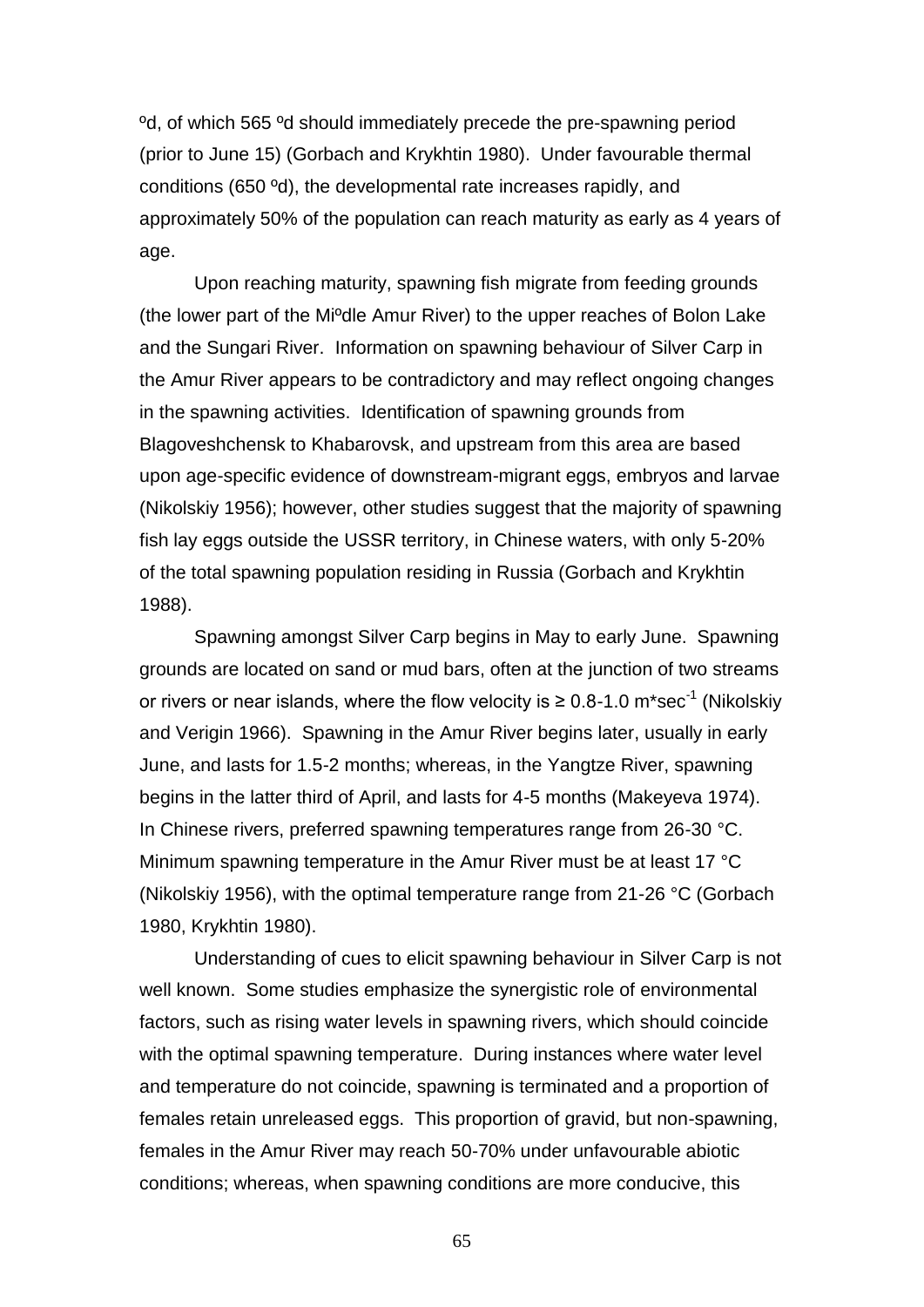ºd, of which 565 ºd should immediately precede the pre-spawning period (prior to June 15) (Gorbach and Krykhtin 1980). Under favourable thermal conditions (650 ºd), the developmental rate increases rapidly, and approximately 50% of the population can reach maturity as early as 4 years of age.

Upon reaching maturity, spawning fish migrate from feeding grounds (the lower part of the MiºdIe Amur River) to the upper reaches of Bolon Lake and the Sungari River. Information on spawning behaviour of Silver Carp in the Amur River appears to be contradictory and may reflect ongoing changes in the spawning activities. Identification of spawning grounds from Blagoveshchensk to Khabarovsk, and upstream from this area are based upon age-specific evidence of downstream-migrant eggs, embryos and larvae (Nikolskiy 1956); however, other studies suggest that the majority of spawning fish lay eggs outside the USSR territory, in Chinese waters, with only 5-20% of the total spawning population residing in Russia (Gorbach and Krykhtin 1988).

Spawning amongst Silver Carp begins in May to early June. Spawning grounds are located on sand or mud bars, often at the junction of two streams or rivers or near islands, where the flow velocity is ≥ 0.8-1.0 $m*sec^{-1}$ (Nikolskiy and Verigin 1966). Spawning in the Amur River begins later, usually in early June, and lasts for 1.5-2 months; whereas, in the Yangtze River, spawning begins in the latter third of April, and lasts for 4-5 months (Makeyeva 1974). In Chinese rivers, preferred spawning temperatures range from 26-30 °C. Minimum spawning temperature in the Amur River must be at least 17 °C (Nikolskiy 1956), with the optimal temperature range from 21-26 °C (Gorbach 1980, Krykhtin 1980).

Understanding of cues to elicit spawning behaviour in Silver Carp is not well known. Some studies emphasize the synergistic role of environmental factors, such as rising water levels in spawning rivers, which should coincide with the optimal spawning temperature. During instances where water level and temperature do not coincide, spawning is terminated and a proportion of females retain unreleased eggs. This proportion of gravid, but non-spawning, females in the Amur River may reach 50-70% under unfavourable abiotic conditions; whereas, when spawning conditions are more conducive, this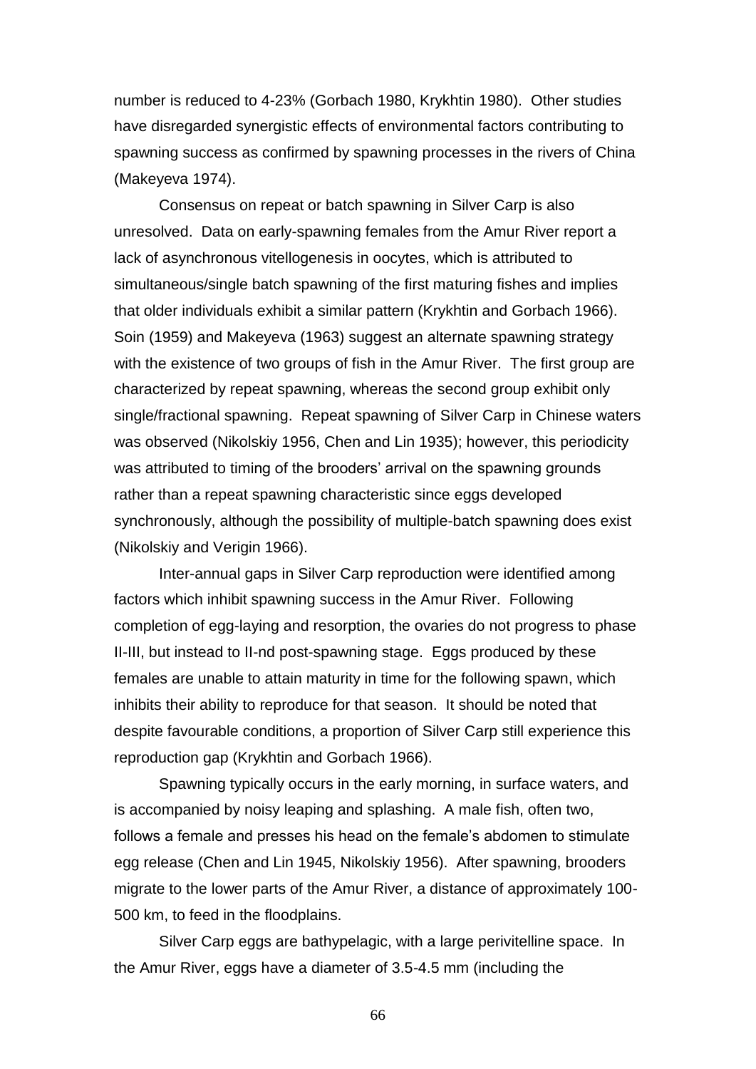number is reduced to 4-23% (Gorbach 1980, Krykhtin 1980). Other studies have disregarded synergistic effects of environmental factors contributing to spawning success as confirmed by spawning processes in the rivers of China (Makeyeva 1974).

Consensus on repeat or batch spawning in Silver Carp is also unresolved. Data on early-spawning females from the Amur River report a lack of asynchronous vitellogenesis in oocytes, which is attributed to simultaneous/single batch spawning of the first maturing fishes and implies that older individuals exhibit a similar pattern (Krykhtin and Gorbach 1966). Soin (1959) and Makeyeva (1963) suggest an alternate spawning strategy with the existence of two groups of fish in the Amur River. The first group are characterized by repeat spawning, whereas the second group exhibit only single/fractional spawning. Repeat spawning of Silver Carp in Chinese waters was observed (Nikolskiy 1956, Chen and Lin 1935); however, this periodicity was attributed to timing of the brooders' arrival on the spawning grounds rather than a repeat spawning characteristic since eggs developed synchronously, although the possibility of multiple-batch spawning does exist (Nikolskiy and Verigin 1966).

Inter-annual gaps in Silver Carp reproduction were identified among factors which inhibit spawning success in the Amur River. Following completion of egg-laying and resorption, the ovaries do not progress to phase II-III, but instead to II-nd post-spawning stage. Eggs produced by these females are unable to attain maturity in time for the following spawn, which inhibits their ability to reproduce for that season. It should be noted that despite favourable conditions, a proportion of Silver Carp still experience this reproduction gap (Krykhtin and Gorbach 1966).

Spawning typically occurs in the early morning, in surface waters, and is accompanied by noisy leaping and splashing. A male fish, often two, follows a female and presses his head on the female's abdomen to stimulate egg release (Chen and Lin 1945, Nikolskiy 1956). After spawning, brooders migrate to the lower parts of the Amur River, a distance of approximately 100-500 km, to feed in the floodplains.

Silver Carp eggs are bathypelagic, with a large perivitelline space. In the Amur River, eggs have a diameter of 3.5-4.5 mm (including the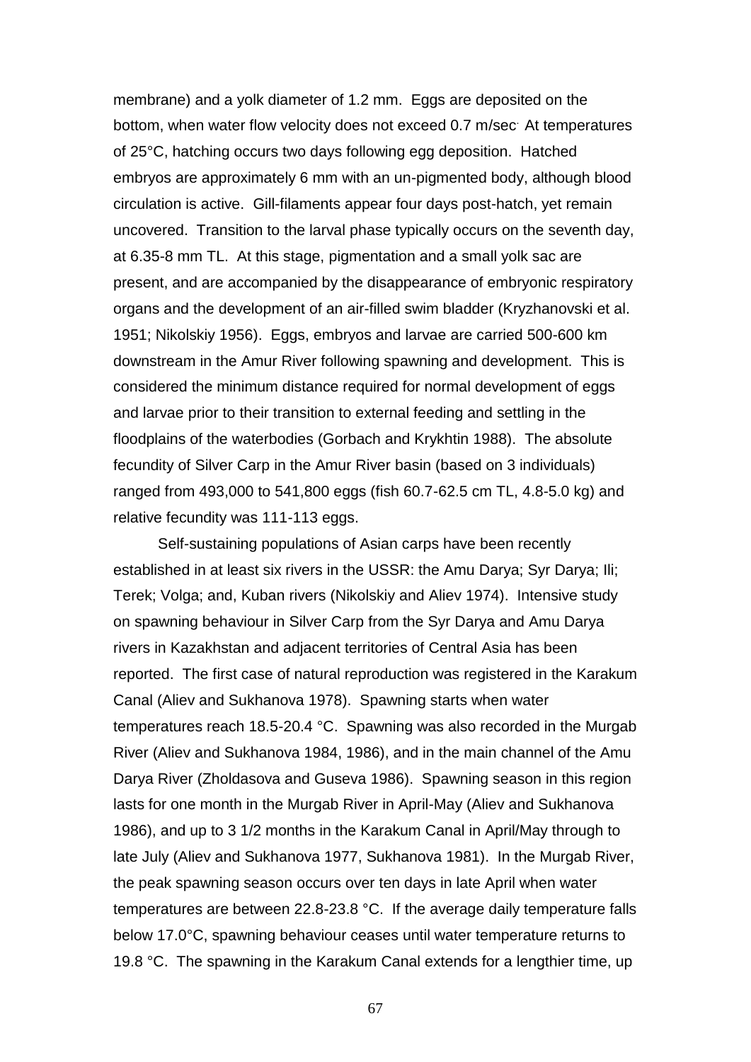membrane) and a yolk diameter of 1.2 mm. Eggs are deposited on the bottom, when water flow velocity does not exceed 0.7 m/sec. At temperatures of 25°C, hatching occurs two days following egg deposition. Hatched embryos are approximately 6 mm with an un-pigmented body, although blood circulation is active. Gill-filaments appear four days post-hatch, yet remain uncovered. Transition to the larval phase typically occurs on the seventh day, at 6.35-8 mm TL. At this stage, pigmentation and a small yolk sac are present, and are accompanied by the disappearance of embryonic respiratory organs and the development of an air-filled swim bladder (Kryzhanovski et al. 1951; Nikolskiy 1956). Eggs, embryos and larvae are carried 500-600 km downstream in the Amur River following spawning and development. This is considered the minimum distance required for normal development of eggs and larvae prior to their transition to external feeding and settling in the floodplains of the waterbodies (Gorbach and Krykhtin 1988). The absolute fecundity of Silver Carp in the Amur River basin (based on 3 individuals) ranged from 493,000 to 541,800 eggs (fish 60.7-62.5 cm TL, 4.8-5.0 kg) and relative fecundity was 111-113 eggs.

Self-sustaining populations of Asian carps have been recently established in at least six rivers in the USSR: the Amu Darya; Syr Darya; Ili; Terek; Volga; and, Kuban rivers (Nikolskiy and Aliev 1974). Intensive study on spawning behaviour in Silver Carp from the Syr Darya and Amu Darya rivers in Kazakhstan and adjacent territories of Central Asia has been reported. The first case of natural reproduction was registered in the Karakum Canal (Aliev and Sukhanova 1978). Spawning starts when water temperatures reach 18.5-20.4 °C. Spawning was also recorded in the Murgab River (Aliev and Sukhanova 1984, 1986), and in the main channel of the Amu Darya River (Zholdasova and Guseva 1986). Spawning season in this region lasts for one month in the Murgab River in April-May (Aliev and Sukhanova 1986), and up to 3 1/2 months in the Karakum Canal in April/May through to late July (Aliev and Sukhanova 1977, Sukhanova 1981). In the Murgab River, the peak spawning season occurs over ten days in late April when water temperatures are between 22.8-23.8 °C. If the average daily temperature falls below 17.0°C, spawning behaviour ceases until water temperature returns to 19.8 °C. The spawning in the Karakum Canal extends for a lengthier time, up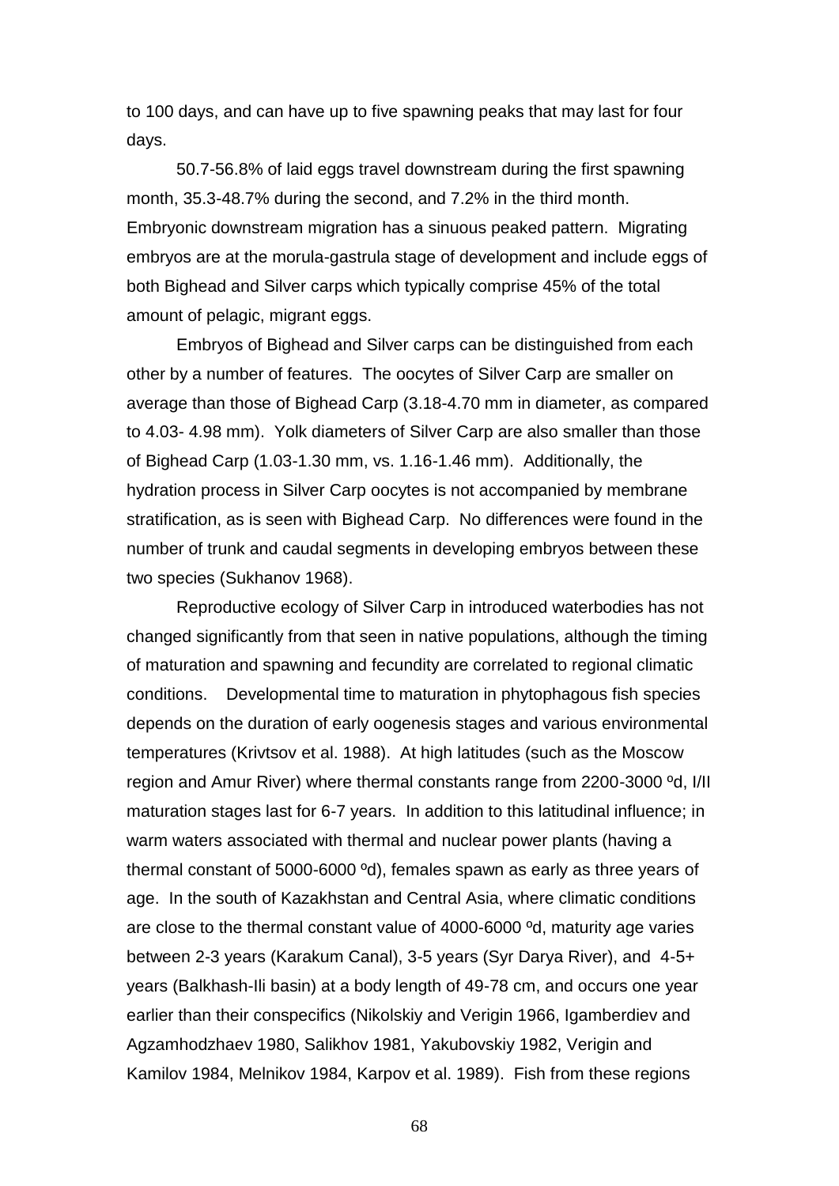to 100 days, and can have up to five spawning peaks that may last for four days.

50.7-56.8% of laid eggs travel downstream during the first spawning month, 35.3-48.7% during the second, and 7.2% in the third month. Embryonic downstream migration has a sinuous peaked pattern. Migrating embryos are at the morula-gastrula stage of development and include eggs of both Bighead and Silver carps which typically comprise 45% of the total amount of pelagic, migrant eggs.

Embryos of Bighead and Silver carps can be distinguished from each other by a number of features. The oocytes of Silver Carp are smaller on average than those of Bighead Carp (3.18-4.70 mm in diameter, as compared to 4.03- 4.98 mm). Yolk diameters of Silver Carp are also smaller than those of Bighead Carp (1.03-1.30 mm, vs. 1.16-1.46 mm). Additionally, the hydration process in Silver Carp oocytes is not accompanied by membrane stratification, as is seen with Bighead Carp. No differences were found in the number of trunk and caudal segments in developing embryos between these two species (Sukhanov 1968).

Reproductive ecology of Silver Carp in introduced waterbodies has not changed significantly from that seen in native populations, although the timing of maturation and spawning and fecundity are correlated to regional climatic conditions. Developmental time to maturation in phytophagous fish species depends on the duration of early oogenesis stages and various environmental temperatures (Krivtsov et al. 1988). At high latitudes (such as the Moscow region and Amur River) where thermal constants range from 2200-3000 ºd, I/II maturation stages last for 6-7 years. In addition to this latitudinal influence; in warm waters associated with thermal and nuclear power plants (having a thermal constant of 5000-6000 ºd), females spawn as early as three years of age. In the south of Kazakhstan and Central Asia, where climatic conditions are close to the thermal constant value of 4000-6000 ºd, maturity age varies between 2-3 years (Karakum Canal), 3-5 years (Syr Darya River), and 4-5+ years (Balkhash-Ili basin) at a body length of 49-78 cm, and occurs one year earlier than their conspecifics (Nikolskiy and Verigin 1966, Igamberdiev and Agzamhodzhaev 1980, Salikhov 1981, Yakubovskiy 1982, Verigin and Kamilov 1984, Melnikov 1984, Karpov et al. 1989). Fish from these regions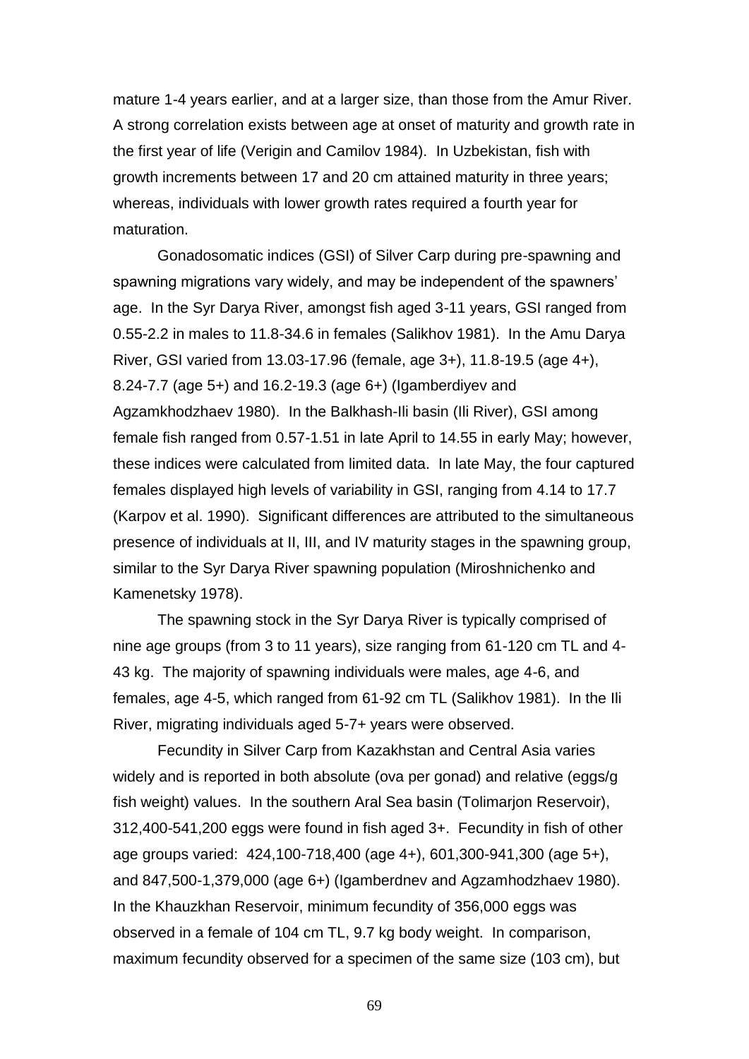mature 1-4 years earlier, and at a larger size, than those from the Amur River. A strong correlation exists between age at onset of maturity and growth rate in the first year of life (Verigin and Camilov 1984). In Uzbekistan, fish with growth increments between 17 and 20 cm attained maturity in three years; whereas, individuals with lower growth rates required a fourth year for maturation.

Gonadosomatic indices (GSI) of Silver Carp during pre-spawning and spawning migrations vary widely, and may be independent of the spawners' age. In the Syr Darya River, amongst fish aged 3-11 years, GSI ranged from 0.55-2.2 in males to 11.8-34.6 in females (Salikhov 1981). In the Amu Darya River, GSI varied from 13.03-17.96 (female, age 3+), 11.8-19.5 (age 4+), 8.24-7.7 (age 5+) and 16.2-19.3 (age 6+) (Igamberdiyev and Agzamkhodzhaev 1980). In the Balkhash-Ili basin (Ili River), GSI among female fish ranged from 0.57-1.51 in late April to 14.55 in early May; however, these indices were calculated from limited data. In late May, the four captured females displayed high levels of variability in GSI, ranging from 4.14 to 17.7 (Karpov et al. 1990). Significant differences are attributed to the simultaneous presence of individuals at II, III, and IV maturity stages in the spawning group, similar to the Syr Darya River spawning population (Miroshnichenko and Kamenetsky 1978).

The spawning stock in the Syr Darya River is typically comprised of nine age groups (from 3 to 11 years), size ranging from 61-120 cm TL and 4-43 kg. The majority of spawning individuals were males, age 4-6, and females, age 4-5, which ranged from 61-92 cm TL (Salikhov 1981). In the Ili River, migrating individuals aged 5-7+ years were observed.

Fecundity in Silver Carp from Kazakhstan and Central Asia varies widely and is reported in both absolute (ova per gonad) and relative (eggs/g fish weight) values. In the southern Aral Sea basin (Tolimarjon Reservoir), 312,400-541,200 eggs were found in fish aged 3+. Fecundity in fish of other age groups varied: 424,100-718,400 (age 4+), 601,300-941,300 (age 5+), and 847,500-1,379,000 (age 6+) (Igamberdnev and Agzamhodzhaev 1980). In the Khauzkhan Reservoir, minimum fecundity of 356,000 eggs was observed in a female of 104 cm TL, 9.7 kg body weight. In comparison, maximum fecundity observed for a specimen of the same size (103 cm), but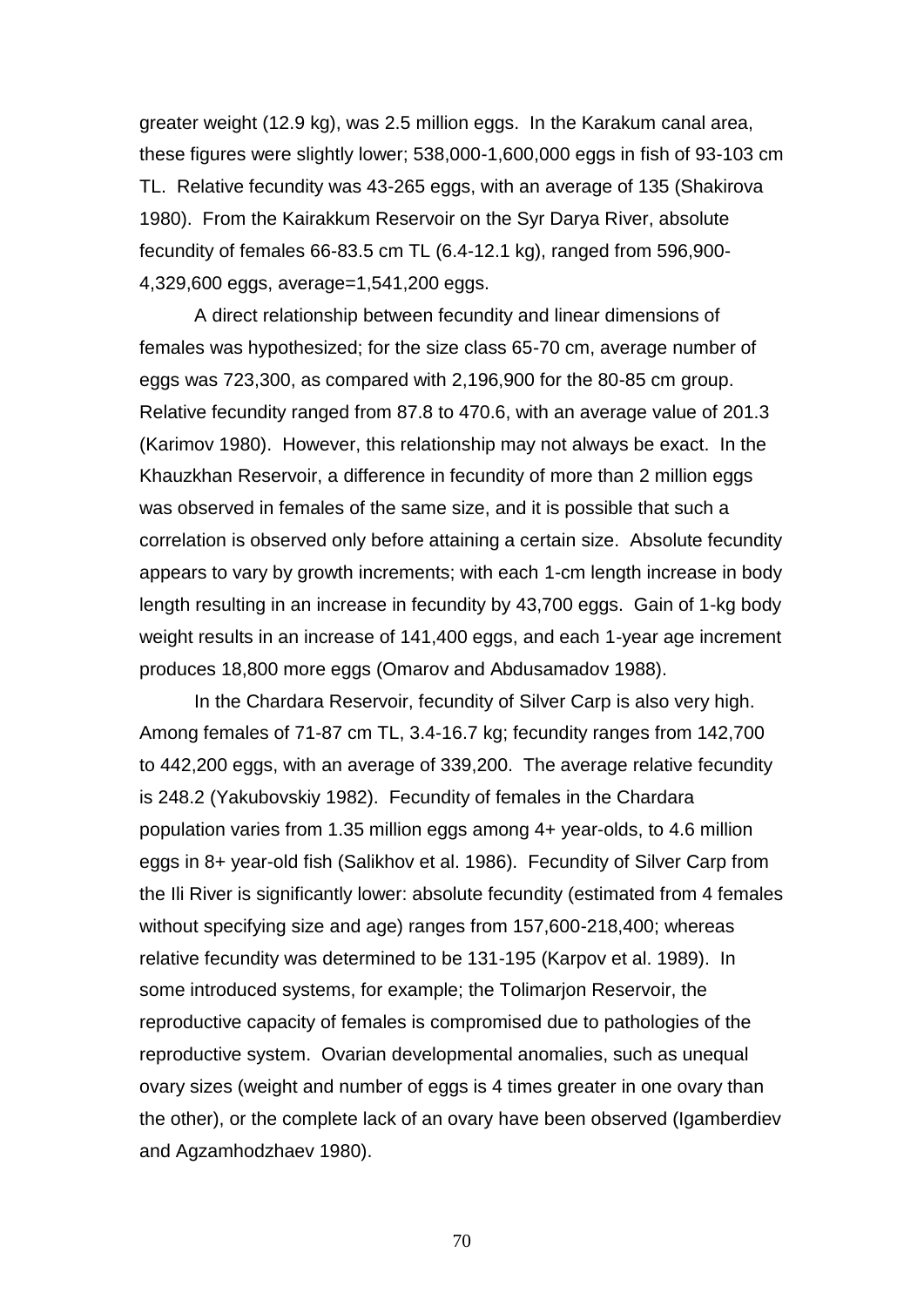greater weight (12.9 kg), was 2.5 million eggs. In the Karakum canal area, these figures were slightly lower; 538,000-1,600,000 eggs in fish of 93-103 cm TL. Relative fecundity was 43-265 eggs, with an average of 135 (Shakirova 1980). From the Kairakkum Reservoir on the Syr Darya River, absolute fecundity of females 66-83.5 cm TL (6.4-12.1 kg), ranged from 596,900-4,329,600 eggs, average=1,541,200 eggs.

A direct relationship between fecundity and linear dimensions of females was hypothesized; for the size class 65-70 cm, average number of eggs was 723,300, as compared with 2,196,900 for the 80-85 cm group. Relative fecundity ranged from 87.8 to 470.6, with an average value of 201.3 (Karimov 1980). However, this relationship may not always be exact. In the Khauzkhan Reservoir, a difference in fecundity of more than 2 million eggs was observed in females of the same size, and it is possible that such a correlation is observed only before attaining a certain size. Absolute fecundity appears to vary by growth increments; with each 1-cm length increase in body length resulting in an increase in fecundity by 43,700 eggs. Gain of 1-kg body weight results in an increase of 141,400 eggs, and each 1-year age increment produces 18,800 more eggs (Omarov and Abdusamadov 1988).

In the Chardara Reservoir, fecundity of Silver Carp is also very high. Among females of 71-87 cm TL, 3.4-16.7 kg; fecundity ranges from 142,700 to 442,200 eggs, with an average of 339,200. The average relative fecundity is 248.2 (Yakubovskiy 1982). Fecundity of females in the Chardara population varies from 1.35 million eggs among 4+ year-olds, to 4.6 million eggs in 8+ year-old fish (Salikhov et al. 1986). Fecundity of Silver Carp from the Ili River is significantly lower: absolute fecundity (estimated from 4 females without specifying size and age) ranges from 157,600-218,400; whereas relative fecundity was determined to be 131-195 (Karpov et al. 1989). In some introduced systems, for example; the Tolimarjon Reservoir, the reproductive capacity of females is compromised due to pathologies of the reproductive system. Ovarian developmental anomalies, such as unequal ovary sizes (weight and number of eggs is 4 times greater in one ovary than the other), or the complete lack of an ovary have been observed (Igamberdiev and Agzamhodzhaev 1980).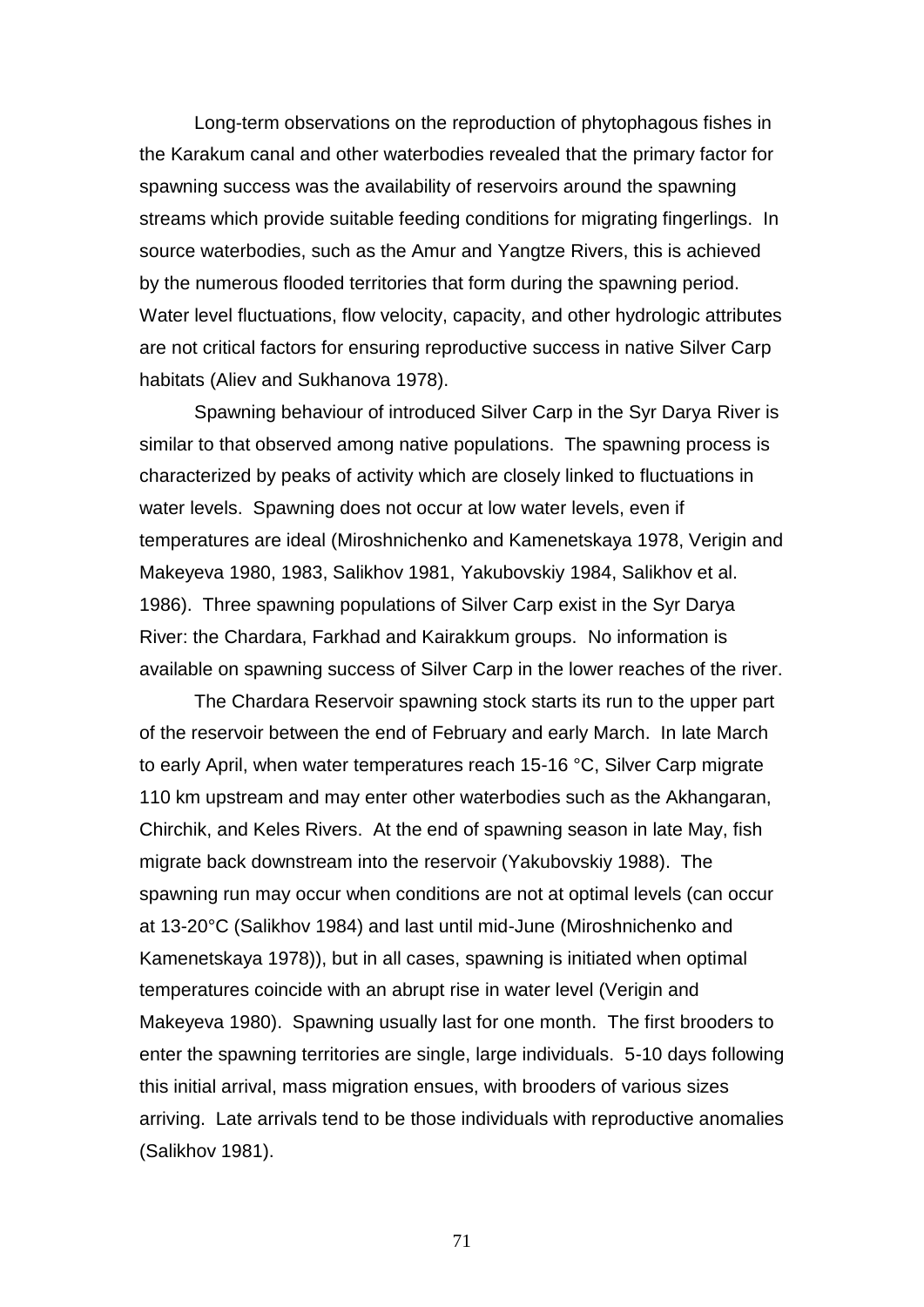Long-term observations on the reproduction of phytophagous fishes in the Karakum canal and other waterbodies revealed that the primary factor for spawning success was the availability of reservoirs around the spawning streams which provide suitable feeding conditions for migrating fingerlings. In source waterbodies, such as the Amur and Yangtze Rivers, this is achieved by the numerous flooded territories that form during the spawning period. Water level fluctuations, flow velocity, capacity, and other hydrologic attributes are not critical factors for ensuring reproductive success in native Silver Carp habitats (Aliev and Sukhanova 1978).

Spawning behaviour of introduced Silver Carp in the Syr Darya River is similar to that observed among native populations. The spawning process is characterized by peaks of activity which are closely linked to fluctuations in water levels. Spawning does not occur at low water levels, even if temperatures are ideal (Miroshnichenko and Kamenetskaya 1978, Verigin and Makeyeva 1980, 1983, Salikhov 1981, Yakubovskiy 1984, Salikhov et al. 1986). Three spawning populations of Silver Carp exist in the Syr Darya River: the Chardara, Farkhad and Kairakkum groups. No information is available on spawning success of Silver Carp in the lower reaches of the river.

The Chardara Reservoir spawning stock starts its run to the upper part of the reservoir between the end of February and early March. In late March to early April, when water temperatures reach 15-16 °C, Silver Carp migrate 110 km upstream and may enter other waterbodies such as the Akhangaran, Chirchik, and Keles Rivers. At the end of spawning season in late May, fish migrate back downstream into the reservoir (Yakubovskiy 1988). The spawning run may occur when conditions are not at optimal levels (can occur at 13-20°C (Salikhov 1984) and last until mid-June (Miroshnichenko and Kamenetskaya 1978)), but in all cases, spawning is initiated when optimal temperatures coincide with an abrupt rise in water level (Verigin and Makeyeva 1980). Spawning usually last for one month. The first brooders to enter the spawning territories are single, large individuals. 5-10 days following this initial arrival, mass migration ensues, with brooders of various sizes arriving. Late arrivals tend to be those individuals with reproductive anomalies (Salikhov 1981).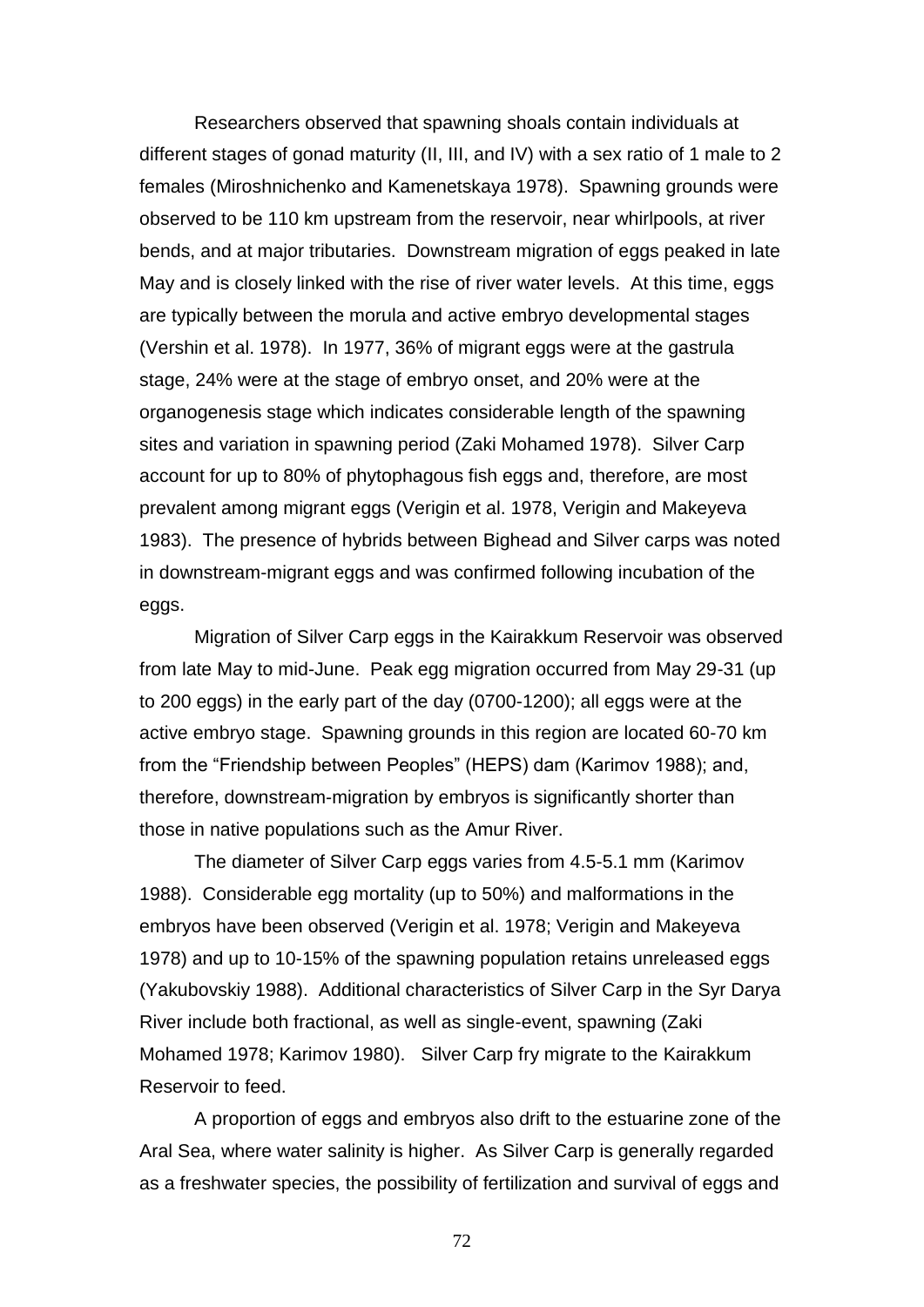Researchers observed that spawning shoals contain individuals at different stages of gonad maturity (II, III, and IV) with a sex ratio of 1 male to 2 females (Miroshnichenko and Kamenetskaya 1978). Spawning grounds were observed to be 110 km upstream from the reservoir, near whirlpools, at river bends, and at major tributaries. Downstream migration of eggs peaked in late May and is closely linked with the rise of river water levels. At this time, eggs are typically between the morula and active embryo developmental stages (Vershin et al. 1978). In 1977, 36% of migrant eggs were at the gastrula stage, 24% were at the stage of embryo onset, and 20% were at the organogenesis stage which indicates considerable length of the spawning sites and variation in spawning period (Zaki Mohamed 1978). Silver Carp account for up to 80% of phytophagous fish eggs and, therefore, are most prevalent among migrant eggs (Verigin et al. 1978, Verigin and Makeyeva 1983). The presence of hybrids between Bighead and Silver carps was noted in downstream-migrant eggs and was confirmed following incubation of the eggs.

Migration of Silver Carp eggs in the Kairakkum Reservoir was observed from late May to mid-June. Peak egg migration occurred from May 29-31 (up to 200 eggs) in the early part of the day (0700-1200); all eggs were at the active embryo stage. Spawning grounds in this region are located 60-70 km from the "Friendship between Peoples" (HEPS) dam (Karimov 1988); and, therefore, downstream-migration by embryos is significantly shorter than those in native populations such as the Amur River.

The diameter of Silver Carp eggs varies from 4.5-5.1 mm (Karimov 1988). Considerable egg mortality (up to 50%) and malformations in the embryos have been observed (Verigin et al. 1978; Verigin and Makeyeva 1978) and up to 10-15% of the spawning population retains unreleased eggs (Yakubovskiy 1988). Additional characteristics of Silver Carp in the Syr Darya River include both fractional, as well as single-event, spawning (Zaki Mohamed 1978; Karimov 1980). Silver Carp fry migrate to the Kairakkum Reservoir to feed.

A proportion of eggs and embryos also drift to the estuarine zone of the Aral Sea, where water salinity is higher. As Silver Carp is generally regarded as a freshwater species, the possibility of fertilization and survival of eggs and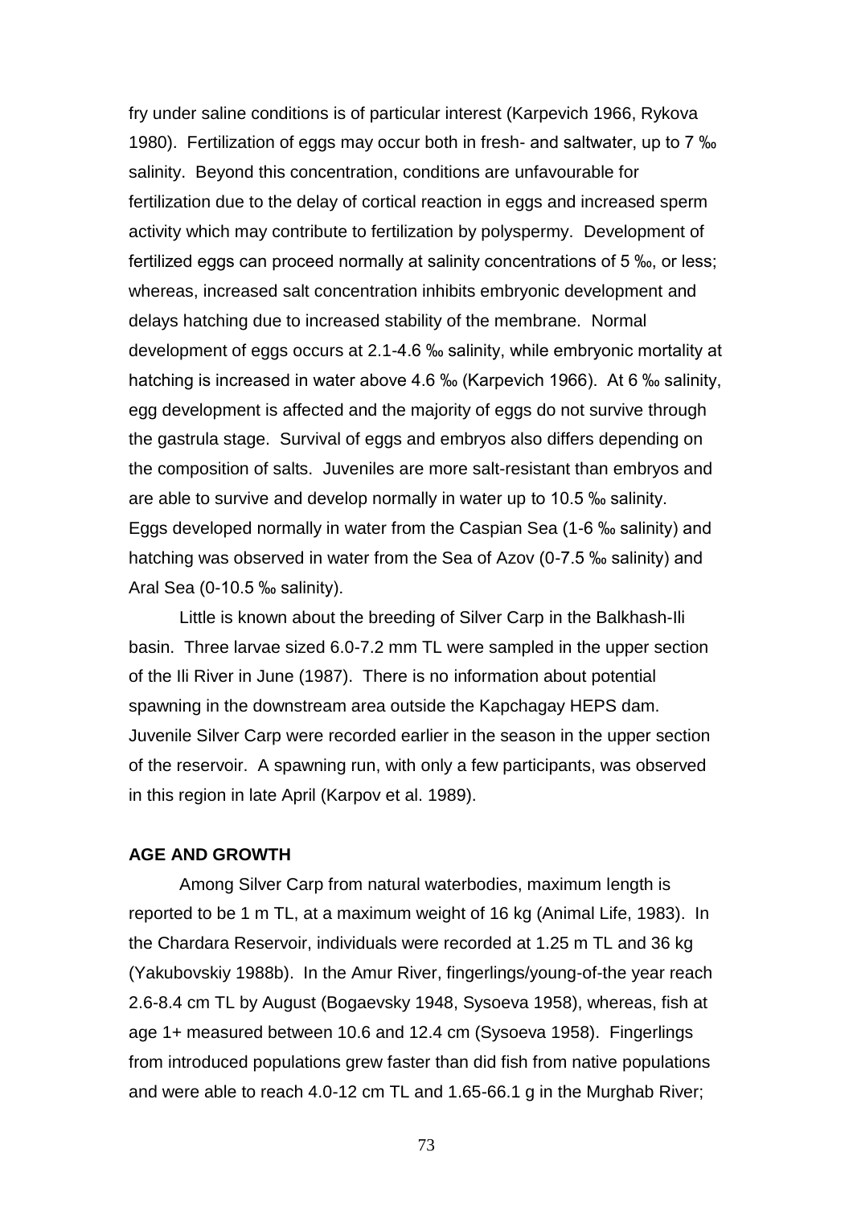fry under saline conditions is of particular interest (Karpevich 1966, Rykova 1980). Fertilization of eggs may occur both in fresh- and saltwater, up to 7 ‰ salinity. Beyond this concentration, conditions are unfavourable for fertilization due to the delay of cortical reaction in eggs and increased sperm activity which may contribute to fertilization by polyspermy. Development of fertilized eggs can proceed normally at salinity concentrations of 5 ‰, or less; whereas, increased salt concentration inhibits embryonic development and delays hatching due to increased stability of the membrane. Normal development of eggs occurs at 2.1-4.6 ‰ salinity, while embryonic mortality at hatching is increased in water above 4.6 ‰ (Karpevich 1966). At 6 ‰ salinity, egg development is affected and the majority of eggs do not survive through the gastrula stage. Survival of eggs and embryos also differs depending on the composition of salts. Juveniles are more salt-resistant than embryos and are able to survive and develop normally in water up to 10.5 ‰ salinity. Eggs developed normally in water from the Caspian Sea (1-6 ‰ salinity) and hatching was observed in water from the Sea of Azov (0-7.5 ‰ salinity) and Aral Sea (0-10.5 ‰ salinity).

Little is known about the breeding of Silver Carp in the Balkhash-Ili basin. Three larvae sized 6.0-7.2 mm TL were sampled in the upper section of the Ili River in June (1987). There is no information about potential spawning in the downstream area outside the Kapchagay HEPS dam. Juvenile Silver Carp were recorded earlier in the season in the upper section of the reservoir. A spawning run, with only a few participants, was observed in this region in late April (Karpov et al. 1989).

**AGE AND GROWTH**

Among Silver Carp from natural waterbodies, maximum length is reported to be 1 m TL, at a maximum weight of 16 kg (Animal Life, 1983). In the Chardara Reservoir, individuals were recorded at 1.25 m TL and 36 kg (Yakubovskiy 1988b). In the Amur River, fingerlings/young-of-the year reach 2.6-8.4 cm TL by August (Bogaevsky 1948, Sysoeva 1958), whereas, fish at age 1+ measured between 10.6 and 12.4 cm (Sysoeva 1958). Fingerlings from introduced populations grew faster than did fish from native populations and were able to reach 4.0-12 cm TL and 1.65-66.1 g in the Murghab River;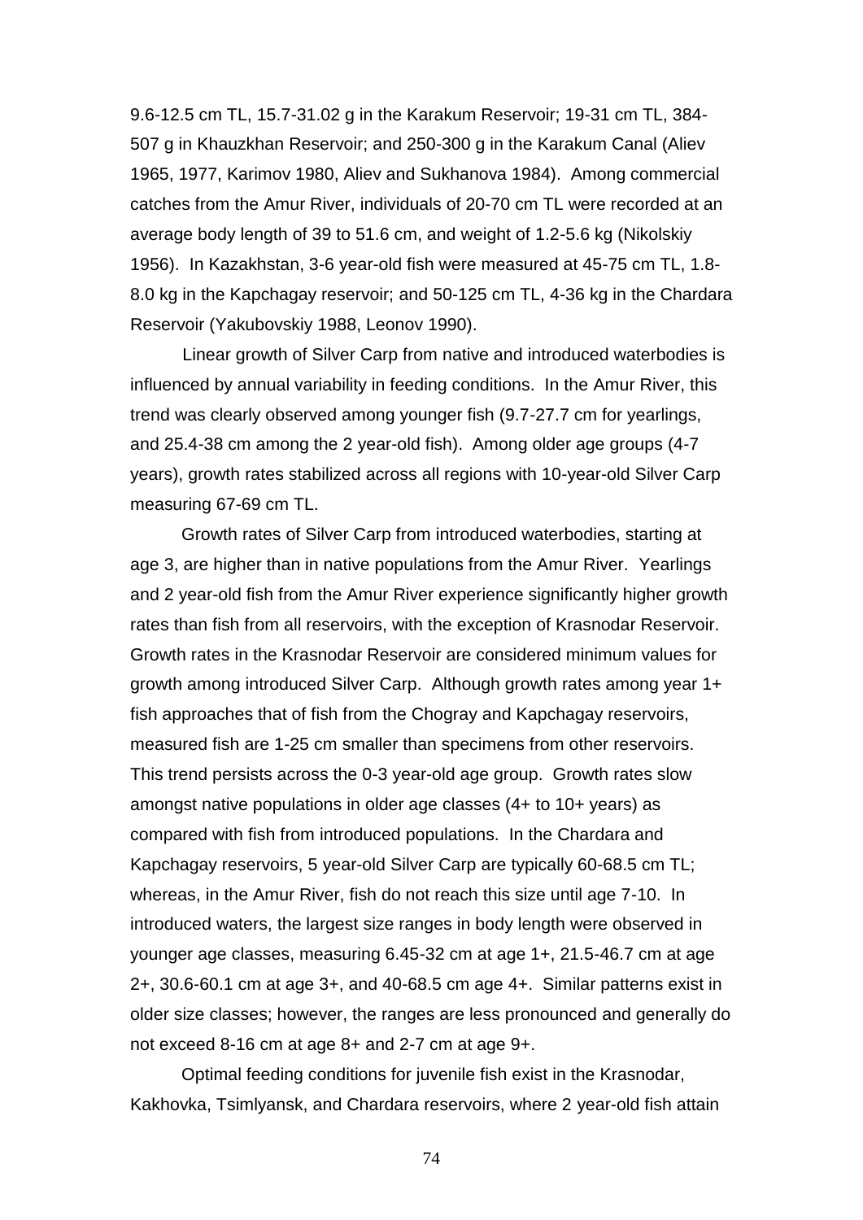9.6-12.5 cm TL, 15.7-31.02 g in the Karakum Reservoir; 19-31 cm TL, 384-507 g in Khauzkhan Reservoir; and 250-300 g in the Karakum Canal (Aliev 1965, 1977, Karimov 1980, Aliev and Sukhanova 1984). Among commercial catches from the Amur River, individuals of 20-70 cm TL were recorded at an average body length of 39 to 51.6 cm, and weight of 1.2-5.6 kg (Nikolskiy 1956). In Kazakhstan, 3-6 year-old fish were measured at 45-75 cm TL, 1.8-8.0 kg in the Kapchagay reservoir; and 50-125 cm TL, 4-36 kg in the Chardara Reservoir (Yakubovskiy 1988, Leonov 1990).

Linear growth of Silver Carp from native and introduced waterbodies is influenced by annual variability in feeding conditions. In the Amur River, this trend was clearly observed among younger fish (9.7-27.7 cm for yearlings, and 25.4-38 cm among the 2 year-old fish). Among older age groups (4-7 years), growth rates stabilized across all regions with 10-year-old Silver Carp measuring 67-69 cm TL.

Growth rates of Silver Carp from introduced waterbodies, starting at age 3, are higher than in native populations from the Amur River. Yearlings and 2 year-old fish from the Amur River experience significantly higher growth rates than fish from all reservoirs, with the exception of Krasnodar Reservoir. Growth rates in the Krasnodar Reservoir are considered minimum values for growth among introduced Silver Carp. Although growth rates among year 1+ fish approaches that of fish from the Chogray and Kapchagay reservoirs, measured fish are 1-25 cm smaller than specimens from other reservoirs. This trend persists across the 0-3 year-old age group. Growth rates slow amongst native populations in older age classes (4+ to 10+ years) as compared with fish from introduced populations. In the Chardara and Kapchagay reservoirs, 5 year-old Silver Carp are typically 60-68.5 cm TL; whereas, in the Amur River, fish do not reach this size until age 7-10. In introduced waters, the largest size ranges in body length were observed in younger age classes, measuring 6.45-32 cm at age 1+, 21.5-46.7 cm at age 2+, 30.6-60.1 cm at age 3+, and 40-68.5 cm age 4+. Similar patterns exist in older size classes; however, the ranges are less pronounced and generally do not exceed 8-16 cm at age 8+ and 2-7 cm at age 9+.

Optimal feeding conditions for juvenile fish exist in the Krasnodar, Kakhovka, Tsimlyansk, and Chardara reservoirs, where 2 year-old fish attain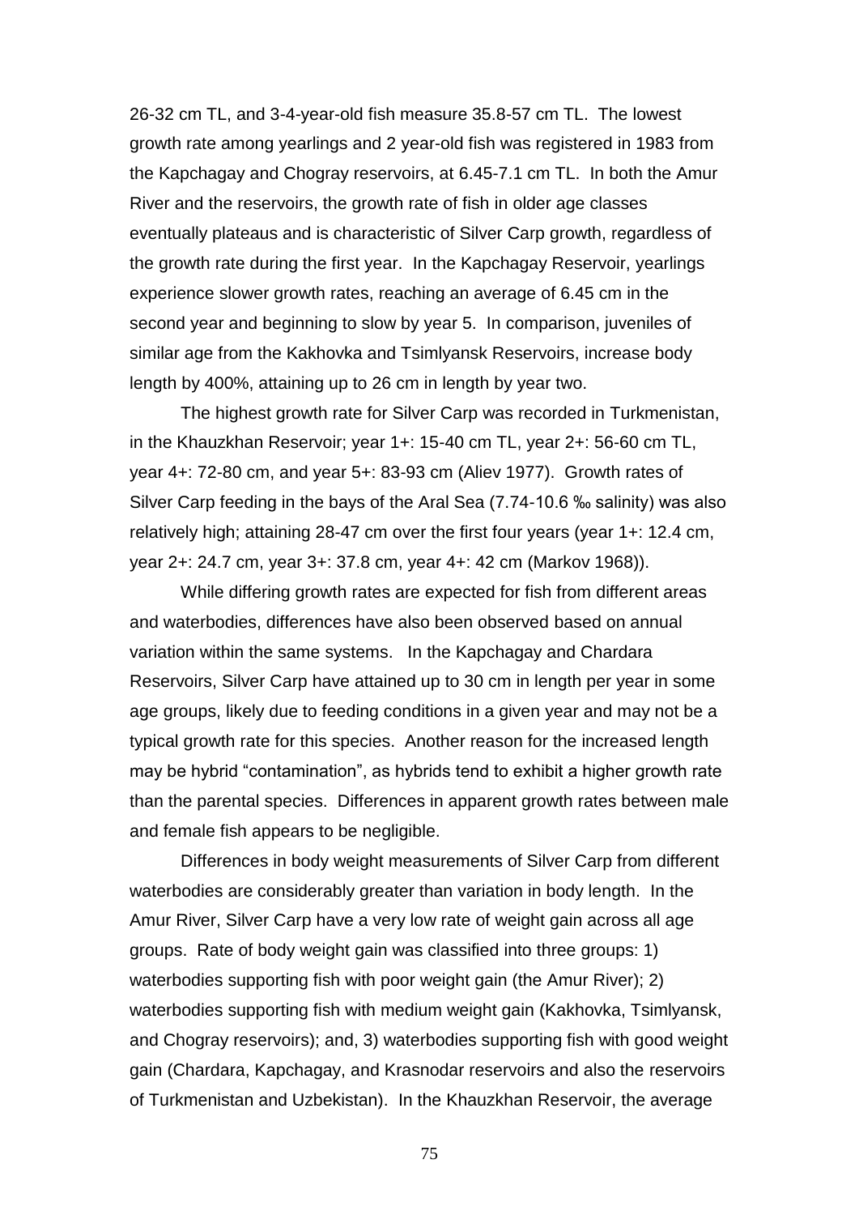26-32 cm TL, and 3-4-year-old fish measure 35.8-57 cm TL. The lowest growth rate among yearlings and 2 year-old fish was registered in 1983 from the Kapchagay and Chogray reservoirs, at 6.45-7.1 cm TL. In both the Amur River and the reservoirs, the growth rate of fish in older age classes eventually plateaus and is characteristic of Silver Carp growth, regardless of the growth rate during the first year. In the Kapchagay Reservoir, yearlings experience slower growth rates, reaching an average of 6.45 cm in the second year and beginning to slow by year 5. In comparison, juveniles of similar age from the Kakhovka and Tsimlyansk Reservoirs, increase body length by 400%, attaining up to 26 cm in length by year two.

The highest growth rate for Silver Carp was recorded in Turkmenistan, in the Khauzkhan Reservoir; year 1+: 15-40 cm TL, year 2+: 56-60 cm TL, year 4+: 72-80 cm, and year 5+: 83-93 cm (Aliev 1977). Growth rates of Silver Carp feeding in the bays of the Aral Sea (7.74-10.6 ‰ salinity) was also relatively high; attaining 28-47 cm over the first four years (year 1+: 12.4 cm, year 2+: 24.7 cm, year 3+: 37.8 cm, year 4+: 42 cm (Markov 1968)).

While differing growth rates are expected for fish from different areas and waterbodies, differences have also been observed based on annual variation within the same systems. In the Kapchagay and Chardara Reservoirs, Silver Carp have attained up to 30 cm in length per year in some age groups, likely due to feeding conditions in a given year and may not be a typical growth rate for this species. Another reason for the increased length may be hybrid "contamination", as hybrids tend to exhibit a higher growth rate than the parental species. Differences in apparent growth rates between male and female fish appears to be negligible.

Differences in body weight measurements of Silver Carp from different waterbodies are considerably greater than variation in body length. In the Amur River, Silver Carp have a very low rate of weight gain across all age groups. Rate of body weight gain was classified into three groups: 1) waterbodies supporting fish with poor weight gain (the Amur River); 2) waterbodies supporting fish with medium weight gain (Kakhovka, Tsimlyansk, and Chogray reservoirs); and, 3) waterbodies supporting fish with good weight gain (Chardara, Kapchagay, and Krasnodar reservoirs and also the reservoirs of Turkmenistan and Uzbekistan). In the Khauzkhan Reservoir, the average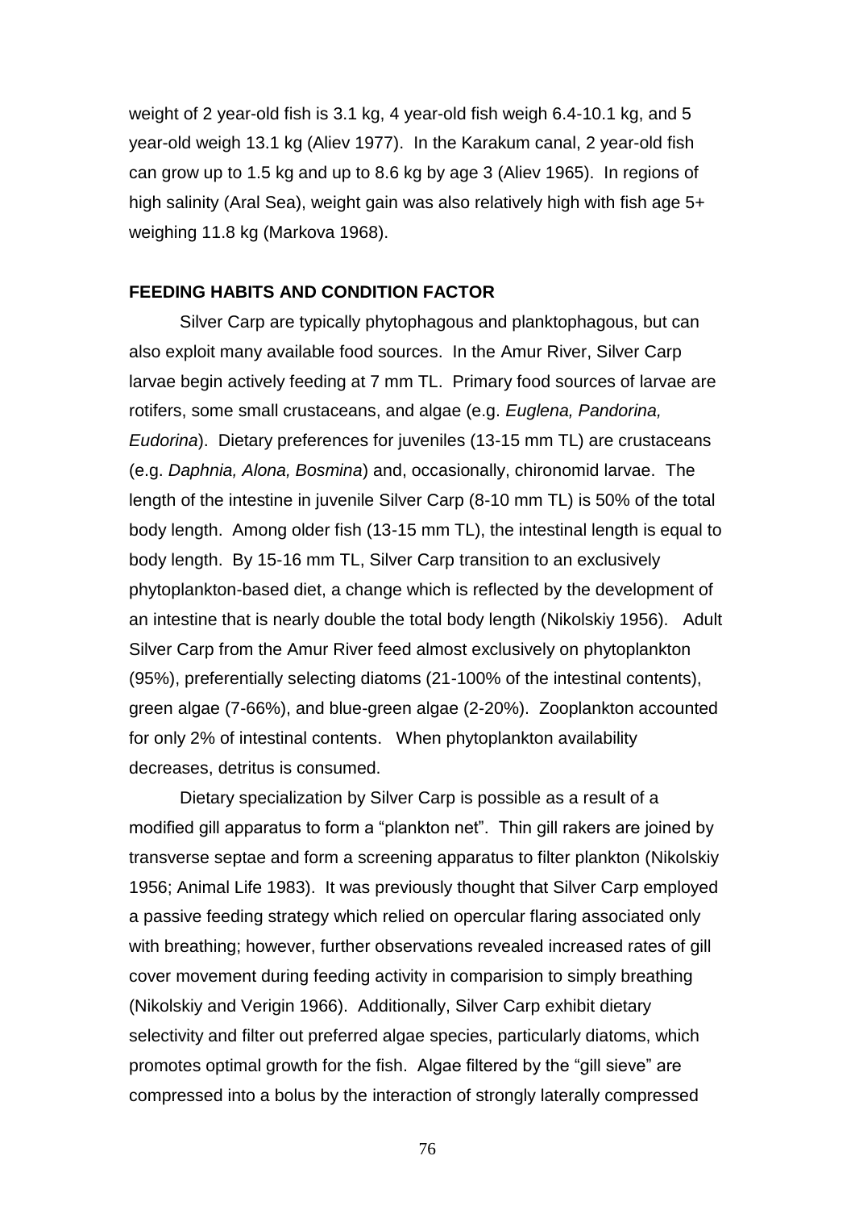weight of 2 year-old fish is 3.1 kg, 4 year-old fish weigh 6.4-10.1 kg, and 5 year-old weigh 13.1 kg (Aliev 1977). In the Karakum canal, 2 year-old fish can grow up to 1.5 kg and up to 8.6 kg by age 3 (Aliev 1965). In regions of high salinity (Aral Sea), weight gain was also relatively high with fish age 5+ weighing 11.8 kg (Markova 1968).

## FEEDING HABITS AND CONDITION FACTOR

Silver Carp are typically phytophagous and planktophagous, but can also exploit many available food sources. In the Amur River, Silver Carp larvae begin actively feeding at 7 mm TL. Primary food sources of larvae are rotifers, some small crustaceans, and algae (e.g. *Euglena, Pandorina, Eudorina*). Dietary preferences for juveniles (13-15 mm TL) are crustaceans (e.g. *Daphnia, Alona, Bosmina*) and, occasionally, chironomid larvae. The length of the intestine in juvenile Silver Carp (8-10 mm TL) is 50% of the total body length. Among older fish (13-15 mm TL), the intestinal length is equal to body length. By 15-16 mm TL, Silver Carp transition to an exclusively phytoplankton-based diet, a change which is reflected by the development of an intestine that is nearly double the total body length (Nikolskiy 1956). Adult Silver Carp from the Amur River feed almost exclusively on phytoplankton (95%), preferentially selecting diatoms (21-100% of the intestinal contents), green algae (7-66%), and blue-green algae (2-20%). Zooplankton accounted for only 2% of intestinal contents. When phytoplankton availability decreases, detritus is consumed.

Dietary specialization by Silver Carp is possible as a result of a modified gill apparatus to form a "plankton net". Thin gill rakers are joined by transverse septae and form a screening apparatus to filter plankton (Nikolskiy 1956; Animal Life 1983). It was previously thought that Silver Carp employed a passive feeding strategy which relied on opercular flaring associated only with breathing; however, further observations revealed increased rates of gill cover movement during feeding activity in comparision to simply breathing (Nikolskiy and Verigin 1966). Additionally, Silver Carp exhibit dietary selectivity and filter out preferred algae species, particularly diatoms, which promotes optimal growth for the fish. Algae filtered by the "gill sieve" are compressed into a bolus by the interaction of strongly laterally compressed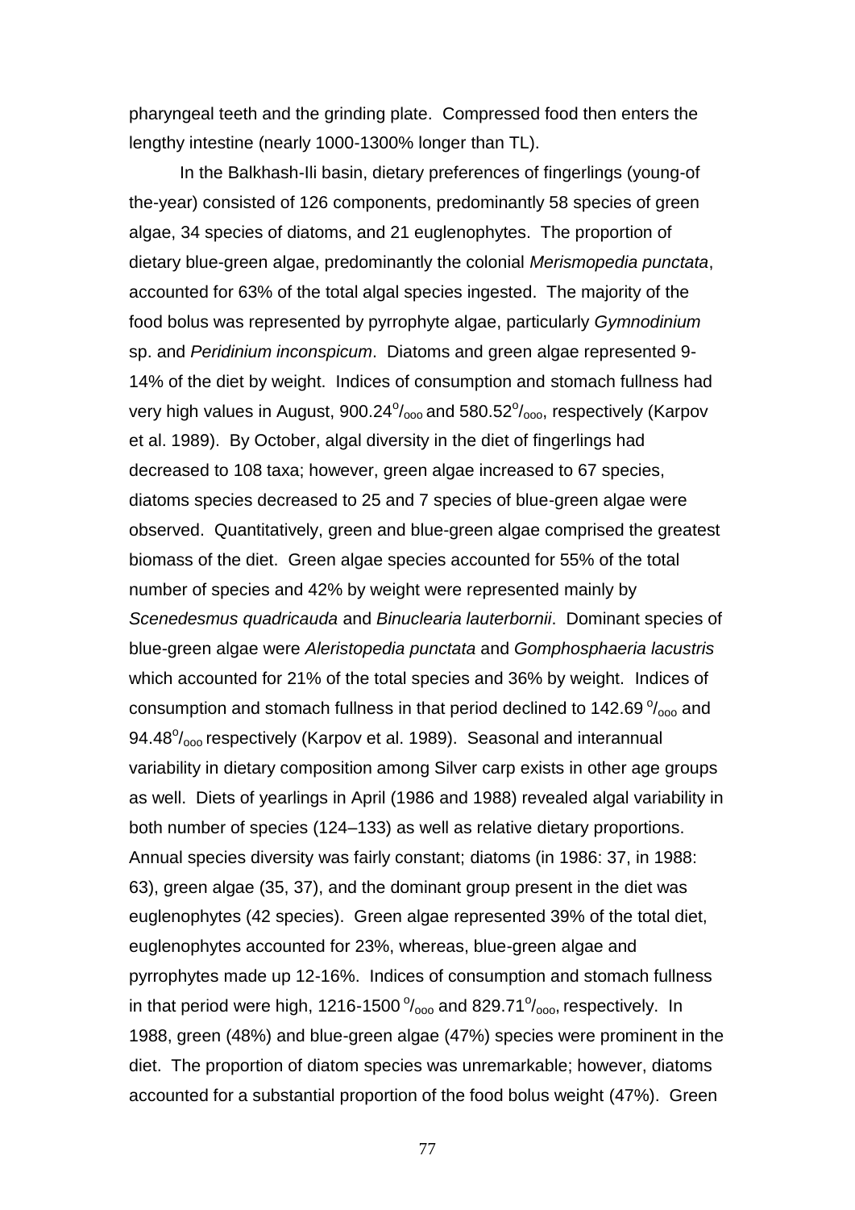pharyngeal teeth and the grinding plate. Compressed food then enters the lengthy intestine (nearly 1000-1300% longer than TL).

In the Balkhash-Ili basin, dietary preferences of fingerlings (young-of the-year) consisted of 126 components, predominantly 58 species of green algae, 34 species of diatoms, and 21 euglenophytes. The proportion of dietary blue-green algae, predominantly the colonial *Merismopedia punctata*, accounted for 63% of the total algal species ingested. The majority of the food bolus was represented by pyrrophyte algae, particularly *Gymnodinium* sp. and *Peridinium inconspicum*. Diatoms and green algae represented 9-14% of the diet by weight. Indices of consumption and stomach fullness had very high values in August, $900.24^{o}/_{ooo}$ and $580.52^{o}/_{ooo}$, respectively (Karpov et al. 1989). By October, algal diversity in the diet of fingerlings had decreased to 108 taxa; however, green algae increased to 67 species, diatoms species decreased to 25 and 7 species of blue-green algae were observed. Quantitatively, green and blue-green algae comprised the greatest biomass of the diet. Green algae species accounted for 55% of the total number of species and 42% by weight were represented mainly by *Scenedesmus quadricauda* and *Binuclearia lauterbornii*. Dominant species of blue-green algae were *Aleristopedia punctata* and *Gomphosphaeria lacustris* which accounted for 21% of the total species and 36% by weight. Indices of consumption and stomach fullness in that period declined to $142.69\ ^{o}/_{ooo}$ and $94.48^{o}/_{ooo}$ respectively (Karpov et al. 1989). Seasonal and interannual variability in dietary composition among Silver carp exists in other age groups as well. Diets of yearlings in April (1986 and 1988) revealed algal variability in both number of species (124–133) as well as relative dietary proportions. Annual species diversity was fairly constant; diatoms (in 1986: 37, in 1988: 63), green algae (35, 37), and the dominant group present in the diet was euglenophytes (42 species). Green algae represented 39% of the total diet, euglenophytes accounted for 23%, whereas, blue-green algae and pyrrophytes made up 12-16%. Indices of consumption and stomach fullness in that period were high, $1216\text{-}1500\ ^{o}/_{ooo}$ and $829.71^{o}/_{ooo}$, respectively. In 1988, green (48%) and blue-green algae (47%) species were prominent in the diet. The proportion of diatom species was unremarkable; however, diatoms accounted for a substantial proportion of the food bolus weight (47%). Green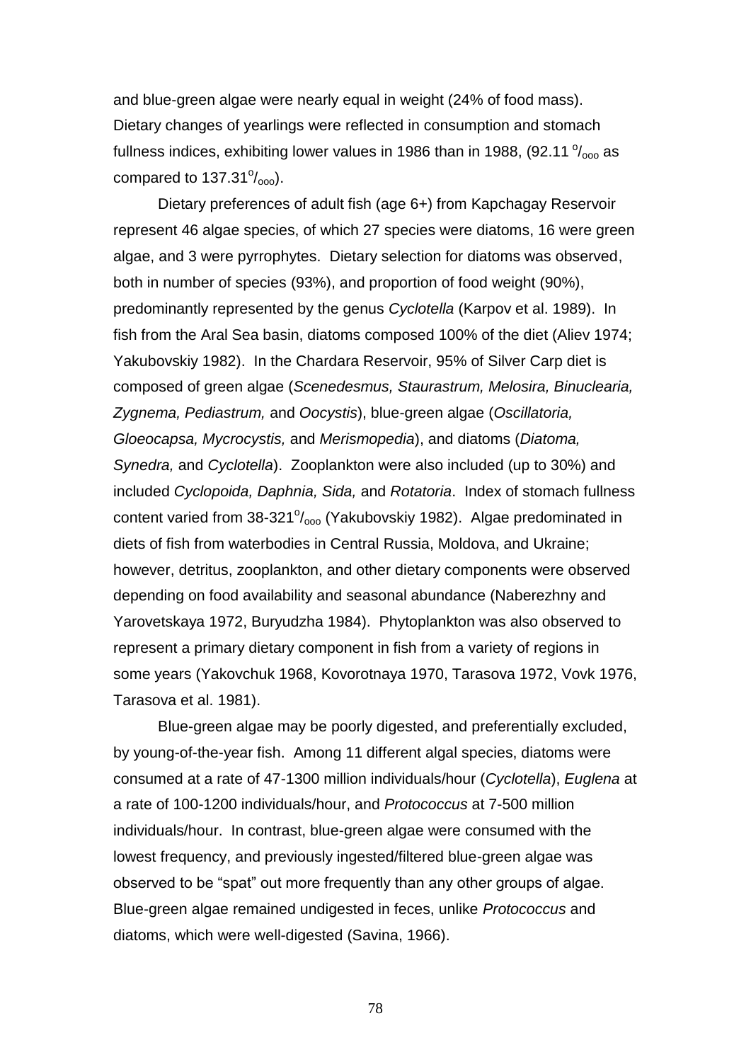and blue-green algae were nearly equal in weight (24% of food mass). Dietary changes of yearlings were reflected in consumption and stomach fullness indices, exhibiting lower values in 1986 than in 1988, (92.11 $^{o}/_{ooo}$ as compared to 137.31$^{o}/_{ooo}$).

Dietary preferences of adult fish (age 6+) from Kapchagay Reservoir represent 46 algae species, of which 27 species were diatoms, 16 were green algae, and 3 were pyrrophytes. Dietary selection for diatoms was observed, both in number of species (93%), and proportion of food weight (90%), predominantly represented by the genus *Cyclotella* (Karpov et al. 1989). In fish from the Aral Sea basin, diatoms composed 100% of the diet (Aliev 1974; Yakubovskiy 1982). In the Chardara Reservoir, 95% of Silver Carp diet is composed of green algae (*Scenedesmus, Staurastrum, Melosira, Binuclearia, Zygnema, Pediastrum,* and *Oocystis*), blue-green algae (*Oscillatoria, Gloeocapsa, Mycrocystis,* and *Merismopedia*), and diatoms (*Diatoma, Synedra,* and *Cyclotella*). Zooplankton were also included (up to 30%) and included *Cyclopoida, Daphnia, Sida,* and *Rotatoria*. Index of stomach fullness content varied from 38-321$^{o}/_{ooo}$ (Yakubovskiy 1982). Algae predominated in diets of fish from waterbodies in Central Russia, Moldova, and Ukraine; however, detritus, zooplankton, and other dietary components were observed depending on food availability and seasonal abundance (Naberezhny and Yarovetskaya 1972, Buryudzha 1984). Phytoplankton was also observed to represent a primary dietary component in fish from a variety of regions in some years (Yakovchuk 1968, Kovorotnaya 1970, Tarasova 1972, Vovk 1976, Tarasova et al. 1981).

Blue-green algae may be poorly digested, and preferentially excluded, by young-of-the-year fish. Among 11 different algal species, diatoms were consumed at a rate of 47-1300 million individuals/hour (*Cyclotella*), *Euglena* at a rate of 100-1200 individuals/hour, and *Protococcus* at 7-500 million individuals/hour. In contrast, blue-green algae were consumed with the lowest frequency, and previously ingested/filtered blue-green algae was observed to be "spat" out more frequently than any other groups of algae. Blue-green algae remained undigested in feces, unlike *Protococcus* and diatoms, which were well-digested (Savina, 1966).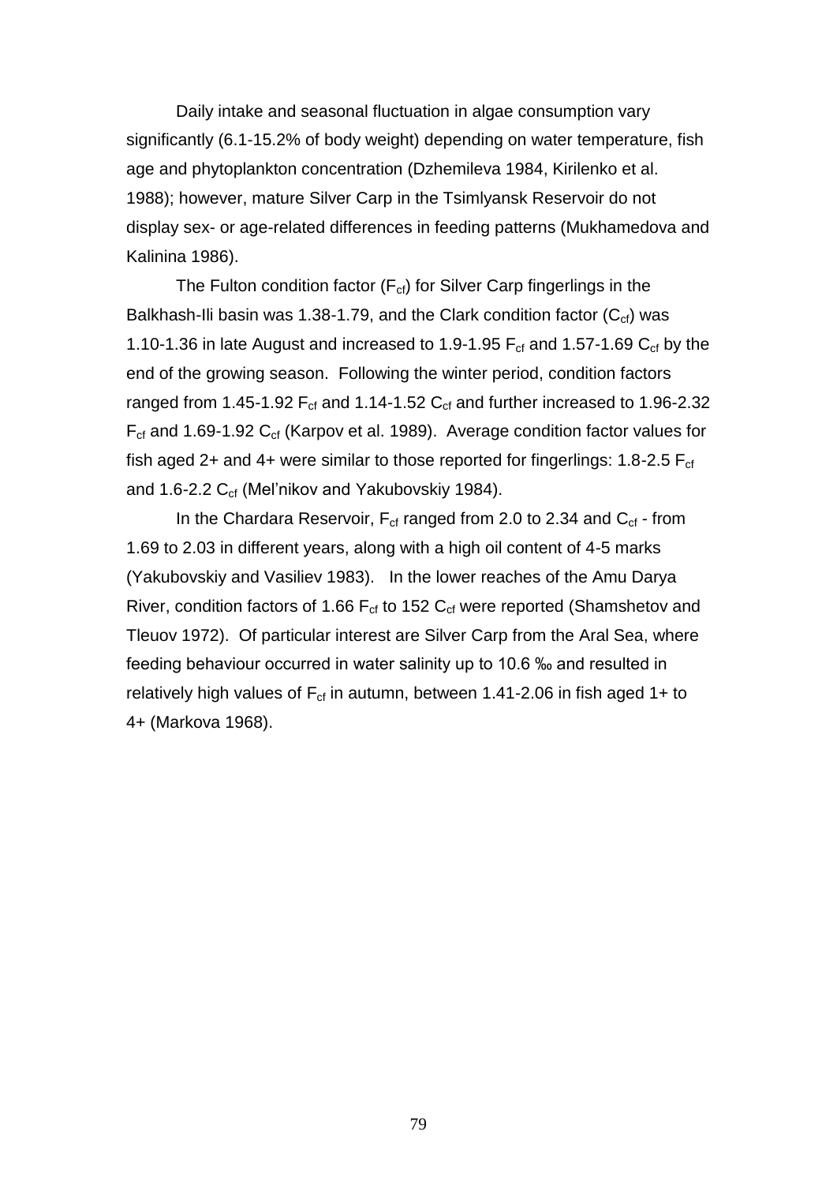Daily intake and seasonal fluctuation in algae consumption vary significantly (6.1-15.2% of body weight) depending on water temperature, fish age and phytoplankton concentration (Dzhemileva 1984, Kirilenko et al. 1988); however, mature Silver Carp in the Tsimlyansk Reservoir do not display sex- or age-related differences in feeding patterns (Mukhamedova and Kalinina 1986).

The Fulton condition factor ($F_{cf}$) for Silver Carp fingerlings in the Balkhash-Ili basin was 1.38-1.79, and the Clark condition factor ($C_{cf}$) was 1.10-1.36 in late August and increased to 1.9-1.95 $F_{cf}$ and 1.57-1.69 $C_{cf}$ by the end of the growing season. Following the winter period, condition factors ranged from 1.45-1.92 $F_{cf}$ and 1.14-1.52 $C_{cf}$ and further increased to 1.96-2.32 $F_{cf}$ and 1.69-1.92 $C_{cf}$ (Karpov et al. 1989). Average condition factor values for fish aged 2+ and 4+ were similar to those reported for fingerlings: 1.8-2.5 $F_{cf}$ and 1.6-2.2 $C_{cf}$ (Mel'nikov and Yakubovskiy 1984).

In the Chardara Reservoir, $F_{cf}$ ranged from 2.0 to 2.34 and $C_{cf}$ - from 1.69 to 2.03 in different years, along with a high oil content of 4-5 marks (Yakubovskiy and Vasiliev 1983). In the lower reaches of the Amu Darya River, condition factors of 1.66 $F_{cf}$ to 152 $C_{cf}$ were reported (Shamshetov and Tleuov 1972). Of particular interest are Silver Carp from the Aral Sea, where feeding behaviour occurred in water salinity up to 10.6 ‰ and resulted in relatively high values of $F_{cf}$ in autumn, between 1.41-2.06 in fish aged 1+ to 4+ (Markova 1968).